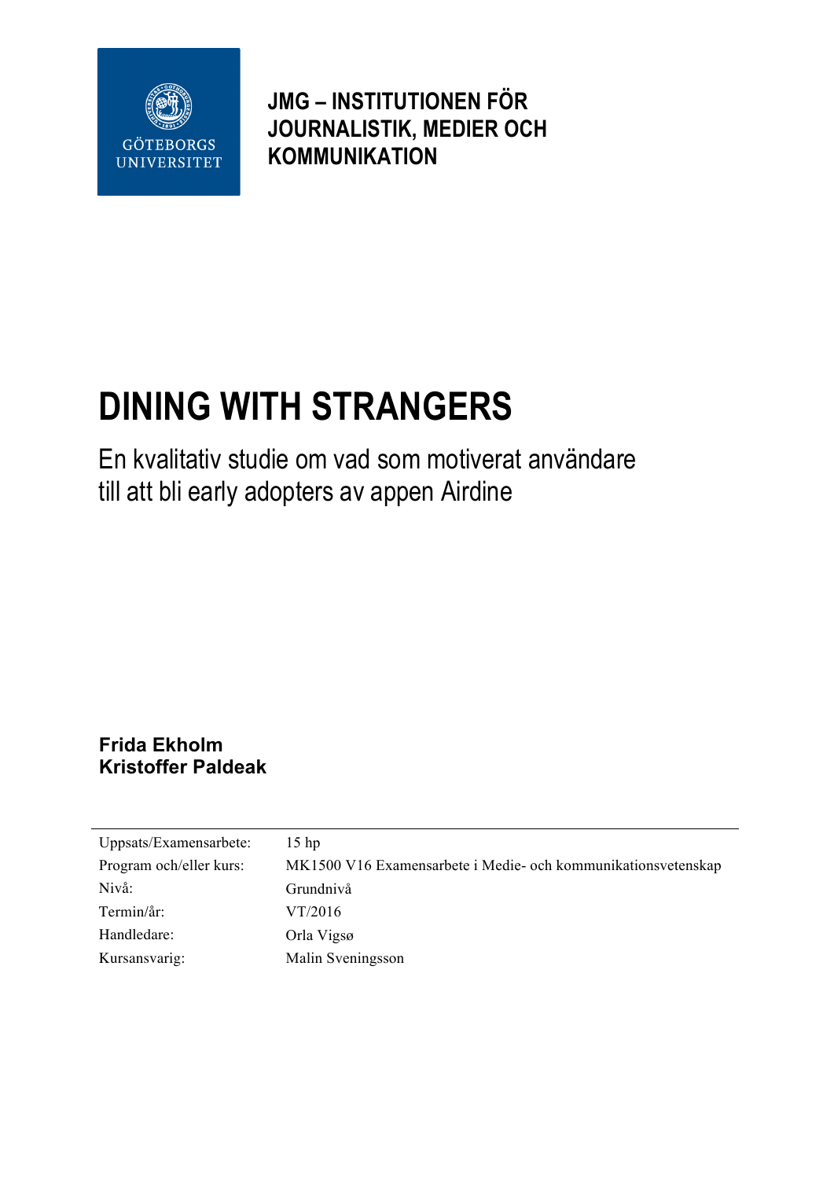GÖTEBORGS UNIVERSITET

**JMG – INSTITUTIONEN FÖR JOURNALISTIK, MEDIER OCH KOMMUNIKATION**

# DINING WITH STRANGERS

## En kvalitativ studie om vad som motiverat användare till att bli early adopters av appen Airdine

**Frida Ekholm**
**Kristoffer Paldeak**

| | |
|---|---|
| Uppsats/Examensarbete: | 15 hp |
| Program och/eller kurs: | MK1500 V16 Examensarbete i Medie- och kommunikationsvetenskap |
| Nivå: | Grundnivå |
| Termin/år: | VT/2016 |
| Handledare: | Orla Vigsø |
| Kursansvarig: | Malin Sveningsson |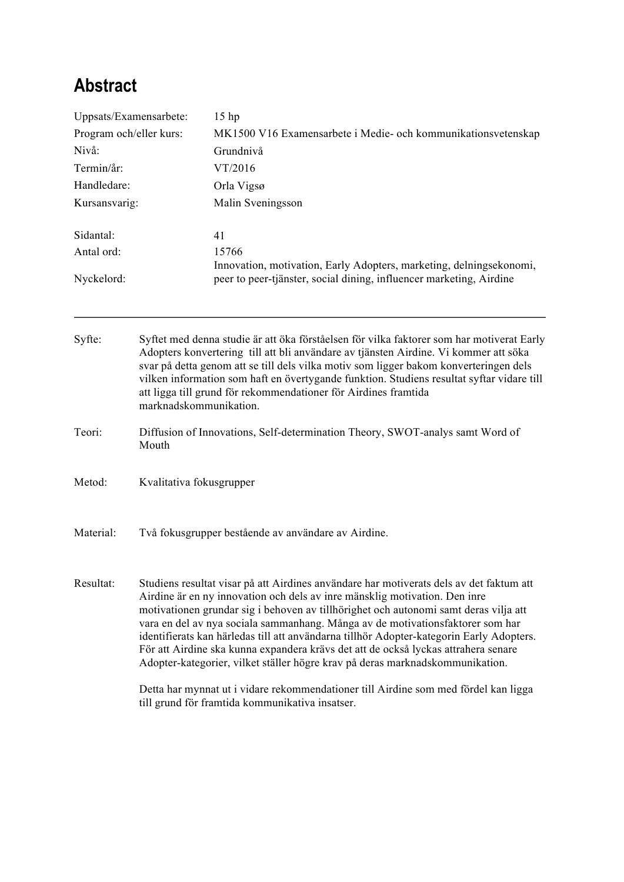# Abstract

| | |
|---|---|
| Uppsats/Examensarbete: | 15 hp |
| Program och/eller kurs: | MK1500 V16 Examensarbete i Medie- och kommunikationsvetenskap |
| Nivå: | Grundnivå |
| Termin/år: | VT/2016 |
| Handledare: | Orla Vigsø |
| Kursansvarig: | Malin Sveningsson |
| | |
| Sidantal: | 41 |
| Antal ord: | 15766 |
| Nyckelord: | Innovation, motivation, Early Adopters, marketing, delningsekonomi, peer to peer-tjänster, social dining, influencer marketing, Airdine |

---

| | |
|---|---|
| Syfte: | Syftet med denna studie är att öka förståelsen för vilka faktorer som har motiverat Early Adopters konvertering till att bli användare av tjänsten Airdine. Vi kommer att söka svar på detta genom att se till dels vilka motiv som ligger bakom konverteringen dels vilken information som haft en övertygande funktion. Studiens resultat syftar vidare till att ligga till grund för rekommendationer för Airdines framtida marknadskommunikation. |
| Teori: | Diffusion of Innovations, Self-determination Theory, SWOT-analys samt Word of Mouth |
| Metod: | Kvalitativa fokusgrupper |
| Material: | Två fokusgrupper bestående av användare av Airdine. |
| Resultat: | Studiens resultat visar på att Airdines användare har motiverats dels av det faktum att Airdine är en ny innovation och dels av inre mänsklig motivation. Den inre motivationen grundar sig i behoven av tillhörighet och autonomi samt deras vilja att vara en del av nya sociala sammanhang. Många av de motivationsfaktorer som har identifierats kan härledas till att användarna tillhör Adopter-kategorin Early Adopters. För att Airdine ska kunna expandera krävs det att de också lyckas attrahera senare Adopter-kategorier, vilket ställer högre krav på deras marknadskommunikation.<br><br>Detta har mynnat ut i vidare rekommendationer till Airdine som med fördel kan ligga till grund för framtida kommunikativa insatser. |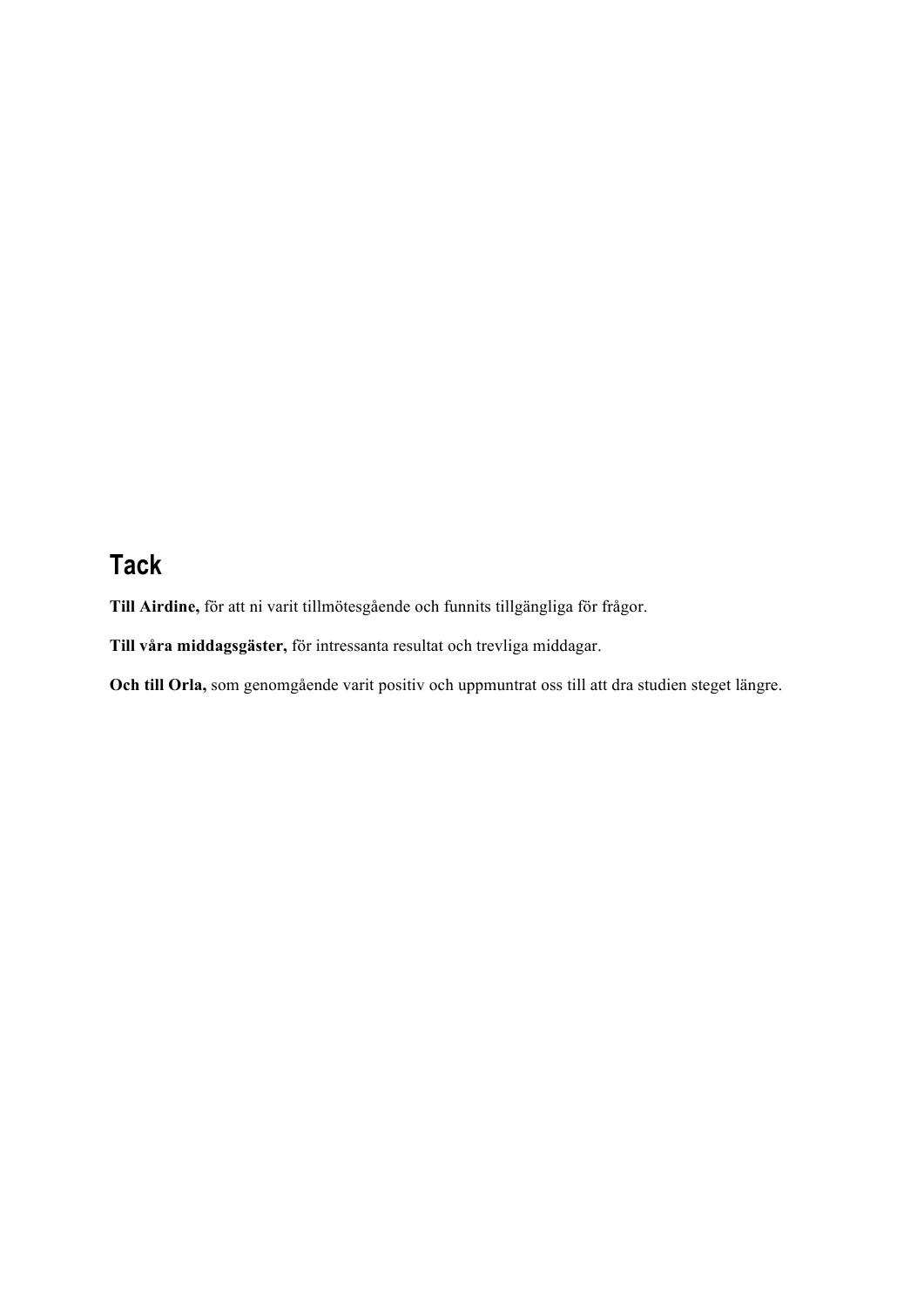## Tack

**Till Airdine,** för att ni varit tillmötesgående och funnits tillgängliga för frågor.

**Till våra middagsgäster,** för intressanta resultat och trevliga middagar.

**Och till Orla,** som genomgående varit positiv och uppmuntrat oss till att dra studien steget längre.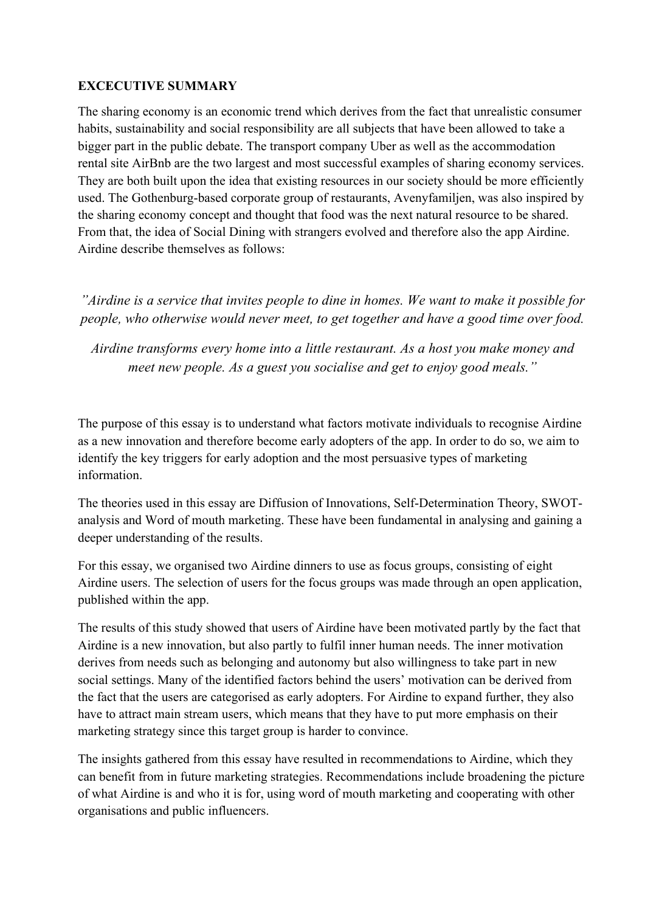**EXCECUTIVE SUMMARY**

The sharing economy is an economic trend which derives from the fact that unrealistic consumer habits, sustainability and social responsibility are all subjects that have been allowed to take a bigger part in the public debate. The transport company Uber as well as the accommodation rental site AirBnb are the two largest and most successful examples of sharing economy services. They are both built upon the idea that existing resources in our society should be more efficiently used. The Gothenburg-based corporate group of restaurants, Avenyfamiljen, was also inspired by the sharing economy concept and thought that food was the next natural resource to be shared. From that, the idea of Social Dining with strangers evolved and therefore also the app Airdine. Airdine describe themselves as follows:

*"Airdine is a service that invites people to dine in homes. We want to make it possible for people, who otherwise would never meet, to get together and have a good time over food.*

*Airdine transforms every home into a little restaurant. As a host you make money and meet new people. As a guest you socialise and get to enjoy good meals."*

The purpose of this essay is to understand what factors motivate individuals to recognise Airdine as a new innovation and therefore become early adopters of the app. In order to do so, we aim to identify the key triggers for early adoption and the most persuasive types of marketing information.

The theories used in this essay are Diffusion of Innovations, Self-Determination Theory, SWOT-analysis and Word of mouth marketing. These have been fundamental in analysing and gaining a deeper understanding of the results.

For this essay, we organised two Airdine dinners to use as focus groups, consisting of eight Airdine users. The selection of users for the focus groups was made through an open application, published within the app.

The results of this study showed that users of Airdine have been motivated partly by the fact that Airdine is a new innovation, but also partly to fulfil inner human needs. The inner motivation derives from needs such as belonging and autonomy but also willingness to take part in new social settings. Many of the identified factors behind the users' motivation can be derived from the fact that the users are categorised as early adopters. For Airdine to expand further, they also have to attract main stream users, which means that they have to put more emphasis on their marketing strategy since this target group is harder to convince.

The insights gathered from this essay have resulted in recommendations to Airdine, which they can benefit from in future marketing strategies. Recommendations include broadening the picture of what Airdine is and who it is for, using word of mouth marketing and cooperating with other organisations and public influencers.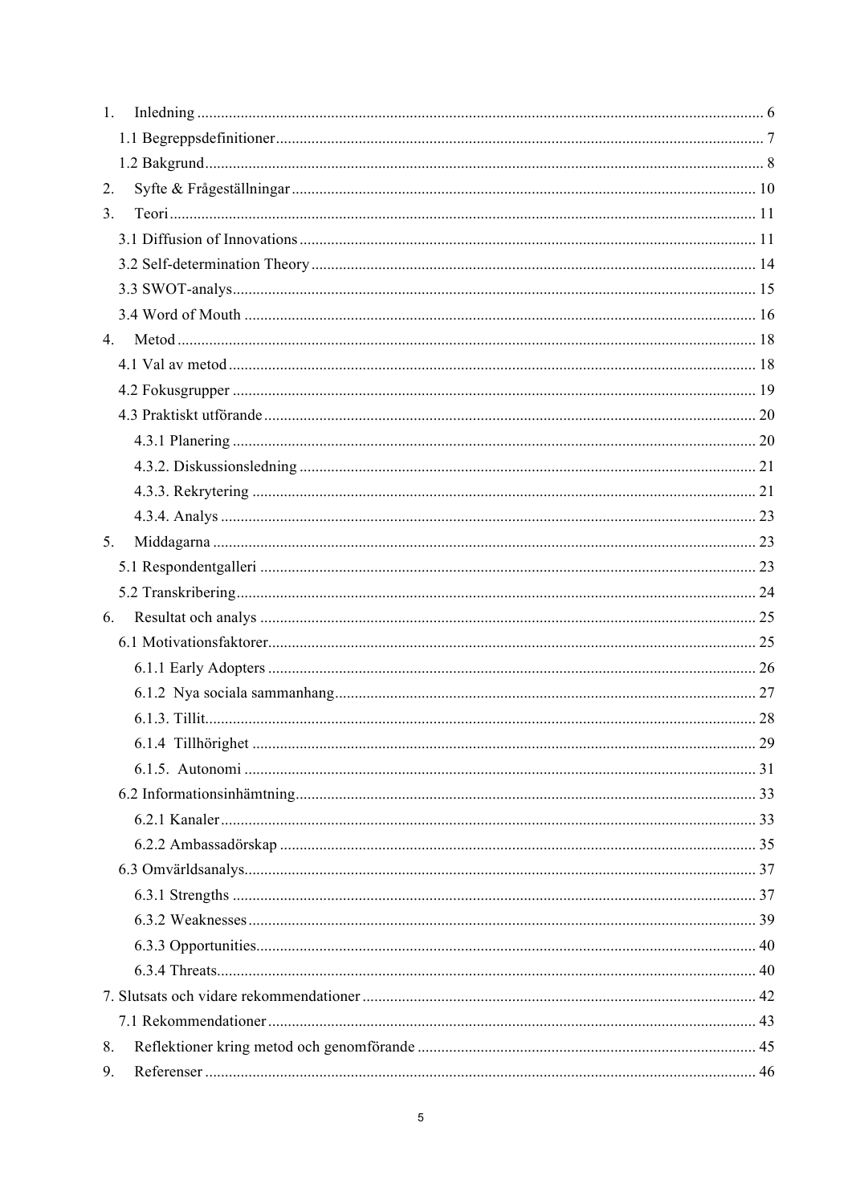1. Inledning ........................................................................................................................................ 6
   1.1 Begreppsdefinitioner ................................................................................................................ 7
   1.2 Bakgrund .................................................................................................................................. 8
2. Syfte & Frågeställningar .............................................................................................................. 10
3. Teori ............................................................................................................................................ 11
   3.1 Diffusion of Innovations ......................................................................................................... 11
   3.2 Self-determination Theory ...................................................................................................... 14
   3.3 SWOT-analys .......................................................................................................................... 15
   3.4 Word of Mouth ....................................................................................................................... 16
4. Metod ........................................................................................................................................... 18
   4.1 Val av metod ........................................................................................................................... 18
   4.2 Fokusgrupper .......................................................................................................................... 19
   4.3 Praktiskt utförande .................................................................................................................. 20
      4.3.1 Planering ........................................................................................................................... 20
      4.3.2. Diskussionsledning .......................................................................................................... 21
      4.3.3. Rekrytering ...................................................................................................................... 21
      4.3.4. Analys .............................................................................................................................. 23
5. Middagarna ................................................................................................................................... 23
   5.1 Respondentgalleri .................................................................................................................... 23
   5.2 Transkribering ......................................................................................................................... 24
6. Resultat och analys ...................................................................................................................... 25
   6.1 Motivationsfaktorer ................................................................................................................. 25
      6.1.1 Early Adopters .................................................................................................................. 26
      6.1.2 Nya sociala sammanhang .................................................................................................. 27
      6.1.3. Tillit .................................................................................................................................. 28
      6.1.4 Tillhörighet ....................................................................................................................... 29
      6.1.5. Autonomi ......................................................................................................................... 31
   6.2 Informationsinhämtning .......................................................................................................... 33
      6.2.1 Kanaler .............................................................................................................................. 33
      6.2.2 Ambassadörskap ............................................................................................................... 35
   6.3 Omvärldsanalys ....................................................................................................................... 37
      6.3.1 Strengths ........................................................................................................................... 37
      6.3.2 Weaknesses ....................................................................................................................... 39
      6.3.3 Opportunities ..................................................................................................................... 40
      6.3.4 Threats ............................................................................................................................... 40
7. Slutsats och vidare rekommendationer ........................................................................................ 42
   7.1 Rekommendationer .................................................................................................................. 43
8. Reflektioner kring metod och genomförande .............................................................................. 45
9. Referenser .................................................................................................................................... 46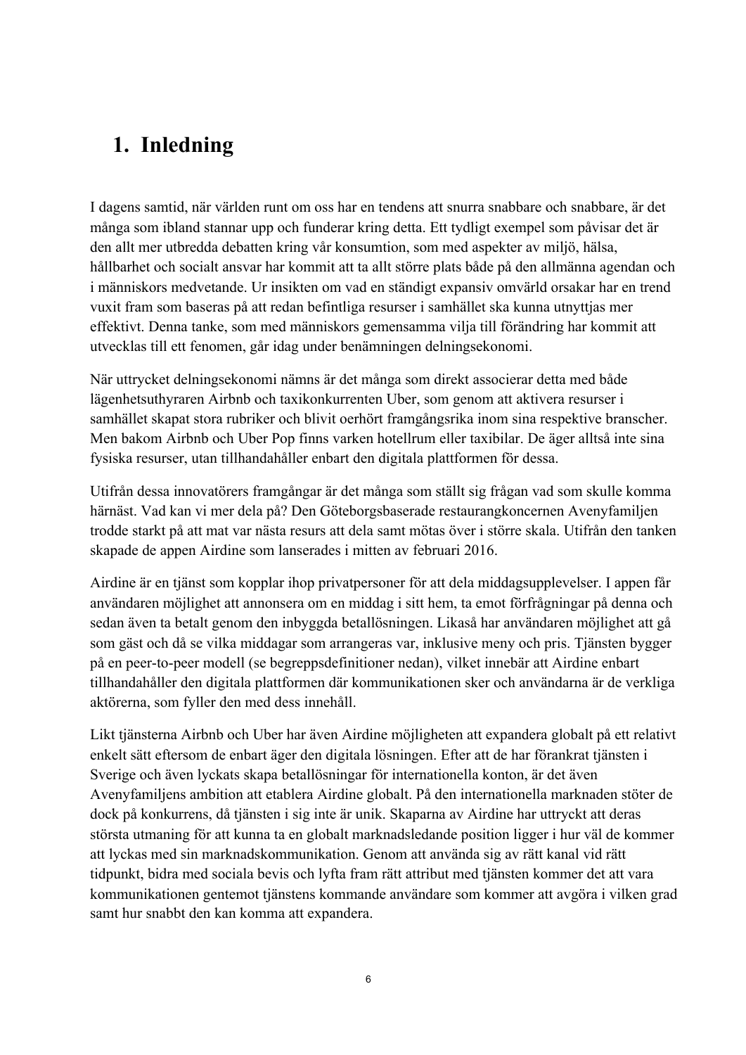# 1. Inledning

I dagens samtid, när världen runt om oss har en tendens att snurra snabbare och snabbare, är det många som ibland stannar upp och funderar kring detta. Ett tydligt exempel som påvisar det är den allt mer utbredda debatten kring vår konsumtion, som med aspekter av miljö, hälsa, hållbarhet och socialt ansvar har kommit att ta allt större plats både på den allmänna agendan och i människors medvetande. Ur insikten om vad en ständigt expansiv omvärld orsakar har en trend vuxit fram som baseras på att redan befintliga resurser i samhället ska kunna utnyttjas mer effektivt. Denna tanke, som med människors gemensamma vilja till förändring har kommit att utvecklas till ett fenomen, går idag under benämningen delningsekonomi.

När uttrycket delningsekonomi nämns är det många som direkt associerar detta med både lägenhetsuthyraren Airbnb och taxikonkurrenten Uber, som genom att aktivera resurser i samhället skapat stora rubriker och blivit oerhört framgångsrika inom sina respektive branscher. Men bakom Airbnb och Uber Pop finns varken hotellrum eller taxibilar. De äger alltså inte sina fysiska resurser, utan tillhandahåller enbart den digitala plattformen för dessa.

Utifrån dessa innovatörers framgångar är det många som ställt sig frågan vad som skulle komma härnäst. Vad kan vi mer dela på? Den Göteborgsbaserade restaurangkoncernen Avenyfamiljen trodde starkt på att mat var nästa resurs att dela samt mötas över i större skala. Utifrån den tanken skapade de appen Airdine som lanserades i mitten av februari 2016.

Airdine är en tjänst som kopplar ihop privatpersoner för att dela middagsupplevelser. I appen får användaren möjlighet att annonsera om en middag i sitt hem, ta emot förfrågningar på denna och sedan även ta betalt genom den inbyggda betallösningen. Likaså har användaren möjlighet att gå som gäst och då se vilka middagar som arrangeras var, inklusive meny och pris. Tjänsten bygger på en peer-to-peer modell (se begreppsdefinitioner nedan), vilket innebär att Airdine enbart tillhandahåller den digitala plattformen där kommunikationen sker och användarna är de verkliga aktörerna, som fyller den med dess innehåll.

Likt tjänsterna Airbnb och Uber har även Airdine möjligheten att expandera globalt på ett relativt enkelt sätt eftersom de enbart äger den digitala lösningen. Efter att de har förankrat tjänsten i Sverige och även lyckats skapa betallösningar för internationella konton, är det även Avenyfamiljens ambition att etablera Airdine globalt. På den internationella marknaden stöter de dock på konkurrens, då tjänsten i sig inte är unik. Skaparna av Airdine har uttryckt att deras största utmaning för att kunna ta en globalt marknadsledande position ligger i hur väl de kommer att lyckas med sin marknadskommunikation. Genom att använda sig av rätt kanal vid rätt tidpunkt, bidra med sociala bevis och lyfta fram rätt attribut med tjänsten kommer det att vara kommunikationen gentemot tjänstens kommande användare som kommer att avgöra i vilken grad samt hur snabbt den kan komma att expandera.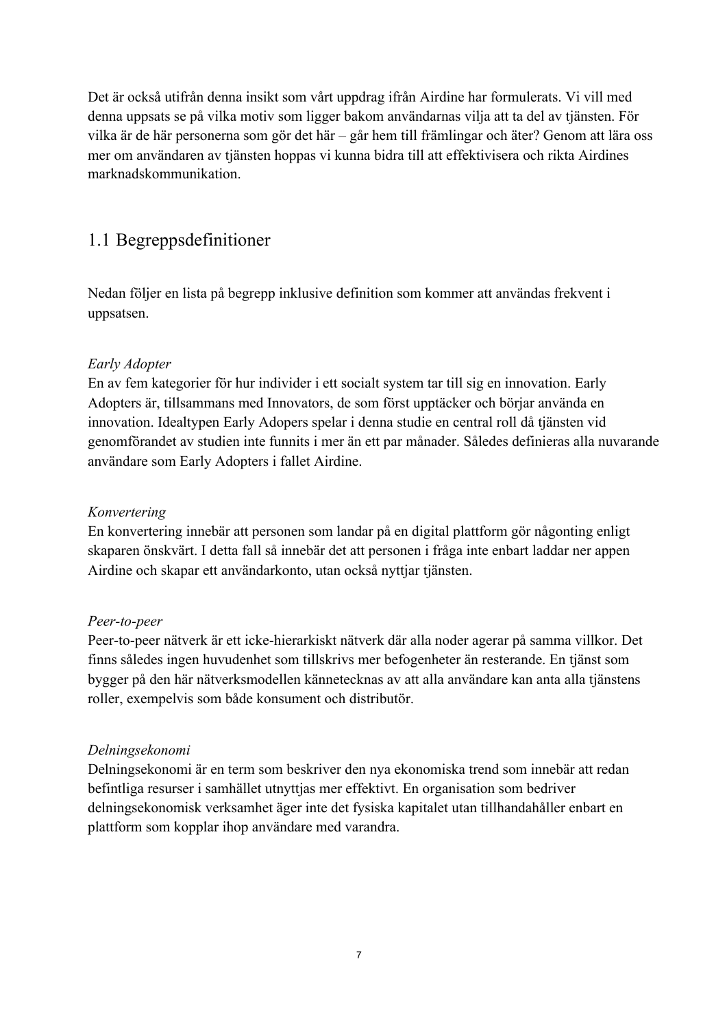Det är också utifrån denna insikt som vårt uppdrag ifrån Airdine har formulerats. Vi vill med denna uppsats se på vilka motiv som ligger bakom användarnas vilja att ta del av tjänsten. För vilka är de här personerna som gör det här – går hem till främlingar och äter? Genom att lära oss mer om användaren av tjänsten hoppas vi kunna bidra till att effektivisera och rikta Airdines marknadskommunikation.

## 1.1 Begreppsdefinitioner

Nedan följer en lista på begrepp inklusive definition som kommer att användas frekvent i uppsatsen.

*Early Adopter*
En av fem kategorier för hur individer i ett socialt system tar till sig en innovation. Early Adopters är, tillsammans med Innovators, de som först upptäcker och börjar använda en innovation. Idealtypen Early Adopers spelar i denna studie en central roll då tjänsten vid genomförandet av studien inte funnits i mer än ett par månader. Således definieras alla nuvarande användare som Early Adopters i fallet Airdine.

*Konvertering*
En konvertering innebär att personen som landar på en digital plattform gör någonting enligt skaparen önskvärt. I detta fall så innebär det att personen i fråga inte enbart laddar ner appen Airdine och skapar ett användarkonto, utan också nyttjar tjänsten.

*Peer-to-peer*
Peer-to-peer nätverk är ett icke-hierarkiskt nätverk där alla noder agerar på samma villkor. Det finns således ingen huvudenhet som tillskrivs mer befogenheter än resterande. En tjänst som bygger på den här nätverksmodellen kännetecknas av att alla användare kan anta alla tjänstens roller, exempelvis som både konsument och distributör.

*Delningsekonomi*
Delningsekonomi är en term som beskriver den nya ekonomiska trend som innebär att redan befintliga resurser i samhället utnyttjas mer effektivt. En organisation som bedriver delningsekonomisk verksamhet äger inte det fysiska kapitalet utan tillhandahåller enbart en plattform som kopplar ihop användare med varandra.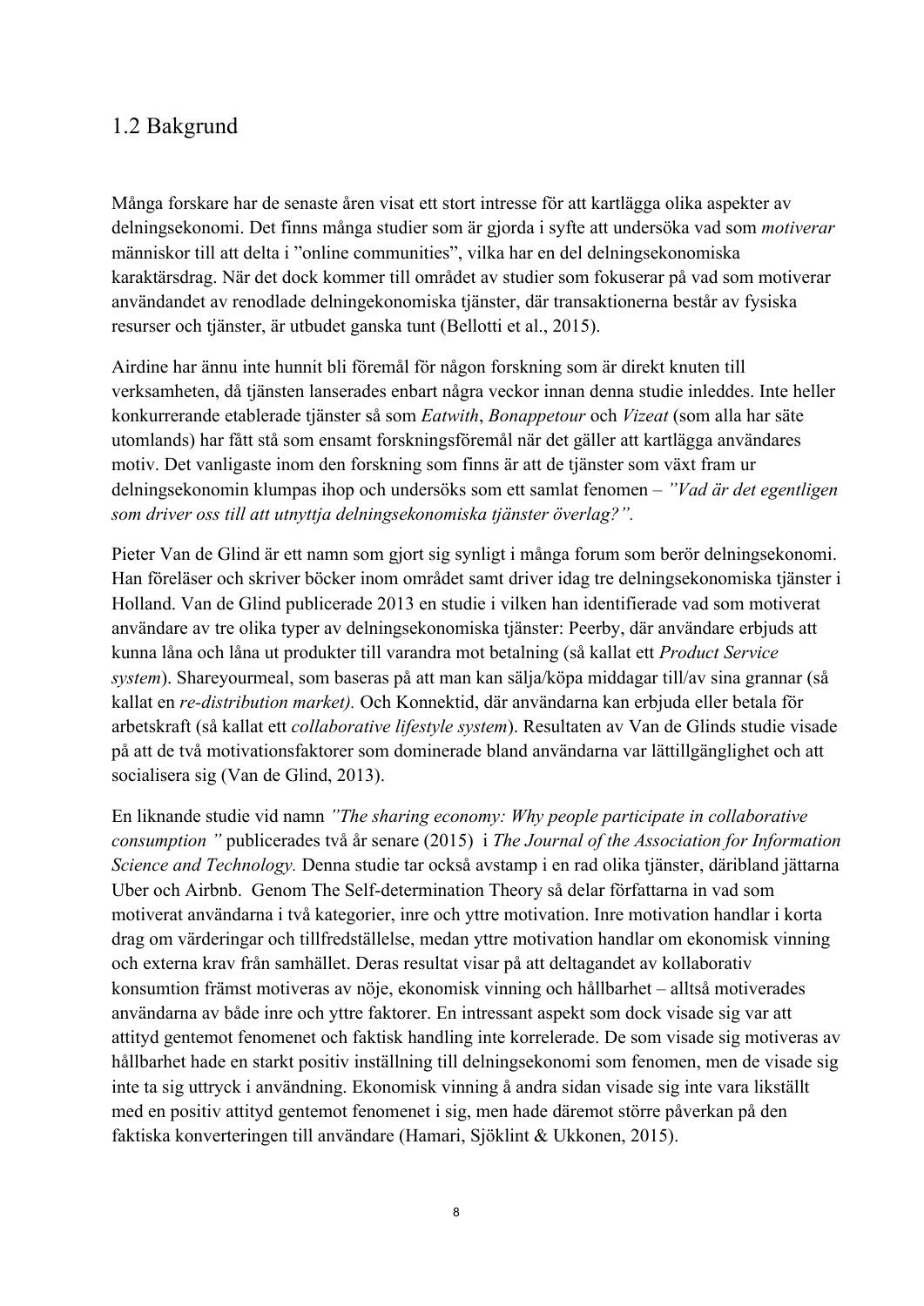## 1.2 Bakgrund

Många forskare har de senaste åren visat ett stort intresse för att kartlägga olika aspekter av delningsekonomi. Det finns många studier som är gjorda i syfte att undersöka vad som *motiverar* människor till att delta i ”online communities”, vilka har en del delningsekonomiska karaktärsdrag. När det dock kommer till området av studier som fokuserar på vad som motiverar användandet av renodlade delningekonomiska tjänster, där transaktionerna består av fysiska resurser och tjänster, är utbudet ganska tunt (Bellotti et al., 2015).

Airdine har ännu inte hunnit bli föremål för någon forskning som är direkt knuten till verksamheten, då tjänsten lanserades enbart några veckor innan denna studie inleddes. Inte heller konkurrerande etablerade tjänster så som *Eatwith*, *Bonappetour* och *Vizeat* (som alla har säte utomlands) har fått stå som ensamt forskningsföremål när det gäller att kartlägga användares motiv. Det vanligaste inom den forskning som finns är att de tjänster som växt fram ur delningsekonomin klumpas ihop och undersöks som ett samlat fenomen – *”Vad är det egentligen som driver oss till att utnyttja delningsekonomiska tjänster överlag?”.*

Pieter Van de Glind är ett namn som gjort sig synligt i många forum som berör delningsekonomi. Han föreläser och skriver böcker inom området samt driver idag tre delningsekonomiska tjänster i Holland. Van de Glind publicerade 2013 en studie i vilken han identifierade vad som motiverat användare av tre olika typer av delningsekonomiska tjänster: Peerby, där användare erbjuds att kunna låna och låna ut produkter till varandra mot betalning (så kallat ett *Product Service system*). Shareyourmeal, som baseras på att man kan sälja/köpa middagar till/av sina grannar (så kallat en *re-distribution market).* Och Konnektid, där användarna kan erbjuda eller betala för arbetskraft (så kallat ett *collaborative lifestyle system*). Resultaten av Van de Glinds studie visade på att de två motivationsfaktorer som dominerade bland användarna var lättillgänglighet och att socialisera sig (Van de Glind, 2013).

En liknande studie vid namn *”The sharing economy: Why people participate in collaborative consumption ”* publicerades två år senare (2015) i *The Journal of the Association for Information Science and Technology.* Denna studie tar också avstamp i en rad olika tjänster, däribland jättarna Uber och Airbnb. Genom The Self-determination Theory så delar författarna in vad som motiverat användarna i två kategorier, inre och yttre motivation. Inre motivation handlar i korta drag om värderingar och tillfredställelse, medan yttre motivation handlar om ekonomisk vinning och externa krav från samhället. Deras resultat visar på att deltagandet av kollaborativ konsumtion främst motiveras av nöje, ekonomisk vinning och hållbarhet – alltså motiverades användarna av både inre och yttre faktorer. En intressant aspekt som dock visade sig var att attityd gentemot fenomenet och faktisk handling inte korrelerade. De som visade sig motiveras av hållbarhet hade en starkt positiv inställning till delningsekonomi som fenomen, men de visade sig inte ta sig uttryck i användning. Ekonomisk vinning å andra sidan visade sig inte vara likställt med en positiv attityd gentemot fenomenet i sig, men hade däremot större påverkan på den faktiska konverteringen till användare (Hamari, Sjöklint & Ukkonen, 2015).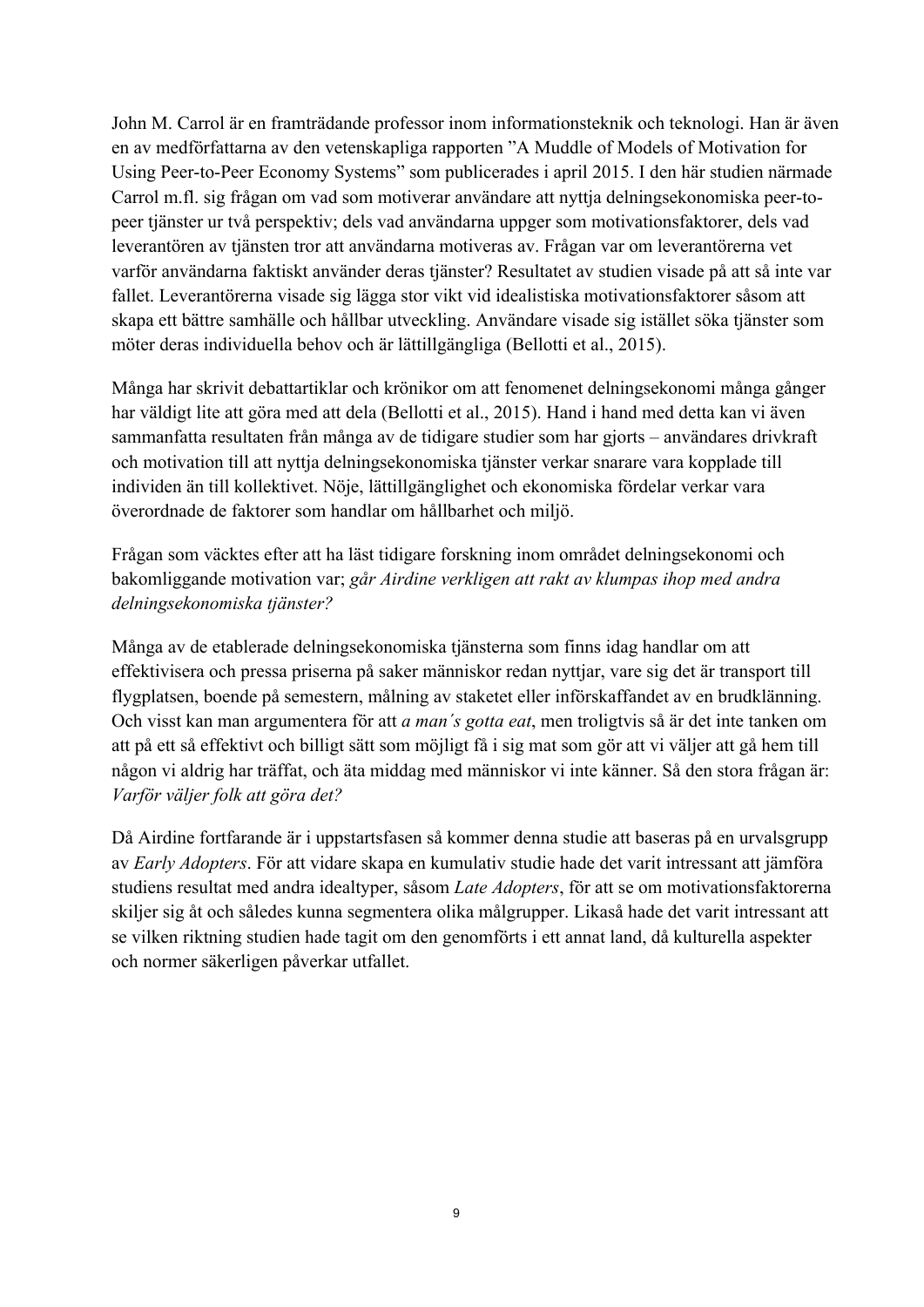John M. Carrol är en framträdande professor inom informationsteknik och teknologi. Han är även en av medförfattarna av den vetenskapliga rapporten ”A Muddle of Models of Motivation for Using Peer-to-Peer Economy Systems” som publicerades i april 2015. I den här studien närmade Carrol m.fl. sig frågan om vad som motiverar användare att nyttja delningsekonomiska peer-to-peer tjänster ur två perspektiv; dels vad användarna uppger som motivationsfaktorer, dels vad leverantören av tjänsten tror att användarna motiveras av. Frågan var om leverantörerna vet varför användarna faktiskt använder deras tjänster? Resultatet av studien visade på att så inte var fallet. Leverantörerna visade sig lägga stor vikt vid idealistiska motivationsfaktorer såsom att skapa ett bättre samhälle och hållbar utveckling. Användare visade sig istället söka tjänster som möter deras individuella behov och är lättillgängliga (Bellotti et al., 2015).

Många har skrivit debattartiklar och krönikor om att fenomenet delningsekonomi många gånger har väldigt lite att göra med att dela (Bellotti et al., 2015). Hand i hand med detta kan vi även sammanfatta resultaten från många av de tidigare studier som har gjorts – användares drivkraft och motivation till att nyttja delningsekonomiska tjänster verkar snarare vara kopplade till individen än till kollektivet. Nöje, lättillgänglighet och ekonomiska fördelar verkar vara överordnade de faktorer som handlar om hållbarhet och miljö.

Frågan som väcktes efter att ha läst tidigare forskning inom området delningsekonomi och bakomliggande motivation var; *går Airdine verkligen att rakt av klumpas ihop med andra delningsekonomiska tjänster?*

Många av de etablerade delningsekonomiska tjänsterna som finns idag handlar om att effektivisera och pressa priserna på saker människor redan nyttjar, vare sig det är transport till flygplatsen, boende på semestern, målning av staketet eller införskaffandet av en brudklänning. Och visst kan man argumentera för att *a man´s gotta eat*, men troligtvis så är det inte tanken om att på ett så effektivt och billigt sätt som möjligt få i sig mat som gör att vi väljer att gå hem till någon vi aldrig har träffat, och äta middag med människor vi inte känner. Så den stora frågan är: *Varför väljer folk att göra det?*

Då Airdine fortfarande är i uppstartsfasen så kommer denna studie att baseras på en urvalsgrupp av *Early Adopters*. För att vidare skapa en kumulativ studie hade det varit intressant att jämföra studiens resultat med andra idealtyper, såsom *Late Adopters*, för att se om motivationsfaktorerna skiljer sig åt och således kunna segmentera olika målgrupper. Likaså hade det varit intressant att se vilken riktning studien hade tagit om den genomförts i ett annat land, då kulturella aspekter och normer säkerligen påverkar utfallet.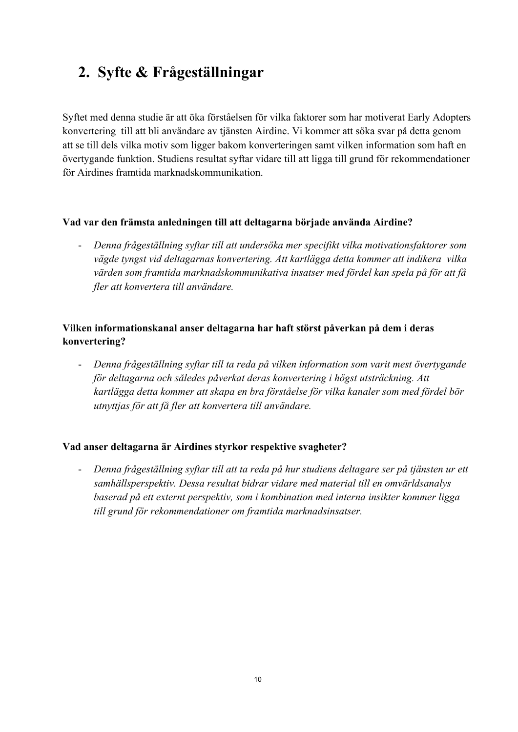# 2. Syfte & Frågeställningar

Syftet med denna studie är att öka förståelsen för vilka faktorer som har motiverat Early Adopters konvertering till att bli användare av tjänsten Airdine. Vi kommer att söka svar på detta genom att se till dels vilka motiv som ligger bakom konverteringen samt vilken information som haft en övertygande funktion. Studiens resultat syftar vidare till att ligga till grund för rekommendationer för Airdines framtida marknadskommunikation.

**Vad var den främsta anledningen till att deltagarna började använda Airdine?**

- *Denna frågeställning syftar till att undersöka mer specifikt vilka motivationsfaktorer som vägde tyngst vid deltagarnas konvertering. Att kartlägga detta kommer att indikera vilka värden som framtida marknadskommunikativa insatser med fördel kan spela på för att få fler att konvertera till användare.*

**Vilken informationskanal anser deltagarna har haft störst påverkan på dem i deras konvertering?**

- *Denna frågeställning syftar till ta reda på vilken information som varit mest övertygande för deltagarna och således påverkat deras konvertering i högst utsträckning. Att kartlägga detta kommer att skapa en bra förståelse för vilka kanaler som med fördel bör utnyttjas för att få fler att konvertera till användare.*

**Vad anser deltagarna är Airdines styrkor respektive svagheter?**

- *Denna frågeställning syftar till att ta reda på hur studiens deltagare ser på tjänsten ur ett samhällsperspektiv. Dessa resultat bidrar vidare med material till en omvärldsanalys baserad på ett externt perspektiv, som i kombination med interna insikter kommer ligga till grund för rekommendationer om framtida marknadsinsatser.*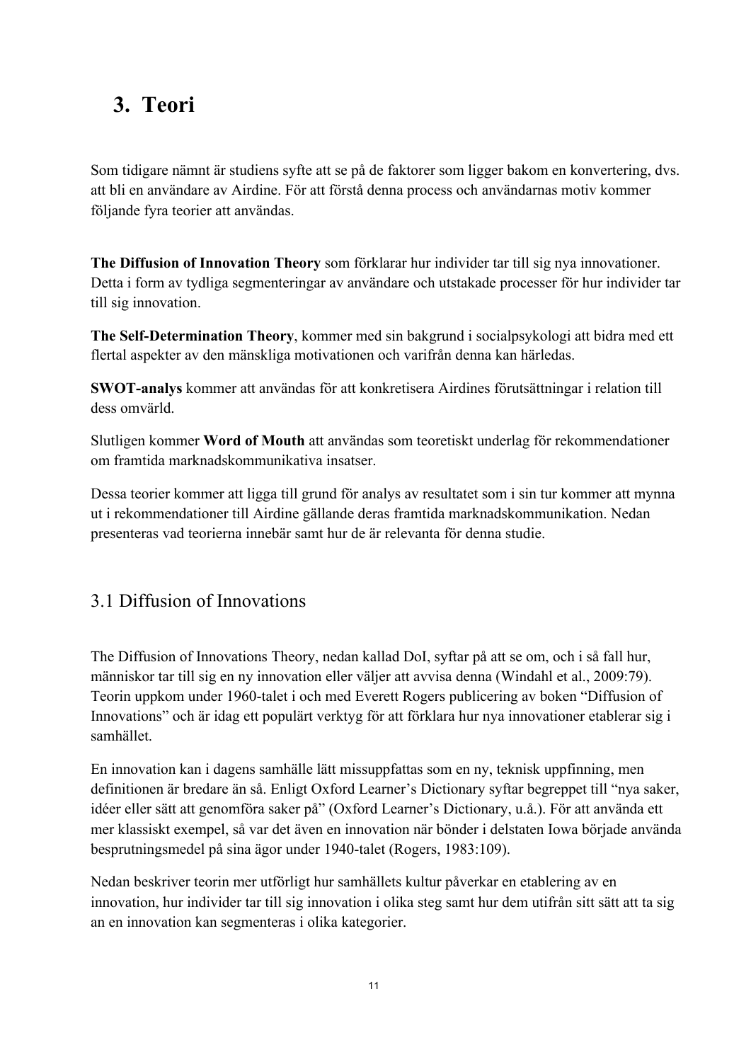# 3. Teori

Som tidigare nämnt är studiens syfte att se på de faktorer som ligger bakom en konvertering, dvs. att bli en användare av Airdine. För att förstå denna process och användarnas motiv kommer följande fyra teorier att användas.

**The Diffusion of Innovation Theory** som förklarar hur individer tar till sig nya innovationer. Detta i form av tydliga segmenteringar av användare och utstakade processer för hur individer tar till sig innovation.

**The Self-Determination Theory**, kommer med sin bakgrund i socialpsykologi att bidra med ett flertal aspekter av den mänskliga motivationen och varifrån denna kan härledas.

**SWOT-analys** kommer att användas för att konkretisera Airdines förutsättningar i relation till dess omvärld.

Slutligen kommer **Word of Mouth** att användas som teoretiskt underlag för rekommendationer om framtida marknadskommunikativa insatser.

Dessa teorier kommer att ligga till grund för analys av resultatet som i sin tur kommer att mynna ut i rekommendationer till Airdine gällande deras framtida marknadskommunikation. Nedan presenteras vad teorierna innebär samt hur de är relevanta för denna studie.

## 3.1 Diffusion of Innovations

The Diffusion of Innovations Theory, nedan kallad DoI, syftar på att se om, och i så fall hur, människor tar till sig en ny innovation eller väljer att avvisa denna (Windahl et al., 2009:79). Teorin uppkom under 1960-talet i och med Everett Rogers publicering av boken "Diffusion of Innovations" och är idag ett populärt verktyg för att förklara hur nya innovationer etablerar sig i samhället.

En innovation kan i dagens samhälle lätt missuppfattas som en ny, teknisk uppfinning, men definitionen är bredare än så. Enligt Oxford Learner's Dictionary syftar begreppet till "nya saker, idéer eller sätt att genomföra saker på" (Oxford Learner's Dictionary, u.å.). För att använda ett mer klassiskt exempel, så var det även en innovation när bönder i delstaten Iowa började använda besprutningsmedel på sina ägor under 1940-talet (Rogers, 1983:109).

Nedan beskriver teorin mer utförligt hur samhällets kultur påverkar en etablering av en innovation, hur individer tar till sig innovation i olika steg samt hur dem utifrån sitt sätt att ta sig an en innovation kan segmenteras i olika kategorier.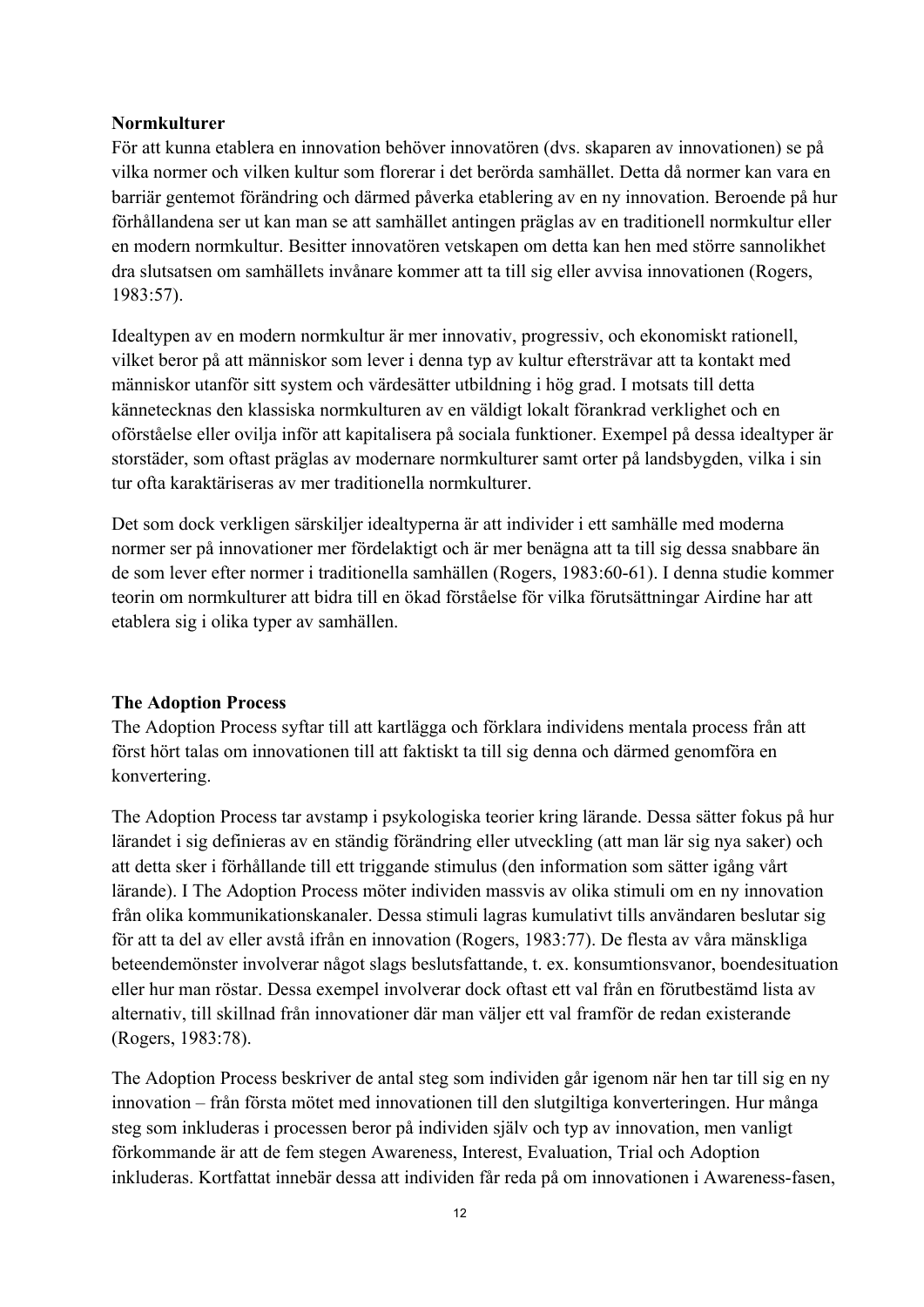**Normkulturer**

För att kunna etablera en innovation behöver innovatören (dvs. skaparen av innovationen) se på vilka normer och vilken kultur som florerar i det berörda samhället. Detta då normer kan vara en barriär gentemot förändring och därmed påverka etablering av en ny innovation. Beroende på hur förhållandena ser ut kan man se att samhället antingen präglas av en traditionell normkultur eller en modern normkultur. Besitter innovatören vetskapen om detta kan hen med större sannolikhet dra slutsatsen om samhällets invånare kommer att ta till sig eller avvisa innovationen (Rogers, 1983:57).

Idealtypen av en modern normkultur är mer innovativ, progressiv, och ekonomiskt rationell, vilket beror på att människor som lever i denna typ av kultur eftersträvar att ta kontakt med människor utanför sitt system och värdesätter utbildning i hög grad. I motsats till detta kännetecknas den klassiska normkulturen av en väldigt lokalt förankrad verklighet och en oförståelse eller ovilja inför att kapitalisera på sociala funktioner. Exempel på dessa idealtyper är storstäder, som oftast präglas av modernare normkulturer samt orter på landsbygden, vilka i sin tur ofta karaktäriseras av mer traditionella normkulturer.

Det som dock verkligen särskiljer idealtyperna är att individer i ett samhälle med moderna normer ser på innovationer mer fördelaktigt och är mer benägna att ta till sig dessa snabbare än de som lever efter normer i traditionella samhällen (Rogers, 1983:60-61). I denna studie kommer teorin om normkulturer att bidra till en ökad förståelse för vilka förutsättningar Airdine har att etablera sig i olika typer av samhällen.

**The Adoption Process**

The Adoption Process syftar till att kartlägga och förklara individens mentala process från att först hört talas om innovationen till att faktiskt ta till sig denna och därmed genomföra en konvertering.

The Adoption Process tar avstamp i psykologiska teorier kring lärande. Dessa sätter fokus på hur lärandet i sig definieras av en ständig förändring eller utveckling (att man lär sig nya saker) och att detta sker i förhållande till ett triggande stimulus (den information som sätter igång vårt lärande). I The Adoption Process möter individen massvis av olika stimuli om en ny innovation från olika kommunikationskanaler. Dessa stimuli lagras kumulativt tills användaren beslutar sig för att ta del av eller avstå ifrån en innovation (Rogers, 1983:77). De flesta av våra mänskliga beteendemönster involverar något slags beslutsfattande, t. ex. konsumtionsvanor, boendesituation eller hur man röstar. Dessa exempel involverar dock oftast ett val från en förutbestämd lista av alternativ, till skillnad från innovationer där man väljer ett val framför de redan existerande (Rogers, 1983:78).

The Adoption Process beskriver de antal steg som individen går igenom när hen tar till sig en ny innovation – från första mötet med innovationen till den slutgiltiga konverteringen. Hur många steg som inkluderas i processen beror på individen själv och typ av innovation, men vanligt förkommande är att de fem stegen Awareness, Interest, Evaluation, Trial och Adoption inkluderas. Kortfattat innebär dessa att individen får reda på om innovationen i Awareness-fasen,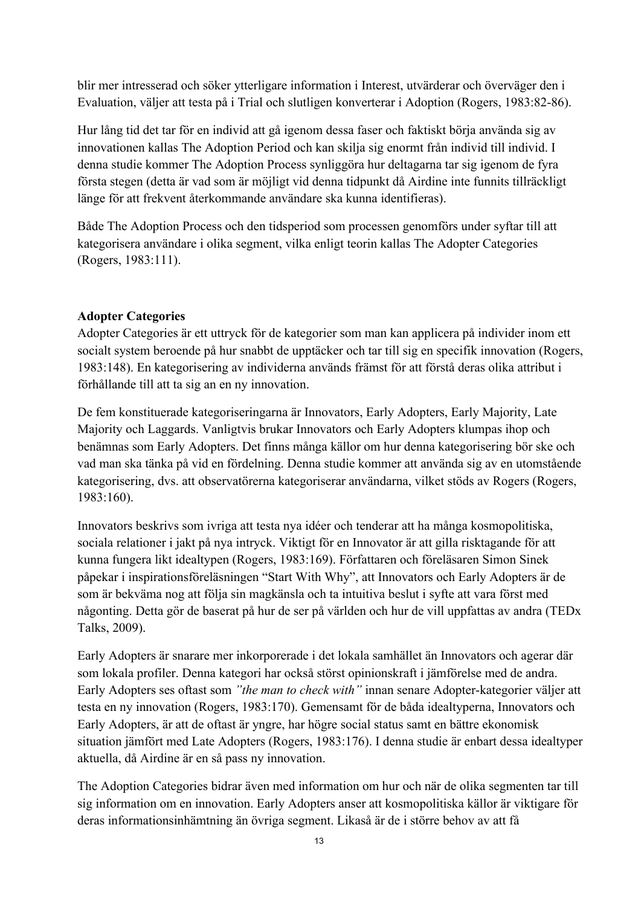blir mer intresserad och söker ytterligare information i Interest, utvärderar och överväger den i Evaluation, väljer att testa på i Trial och slutligen konverterar i Adoption (Rogers, 1983:82-86).

Hur lång tid det tar för en individ att gå igenom dessa faser och faktiskt börja använda sig av innovationen kallas The Adoption Period och kan skilja sig enormt från individ till individ. I denna studie kommer The Adoption Process synliggöra hur deltagarna tar sig igenom de fyra första stegen (detta är vad som är möjligt vid denna tidpunkt då Airdine inte funnits tillräckligt länge för att frekvent återkommande användare ska kunna identifieras).

Både The Adoption Process och den tidsperiod som processen genomförs under syftar till att kategorisera användare i olika segment, vilka enligt teorin kallas The Adopter Categories (Rogers, 1983:111).

**Adopter Categories**

Adopter Categories är ett uttryck för de kategorier som man kan applicera på individer inom ett socialt system beroende på hur snabbt de upptäcker och tar till sig en specifik innovation (Rogers, 1983:148). En kategorisering av individerna används främst för att förstå deras olika attribut i förhållande till att ta sig an en ny innovation.

De fem konstituerade kategoriseringarna är Innovators, Early Adopters, Early Majority, Late Majority och Laggards. Vanligtvis brukar Innovators och Early Adopters klumpas ihop och benämnas som Early Adopters. Det finns många källor om hur denna kategorisering bör ske och vad man ska tänka på vid en fördelning. Denna studie kommer att använda sig av en utomstående kategorisering, dvs. att observatörerna kategoriserar användarna, vilket stöds av Rogers (Rogers, 1983:160).

Innovators beskrivs som ivriga att testa nya idéer och tenderar att ha många kosmopolitiska, sociala relationer i jakt på nya intryck. Viktigt för en Innovator är att gilla risktagande för att kunna fungera likt idealtypen (Rogers, 1983:169). Författaren och föreläsaren Simon Sinek påpekar i inspirationsföreläsningen "Start With Why", att Innovators och Early Adopters är de som är bekväma nog att följa sin magkänsla och ta intuitiva beslut i syfte att vara först med någonting. Detta gör de baserat på hur de ser på världen och hur de vill uppfattas av andra (TEDx Talks, 2009).

Early Adopters är snarare mer inkorporerade i det lokala samhället än Innovators och agerar där som lokala profiler. Denna kategori har också störst opinionskraft i jämförelse med de andra. Early Adopters ses oftast som *"the man to check with"* innan senare Adopter-kategorier väljer att testa en ny innovation (Rogers, 1983:170). Gemensamt för de båda idealtyperna, Innovators och Early Adopters, är att de oftast är yngre, har högre social status samt en bättre ekonomisk situation jämfört med Late Adopters (Rogers, 1983:176). I denna studie är enbart dessa idealtyper aktuella, då Airdine är en så pass ny innovation.

The Adoption Categories bidrar även med information om hur och när de olika segmenten tar till sig information om en innovation. Early Adopters anser att kosmopolitiska källor är viktigare för deras informationsinhämtning än övriga segment. Likaså är de i större behov av att få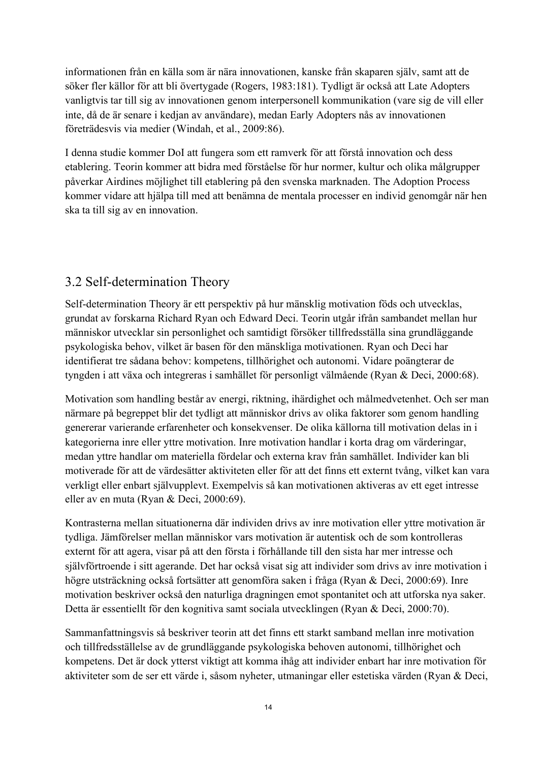informationen från en källa som är nära innovationen, kanske från skaparen själv, samt att de söker fler källor för att bli övertygade (Rogers, 1983:181). Tydligt är också att Late Adopters vanligtvis tar till sig av innovationen genom interpersonell kommunikation (vare sig de vill eller inte, då de är senare i kedjan av användare), medan Early Adopters nås av innovationen företrädesvis via medier (Windah, et al., 2009:86).

I denna studie kommer DoI att fungera som ett ramverk för att förstå innovation och dess etablering. Teorin kommer att bidra med förståelse för hur normer, kultur och olika målgrupper påverkar Airdines möjlighet till etablering på den svenska marknaden. The Adoption Process kommer vidare att hjälpa till med att benämna de mentala processer en individ genomgår när hen ska ta till sig av en innovation.

## 3.2 Self-determination Theory

Self-determination Theory är ett perspektiv på hur mänsklig motivation föds och utvecklas, grundat av forskarna Richard Ryan och Edward Deci. Teorin utgår ifrån sambandet mellan hur människor utvecklar sin personlighet och samtidigt försöker tillfredsställa sina grundläggande psykologiska behov, vilket är basen för den mänskliga motivationen. Ryan och Deci har identifierat tre sådana behov: kompetens, tillhörighet och autonomi. Vidare poängterar de tyngden i att växa och integreras i samhället för personligt välmående (Ryan & Deci, 2000:68).

Motivation som handling består av energi, riktning, ihärdighet och målmedvetenhet. Och ser man närmare på begreppet blir det tydligt att människor drivs av olika faktorer som genom handling genererar varierande erfarenheter och konsekvenser. De olika källorna till motivation delas in i kategorierna inre eller yttre motivation. Inre motivation handlar i korta drag om värderingar, medan yttre handlar om materiella fördelar och externa krav från samhället. Individer kan bli motiverade för att de värdesätter aktiviteten eller för att det finns ett externt tvång, vilket kan vara verkligt eller enbart självupplevt. Exempelvis så kan motivationen aktiveras av ett eget intresse eller av en muta (Ryan & Deci, 2000:69).

Kontrasterna mellan situationerna där individen drivs av inre motivation eller yttre motivation är tydliga. Jämförelser mellan människor vars motivation är autentisk och de som kontrolleras externt för att agera, visar på att den första i förhållande till den sista har mer intresse och självförtroende i sitt agerande. Det har också visat sig att individer som drivs av inre motivation i högre utsträckning också fortsätter att genomföra saken i fråga (Ryan & Deci, 2000:69). Inre motivation beskriver också den naturliga dragningen emot spontanitet och att utforska nya saker. Detta är essentiellt för den kognitiva samt sociala utvecklingen (Ryan & Deci, 2000:70).

Sammanfattningsvis så beskriver teorin att det finns ett starkt samband mellan inre motivation och tillfredsställelse av de grundläggande psykologiska behoven autonomi, tillhörighet och kompetens. Det är dock ytterst viktigt att komma ihåg att individer enbart har inre motivation för aktiviteter som de ser ett värde i, såsom nyheter, utmaningar eller estetiska värden (Ryan & Deci,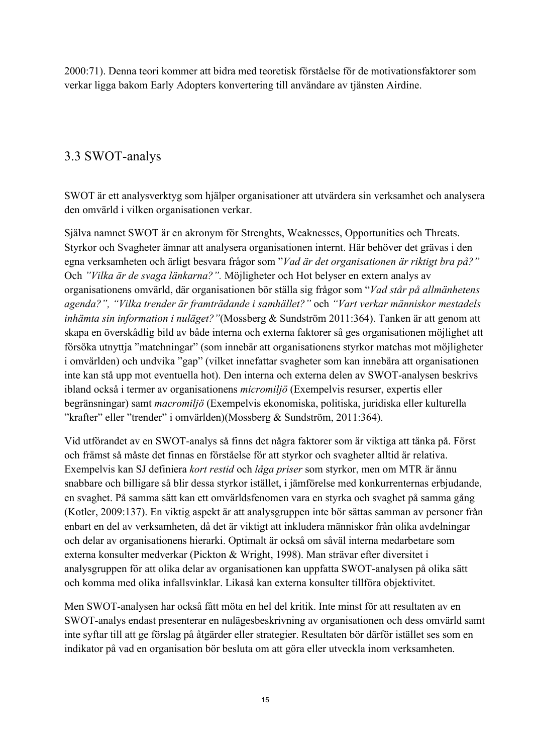2000:71). Denna teori kommer att bidra med teoretisk förståelse för de motivationsfaktorer som verkar ligga bakom Early Adopters konvertering till användare av tjänsten Airdine.

## 3.3 SWOT-analys

SWOT är ett analysverktyg som hjälper organisationer att utvärdera sin verksamhet och analysera den omvärld i vilken organisationen verkar.

Själva namnet SWOT är en akronym för Strenghts, Weaknesses, Opportunities och Threats. Styrkor och Svagheter ämnar att analysera organisationen internt. Här behöver det grävas i den egna verksamheten och ärligt besvara frågor som ”*Vad är det organisationen är riktigt bra på?”* Och *”Vilka är de svaga länkarna?”.* Möjligheter och Hot belyser en extern analys av organisationens omvärld, där organisationen bör ställa sig frågor som "*Vad står på allmänhetens agenda?", "Vilka trender är framträdande i samhället?"* och *"Vart verkar människor mestadels inhämta sin information i nuläget?"*(Mossberg & Sundström 2011:364). Tanken är att genom att skapa en överskådlig bild av både interna och externa faktorer så ges organisationen möjlighet att försöka utnyttja ”matchningar” (som innebär att organisationens styrkor matchas mot möjligheter i omvärlden) och undvika ”gap” (vilket innefattar svagheter som kan innebära att organisationen inte kan stå upp mot eventuella hot). Den interna och externa delen av SWOT-analysen beskrivs ibland också i termer av organisationens *micromiljö* (Exempelvis resurser, expertis eller begränsningar) samt *macromiljö* (Exempelvis ekonomiska, politiska, juridiska eller kulturella ”krafter” eller ”trender” i omvärlden)(Mossberg & Sundström, 2011:364).

Vid utförandet av en SWOT-analys så finns det några faktorer som är viktiga att tänka på. Först och främst så måste det finnas en förståelse för att styrkor och svagheter alltid är relativa. Exempelvis kan SJ definiera *kort restid* och *låga priser* som styrkor, men om MTR är ännu snabbare och billigare så blir dessa styrkor istället, i jämförelse med konkurrenternas erbjudande, en svaghet. På samma sätt kan ett omvärldsfenomen vara en styrka och svaghet på samma gång (Kotler, 2009:137). En viktig aspekt är att analysgruppen inte bör sättas samman av personer från enbart en del av verksamheten, då det är viktigt att inkludera människor från olika avdelningar och delar av organisationens hierarki. Optimalt är också om såväl interna medarbetare som externa konsulter medverkar (Pickton & Wright, 1998). Man strävar efter diversitet i analysgruppen för att olika delar av organisationen kan uppfatta SWOT-analysen på olika sätt och komma med olika infallsvinklar. Likaså kan externa konsulter tillföra objektivitet.

Men SWOT-analysen har också fått möta en hel del kritik. Inte minst för att resultaten av en SWOT-analys endast presenterar en nulägesbeskrivning av organisationen och dess omvärld samt inte syftar till att ge förslag på åtgärder eller strategier. Resultaten bör därför istället ses som en indikator på vad en organisation bör besluta om att göra eller utveckla inom verksamheten.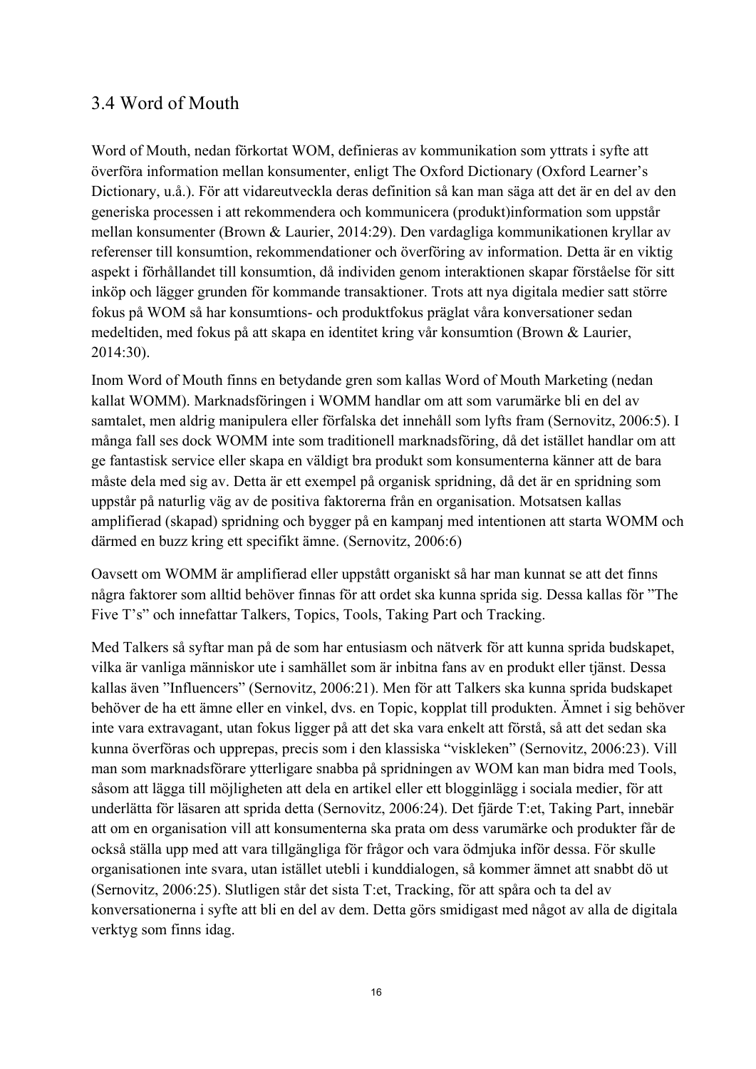## 3.4 Word of Mouth

Word of Mouth, nedan förkortat WOM, definieras av kommunikation som yttrats i syfte att överföra information mellan konsumenter, enligt The Oxford Dictionary (Oxford Learner's Dictionary, u.å.). För att vidareutveckla deras definition så kan man säga att det är en del av den generiska processen i att rekommendera och kommunicera (produkt)information som uppstår mellan konsumenter (Brown & Laurier, 2014:29). Den vardagliga kommunikationen kryllar av referenser till konsumtion, rekommendationer och överföring av information. Detta är en viktig aspekt i förhållandet till konsumtion, då individen genom interaktionen skapar förståelse för sitt inköp och lägger grunden för kommande transaktioner. Trots att nya digitala medier satt större fokus på WOM så har konsumtions- och produktfokus präglat våra konversationer sedan medeltiden, med fokus på att skapa en identitet kring vår konsumtion (Brown & Laurier, 2014:30).

Inom Word of Mouth finns en betydande gren som kallas Word of Mouth Marketing (nedan kallat WOMM). Marknadsföringen i WOMM handlar om att som varumärke bli en del av samtalet, men aldrig manipulera eller förfalska det innehåll som lyfts fram (Sernovitz, 2006:5). I många fall ses dock WOMM inte som traditionell marknadsföring, då det istället handlar om att ge fantastisk service eller skapa en väldigt bra produkt som konsumenterna känner att de bara måste dela med sig av. Detta är ett exempel på organisk spridning, då det är en spridning som uppstår på naturlig väg av de positiva faktorerna från en organisation. Motsatsen kallas amplifierad (skapad) spridning och bygger på en kampanj med intentionen att starta WOMM och därmed en buzz kring ett specifikt ämne. (Sernovitz, 2006:6)

Oavsett om WOMM är amplifierad eller uppstått organiskt så har man kunnat se att det finns några faktorer som alltid behöver finnas för att ordet ska kunna sprida sig. Dessa kallas för "The Five T's" och innefattar Talkers, Topics, Tools, Taking Part och Tracking.

Med Talkers så syftar man på de som har entusiasm och nätverk för att kunna sprida budskapet, vilka är vanliga människor ute i samhället som är inbitna fans av en produkt eller tjänst. Dessa kallas även "Influencers" (Sernovitz, 2006:21). Men för att Talkers ska kunna sprida budskapet behöver de ha ett ämne eller en vinkel, dvs. en Topic, kopplat till produkten. Ämnet i sig behöver inte vara extravagant, utan fokus ligger på att det ska vara enkelt att förstå, så att det sedan ska kunna överföras och upprepas, precis som i den klassiska "viskleken" (Sernovitz, 2006:23). Vill man som marknadsförare ytterligare snabba på spridningen av WOM kan man bidra med Tools, såsom att lägga till möjligheten att dela en artikel eller ett blogginlägg i sociala medier, för att underlätta för läsaren att sprida detta (Sernovitz, 2006:24). Det fjärde T:et, Taking Part, innebär att om en organisation vill att konsumenterna ska prata om dess varumärke och produkter får de också ställa upp med att vara tillgängliga för frågor och vara ödmjuka inför dessa. För skulle organisationen inte svara, utan istället utebli i kunddialogen, så kommer ämnet att snabbt dö ut (Sernovitz, 2006:25). Slutligen står det sista T:et, Tracking, för att spåra och ta del av konversationerna i syfte att bli en del av dem. Detta görs smidigast med något av alla de digitala verktyg som finns idag.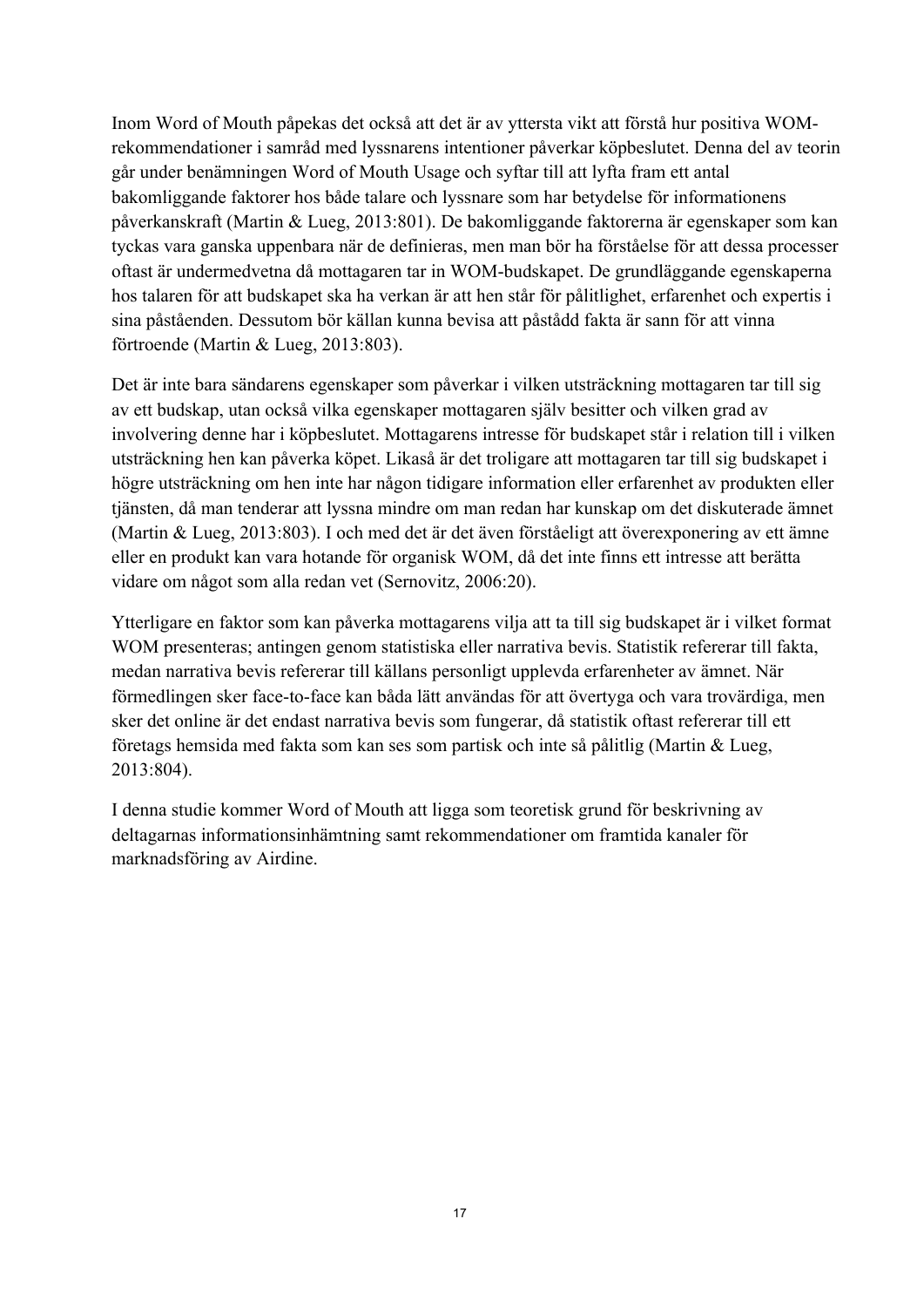Inom Word of Mouth påpekas det också att det är av yttersta vikt att förstå hur positiva WOM-rekommendationer i samråd med lyssnarens intentioner påverkar köpbeslutet. Denna del av teorin går under benämningen Word of Mouth Usage och syftar till att lyfta fram ett antal bakomliggande faktorer hos både talare och lyssnare som har betydelse för informationens påverkanskraft (Martin & Lueg, 2013:801). De bakomliggande faktorerna är egenskaper som kan tyckas vara ganska uppenbara när de definieras, men man bör ha förståelse för att dessa processer oftast är undermedvetna då mottagaren tar in WOM-budskapet. De grundläggande egenskaperna hos talaren för att budskapet ska ha verkan är att hen står för pålitlighet, erfarenhet och expertis i sina påståenden. Dessutom bör källan kunna bevisa att påstådd fakta är sann för att vinna förtroende (Martin & Lueg, 2013:803).

Det är inte bara sändarens egenskaper som påverkar i vilken utsträckning mottagaren tar till sig av ett budskap, utan också vilka egenskaper mottagaren själv besitter och vilken grad av involvering denne har i köpbeslutet. Mottagarens intresse för budskapet står i relation till i vilken utsträckning hen kan påverka köpet. Likaså är det troligare att mottagaren tar till sig budskapet i högre utsträckning om hen inte har någon tidigare information eller erfarenhet av produkten eller tjänsten, då man tenderar att lyssna mindre om man redan har kunskap om det diskuterade ämnet (Martin & Lueg, 2013:803). I och med det är det även förståeligt att överexponering av ett ämne eller en produkt kan vara hotande för organisk WOM, då det inte finns ett intresse att berätta vidare om något som alla redan vet (Sernovitz, 2006:20).

Ytterligare en faktor som kan påverka mottagarens vilja att ta till sig budskapet är i vilket format WOM presenteras; antingen genom statistiska eller narrativa bevis. Statistik refererar till fakta, medan narrativa bevis refererar till källans personligt upplevda erfarenheter av ämnet. När förmedlingen sker face-to-face kan båda lätt användas för att övertyga och vara trovärdiga, men sker det online är det endast narrativa bevis som fungerar, då statistik oftast refererar till ett företags hemsida med fakta som kan ses som partisk och inte så pålitlig (Martin & Lueg, 2013:804).

I denna studie kommer Word of Mouth att ligga som teoretisk grund för beskrivning av deltagarnas informationsinhämtning samt rekommendationer om framtida kanaler för marknadsföring av Airdine.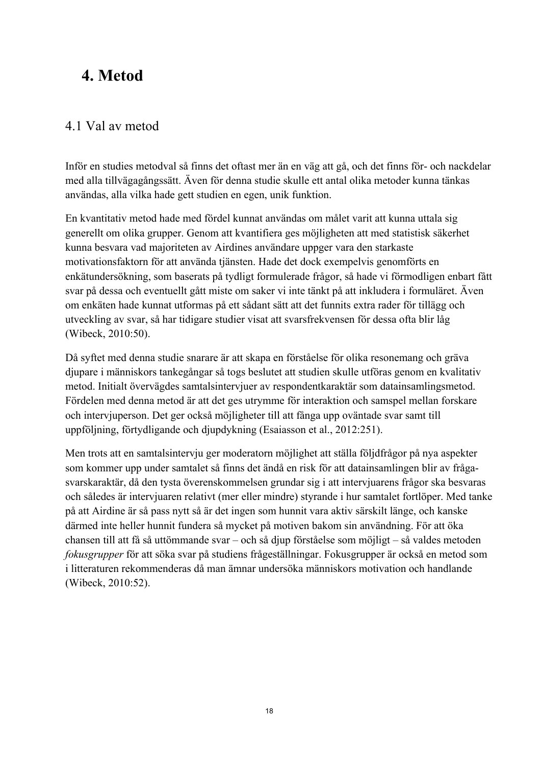# 4. Metod

## 4.1 Val av metod

Inför en studies metodval så finns det oftast mer än en väg att gå, och det finns för- och nackdelar med alla tillvägagångssätt. Även för denna studie skulle ett antal olika metoder kunna tänkas användas, alla vilka hade gett studien en egen, unik funktion.

En kvantitativ metod hade med fördel kunnat användas om målet varit att kunna uttala sig generellt om olika grupper. Genom att kvantifiera ges möjligheten att med statistisk säkerhet kunna besvara vad majoriteten av Airdines användare uppger vara den starkaste motivationsfaktorn för att använda tjänsten. Hade det dock exempelvis genomförts en enkätundersökning, som baserats på tydligt formulerade frågor, så hade vi förmodligen enbart fått svar på dessa och eventuellt gått miste om saker vi inte tänkt på att inkludera i formuläret. Även om enkäten hade kunnat utformas på ett sådant sätt att det funnits extra rader för tillägg och utveckling av svar, så har tidigare studier visat att svarsfrekvensen för dessa ofta blir låg (Wibeck, 2010:50).

Då syftet med denna studie snarare är att skapa en förståelse för olika resonemang och gräva djupare i människors tankegångar så togs beslutet att studien skulle utföras genom en kvalitativ metod. Initialt övervägdes samtalsintervjuer av respondentkaraktär som datainsamlingsmetod. Fördelen med denna metod är att det ges utrymme för interaktion och samspel mellan forskare och intervjuperson. Det ger också möjligheter till att fånga upp oväntade svar samt till uppföljning, förtydligande och djupdykning (Esaiasson et al., 2012:251).

Men trots att en samtalsintervju ger moderatorn möjlighet att ställa följdfrågor på nya aspekter som kommer upp under samtalet så finns det ändå en risk för att datainsamlingen blir av fråga-svarskaraktär, då den tysta överenskommelsen grundar sig i att intervjuarens frågor ska besvaras och således är intervjuaren relativt (mer eller mindre) styrande i hur samtalet fortlöper. Med tanke på att Airdine är så pass nytt så är det ingen som hunnit vara aktiv särskilt länge, och kanske därmed inte heller hunnit fundera så mycket på motiven bakom sin användning. För att öka chansen till att få så uttömmande svar – och så djup förståelse som möjligt – så valdes metoden *fokusgrupper* för att söka svar på studiens frågeställningar. Fokusgrupper är också en metod som i litteraturen rekommenderas då man ämnar undersöka människors motivation och handlande (Wibeck, 2010:52).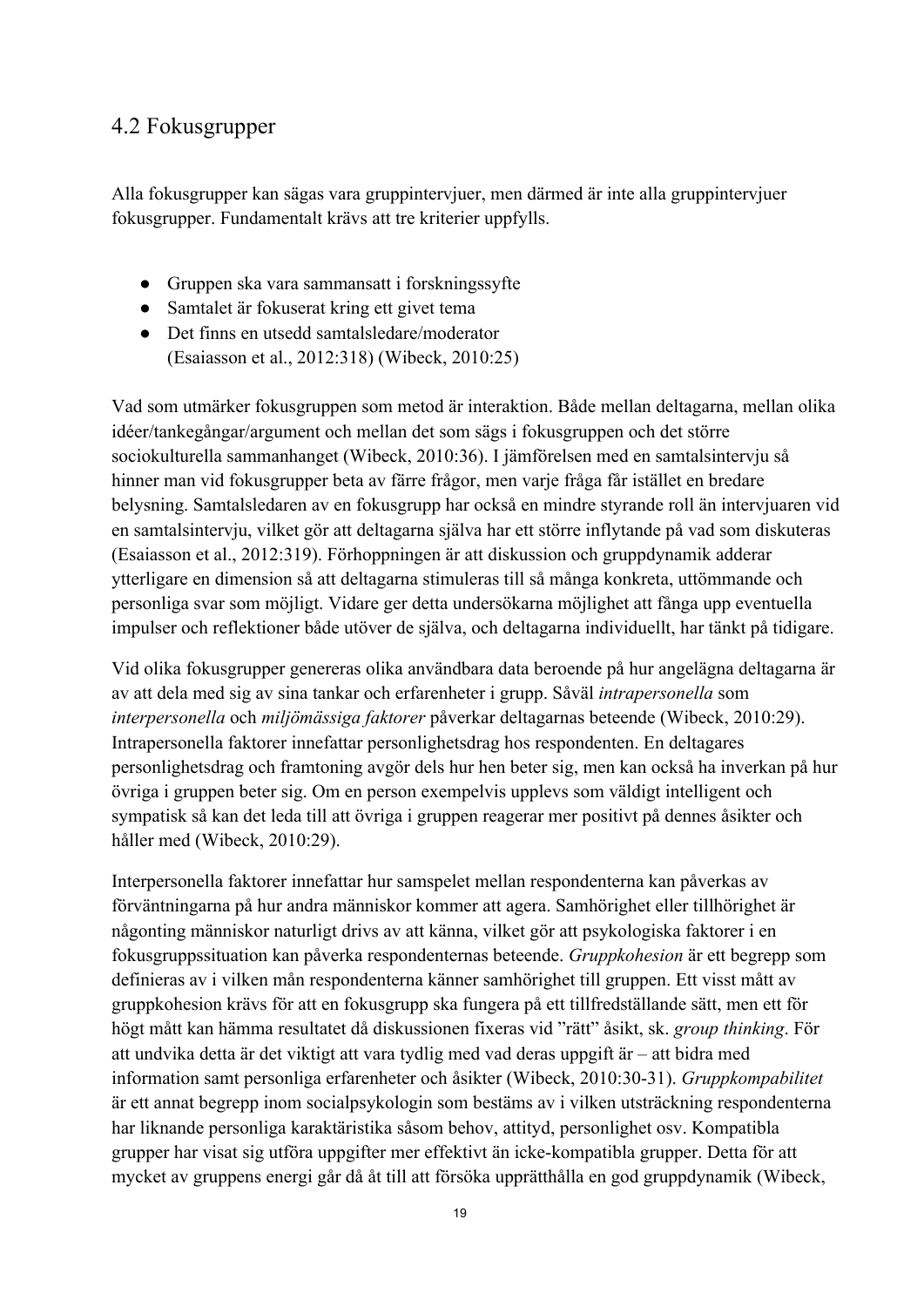## 4.2 Fokusgrupper

Alla fokusgrupper kan sägas vara gruppintervjuer, men därmed är inte alla gruppintervjuer fokusgrupper. Fundamentalt krävs att tre kriterier uppfylls.

- Gruppen ska vara sammansatt i forskningssyfte
- Samtalet är fokuserat kring ett givet tema
- Det finns en utsedd samtalsledare/moderator
  (Esaiasson et al., 2012:318) (Wibeck, 2010:25)

Vad som utmärker fokusgruppen som metod är interaktion. Både mellan deltagarna, mellan olika idéer/tankegångar/argument och mellan det som sägs i fokusgruppen och det större sociokulturella sammanhanget (Wibeck, 2010:36). I jämförelsen med en samtalsintervju så hinner man vid fokusgrupper beta av färre frågor, men varje fråga får istället en bredare belysning. Samtalsledaren av en fokusgrupp har också en mindre styrande roll än intervjuaren vid en samtalsintervju, vilket gör att deltagarna själva har ett större inflytande på vad som diskuteras (Esaiasson et al., 2012:319). Förhoppningen är att diskussion och gruppdynamik adderar ytterligare en dimension så att deltagarna stimuleras till så många konkreta, uttömmande och personliga svar som möjligt. Vidare ger detta undersökarna möjlighet att fånga upp eventuella impulser och reflektioner både utöver de själva, och deltagarna individuellt, har tänkt på tidigare.

Vid olika fokusgrupper genereras olika användbara data beroende på hur angelägna deltagarna är av att dela med sig av sina tankar och erfarenheter i grupp. Såväl *intrapersonella* som *interpersonella* och *miljömässiga faktorer* påverkar deltagarnas beteende (Wibeck, 2010:29). Intrapersonella faktorer innefattar personlighetsdrag hos respondenten. En deltagares personlighetsdrag och framtoning avgör dels hur hen beter sig, men kan också ha inverkan på hur övriga i gruppen beter sig. Om en person exempelvis upplevs som väldigt intelligent och sympatisk så kan det leda till att övriga i gruppen reagerar mer positivt på dennes åsikter och håller med (Wibeck, 2010:29).

Interpersonella faktorer innefattar hur samspelet mellan respondenterna kan påverkas av förväntningarna på hur andra människor kommer att agera. Samhörighet eller tillhörighet är någonting människor naturligt drivs av att känna, vilket gör att psykologiska faktorer i en fokusgruppssituation kan påverka respondenternas beteende. *Gruppkohesion* är ett begrepp som definieras av i vilken mån respondenterna känner samhörighet till gruppen. Ett visst mått av gruppkohesion krävs för att en fokusgrupp ska fungera på ett tillfredställande sätt, men ett för högt mått kan hämma resultatet då diskussionen fixeras vid ”rätt” åsikt, sk. *group thinking*. För att undvika detta är det viktigt att vara tydlig med vad deras uppgift är – att bidra med information samt personliga erfarenheter och åsikter (Wibeck, 2010:30-31). *Gruppkompabilitet* är ett annat begrepp inom socialpsykologin som bestäms av i vilken utsträckning respondenterna har liknande personliga karaktäristika såsom behov, attityd, personlighet osv. Kompatibla grupper har visat sig utföra uppgifter mer effektivt än icke-kompatibla grupper. Detta för att mycket av gruppens energi går då åt till att försöka upprätthålla en god gruppdynamik (Wibeck,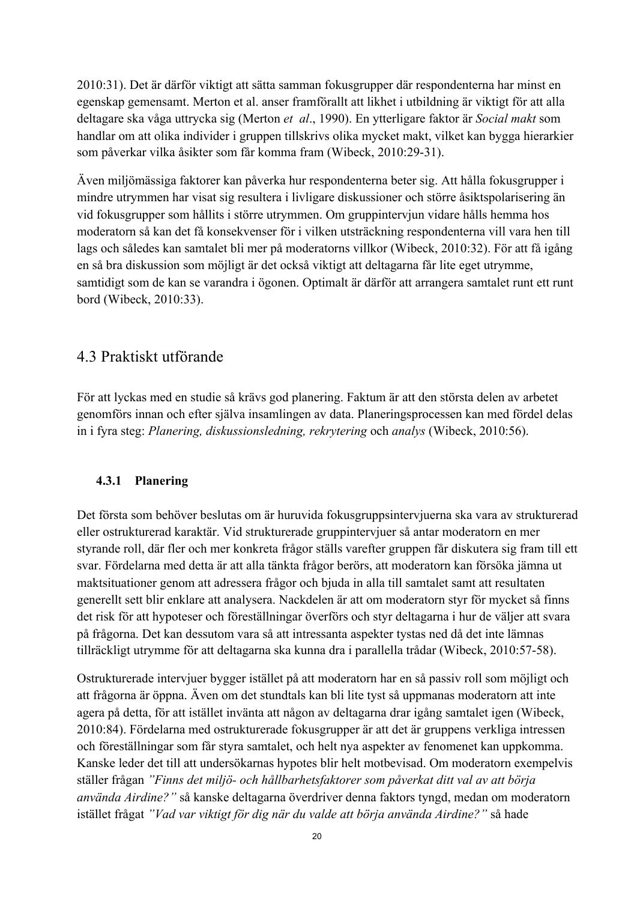2010:31). Det är därför viktigt att sätta samman fokusgrupper där respondenterna har minst en egenskap gemensamt. Merton et al. anser framförallt att likhet i utbildning är viktigt för att alla deltagare ska våga uttrycka sig (Merton *et al*., 1990). En ytterligare faktor är *Social makt* som handlar om att olika individer i gruppen tillskrivs olika mycket makt, vilket kan bygga hierarkier som påverkar vilka åsikter som får komma fram (Wibeck, 2010:29-31).

Även miljömässiga faktorer kan påverka hur respondenterna beter sig. Att hålla fokusgrupper i mindre utrymmen har visat sig resultera i livligare diskussioner och större åsiktspolarisering än vid fokusgrupper som hållits i större utrymmen. Om gruppintervjun vidare hålls hemma hos moderatorn så kan det få konsekvenser för i vilken utsträckning respondenterna vill vara hen till lags och således kan samtalet bli mer på moderatorns villkor (Wibeck, 2010:32). För att få igång en så bra diskussion som möjligt är det också viktigt att deltagarna får lite eget utrymme, samtidigt som de kan se varandra i ögonen. Optimalt är därför att arrangera samtalet runt ett runt bord (Wibeck, 2010:33).

## 4.3 Praktiskt utförande

För att lyckas med en studie så krävs god planering. Faktum är att den största delen av arbetet genomförs innan och efter själva insamlingen av data. Planeringsprocessen kan med fördel delas in i fyra steg: *Planering, diskussionsledning, rekrytering* och *analys* (Wibeck, 2010:56).

### 4.3.1 Planering

Det första som behöver beslutas om är huruvida fokusgruppsintervjuerna ska vara av strukturerad eller ostrukturerad karaktär. Vid strukturerade gruppintervjuer så antar moderatorn en mer styrande roll, där fler och mer konkreta frågor ställs varefter gruppen får diskutera sig fram till ett svar. Fördelarna med detta är att alla tänkta frågor berörs, att moderatorn kan försöka jämna ut maktsituationer genom att adressera frågor och bjuda in alla till samtalet samt att resultaten generellt sett blir enklare att analysera. Nackdelen är att om moderatorn styr för mycket så finns det risk för att hypoteser och föreställningar överförs och styr deltagarna i hur de väljer att svara på frågorna. Det kan dessutom vara så att intressanta aspekter tystas ned då det inte lämnas tillräckligt utrymme för att deltagarna ska kunna dra i parallella trådar (Wibeck, 2010:57-58).

Ostrukturerade intervjuer bygger istället på att moderatorn har en så passiv roll som möjligt och att frågorna är öppna. Även om det stundtals kan bli lite tyst så uppmanas moderatorn att inte agera på detta, för att istället invänta att någon av deltagarna drar igång samtalet igen (Wibeck, 2010:84). Fördelarna med ostrukturerade fokusgrupper är att det är gruppens verkliga intressen och föreställningar som får styra samtalet, och helt nya aspekter av fenomenet kan uppkomma. Kanske leder det till att undersökarnas hypotes blir helt motbevisad. Om moderatorn exempelvis ställer frågan *”Finns det miljö- och hållbarhetsfaktorer som påverkat ditt val av att börja använda Airdine?”* så kanske deltagarna överdriver denna faktors tyngd, medan om moderatorn istället frågat *”Vad var viktigt för dig när du valde att börja använda Airdine?”* så hade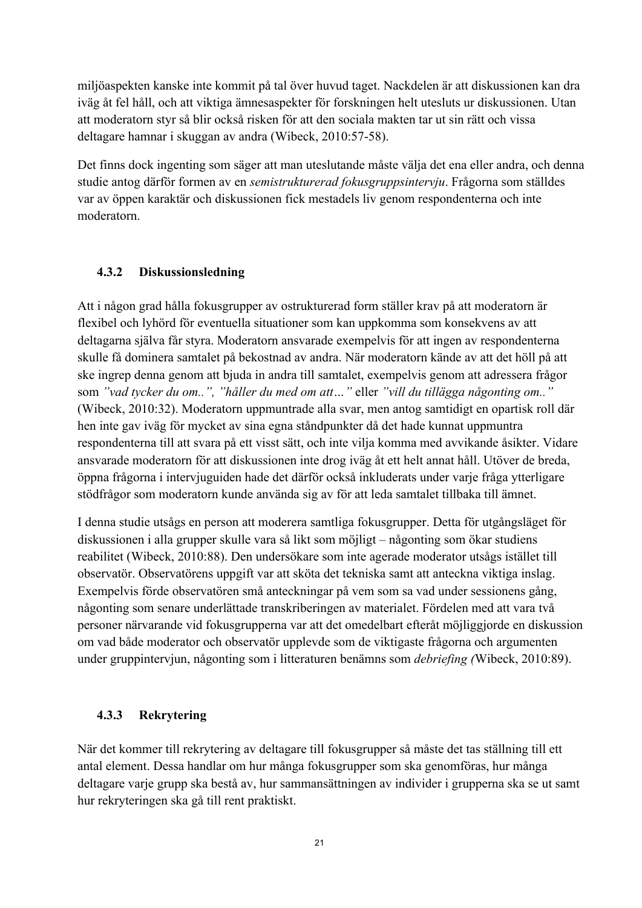miljöaspekten kanske inte kommit på tal över huvud taget. Nackdelen är att diskussionen kan dra iväg åt fel håll, och att viktiga ämnesaspekter för forskningen helt utesluts ur diskussionen. Utan att moderatorn styr så blir också risken för att den sociala makten tar ut sin rätt och vissa deltagare hamnar i skuggan av andra (Wibeck, 2010:57-58).

Det finns dock ingenting som säger att man uteslutande måste välja det ena eller andra, och denna studie antog därför formen av en *semistrukturerad fokusgruppsintervju*. Frågorna som ställdes var av öppen karaktär och diskussionen fick mestadels liv genom respondenterna och inte moderatorn.

### 4.3.2 Diskussionsledning

Att i någon grad hålla fokusgrupper av ostrukturerad form ställer krav på att moderatorn är flexibel och lyhörd för eventuella situationer som kan uppkomma som konsekvens av att deltagarna själva får styra. Moderatorn ansvarade exempelvis för att ingen av respondenterna skulle få dominera samtalet på bekostnad av andra. När moderatorn kände av att det höll på att ske ingrep denna genom att bjuda in andra till samtalet, exempelvis genom att adressera frågor som *"vad tycker du om..", "håller du med om att…"* eller *"vill du tillägga någonting om.."* (Wibeck, 2010:32). Moderatorn uppmuntrade alla svar, men antog samtidigt en opartisk roll där hen inte gav iväg för mycket av sina egna ståndpunkter då det hade kunnat uppmuntra respondenterna till att svara på ett visst sätt, och inte vilja komma med avvikande åsikter. Vidare ansvarade moderatorn för att diskussionen inte drog iväg åt ett helt annat håll. Utöver de breda, öppna frågorna i intervjuguiden hade det därför också inkluderats under varje fråga ytterligare stödfrågor som moderatorn kunde använda sig av för att leda samtalet tillbaka till ämnet.

I denna studie utsågs en person att moderera samtliga fokusgrupper. Detta för utgångsläget för diskussionen i alla grupper skulle vara så likt som möjligt – någonting som ökar studiens reabilitet (Wibeck, 2010:88). Den undersökare som inte agerade moderator utsågs istället till observatör. Observatörens uppgift var att sköta det tekniska samt att anteckna viktiga inslag. Exempelvis förde observatören små anteckningar på vem som sa vad under sessionens gång, någonting som senare underlättade transkriberingen av materialet. Fördelen med att vara två personer närvarande vid fokusgrupperna var att det omedelbart efteråt möjliggjorde en diskussion om vad både moderator och observatör upplevde som de viktigaste frågorna och argumenten under gruppintervjun, någonting som i litteraturen benämns som *debriefing (*Wibeck, 2010:89).

### 4.3.3 Rekrytering

När det kommer till rekrytering av deltagare till fokusgrupper så måste det tas ställning till ett antal element. Dessa handlar om hur många fokusgrupper som ska genomföras, hur många deltagare varje grupp ska bestå av, hur sammansättningen av individer i grupperna ska se ut samt hur rekryteringen ska gå till rent praktiskt.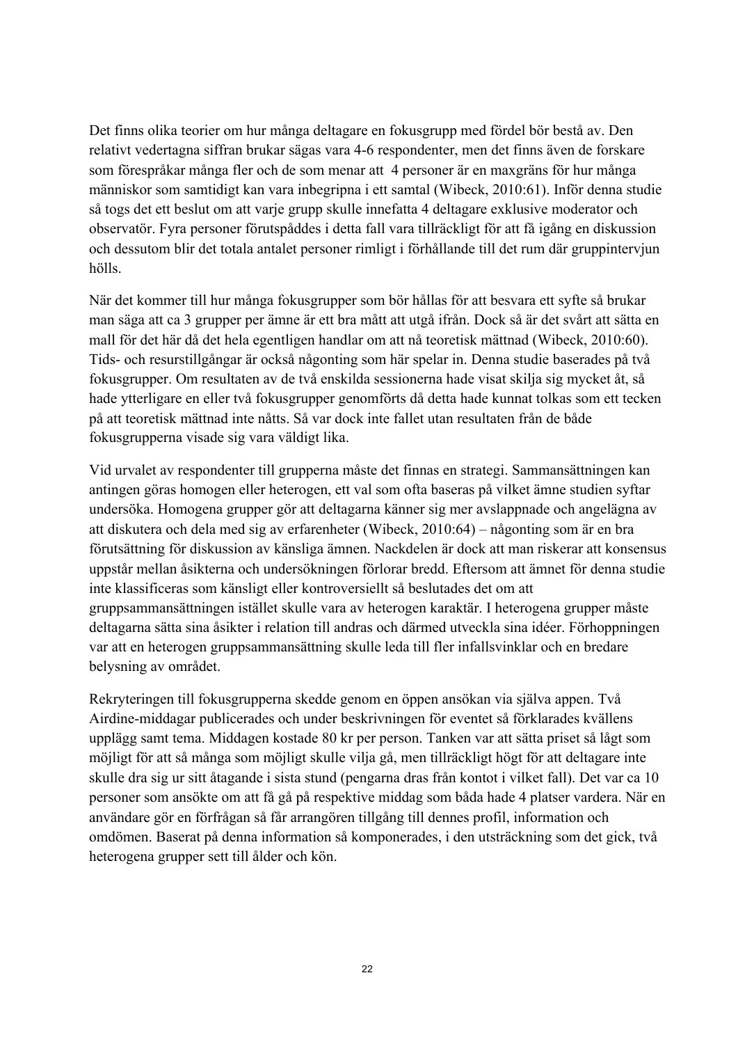Det finns olika teorier om hur många deltagare en fokusgrupp med fördel bör bestå av. Den relativt vedertagna siffran brukar sägas vara 4-6 respondenter, men det finns även de forskare som förespråkar många fler och de som menar att 4 personer är en maxgräns för hur många människor som samtidigt kan vara inbegripna i ett samtal (Wibeck, 2010:61). Inför denna studie så togs det ett beslut om att varje grupp skulle innefatta 4 deltagare exklusive moderator och observatör. Fyra personer förutspåddes i detta fall vara tillräckligt för att få igång en diskussion och dessutom blir det totala antalet personer rimligt i förhållande till det rum där gruppintervjun hölls.

När det kommer till hur många fokusgrupper som bör hållas för att besvara ett syfte så brukar man säga att ca 3 grupper per ämne är ett bra mått att utgå ifrån. Dock så är det svårt att sätta en mall för det här då det hela egentligen handlar om att nå teoretisk mättnad (Wibeck, 2010:60). Tids- och resurstillgångar är också någonting som här spelar in. Denna studie baserades på två fokusgrupper. Om resultaten av de två enskilda sessionerna hade visat skilja sig mycket åt, så hade ytterligare en eller två fokusgrupper genomförts då detta hade kunnat tolkas som ett tecken på att teoretisk mättnad inte nåtts. Så var dock inte fallet utan resultaten från de både fokusgrupperna visade sig vara väldigt lika.

Vid urvalet av respondenter till grupperna måste det finnas en strategi. Sammansättningen kan antingen göras homogen eller heterogen, ett val som ofta baseras på vilket ämne studien syftar undersöka. Homogena grupper gör att deltagarna känner sig mer avslappnade och angelägna av att diskutera och dela med sig av erfarenheter (Wibeck, 2010:64) – någonting som är en bra förutsättning för diskussion av känsliga ämnen. Nackdelen är dock att man riskerar att konsensus uppstår mellan åsikterna och undersökningen förlorar bredd. Eftersom att ämnet för denna studie inte klassificeras som känsligt eller kontroversiellt så beslutades det om att gruppsammansättningen istället skulle vara av heterogen karaktär. I heterogena grupper måste deltagarna sätta sina åsikter i relation till andras och därmed utveckla sina idéer. Förhoppningen var att en heterogen gruppsammansättning skulle leda till fler infallsvinklar och en bredare belysning av området.

Rekryteringen till fokusgrupperna skedde genom en öppen ansökan via själva appen. Två Airdine-middagar publicerades och under beskrivningen för eventet så förklarades kvällens upplägg samt tema. Middagen kostade 80 kr per person. Tanken var att sätta priset så lågt som möjligt för att så många som möjligt skulle vilja gå, men tillräckligt högt för att deltagare inte skulle dra sig ur sitt åtagande i sista stund (pengarna dras från kontot i vilket fall). Det var ca 10 personer som ansökte om att få gå på respektive middag som båda hade 4 platser vardera. När en användare gör en förfrågan så får arrangören tillgång till dennes profil, information och omdömen. Baserat på denna information så komponerades, i den utsträckning som det gick, två heterogena grupper sett till ålder och kön.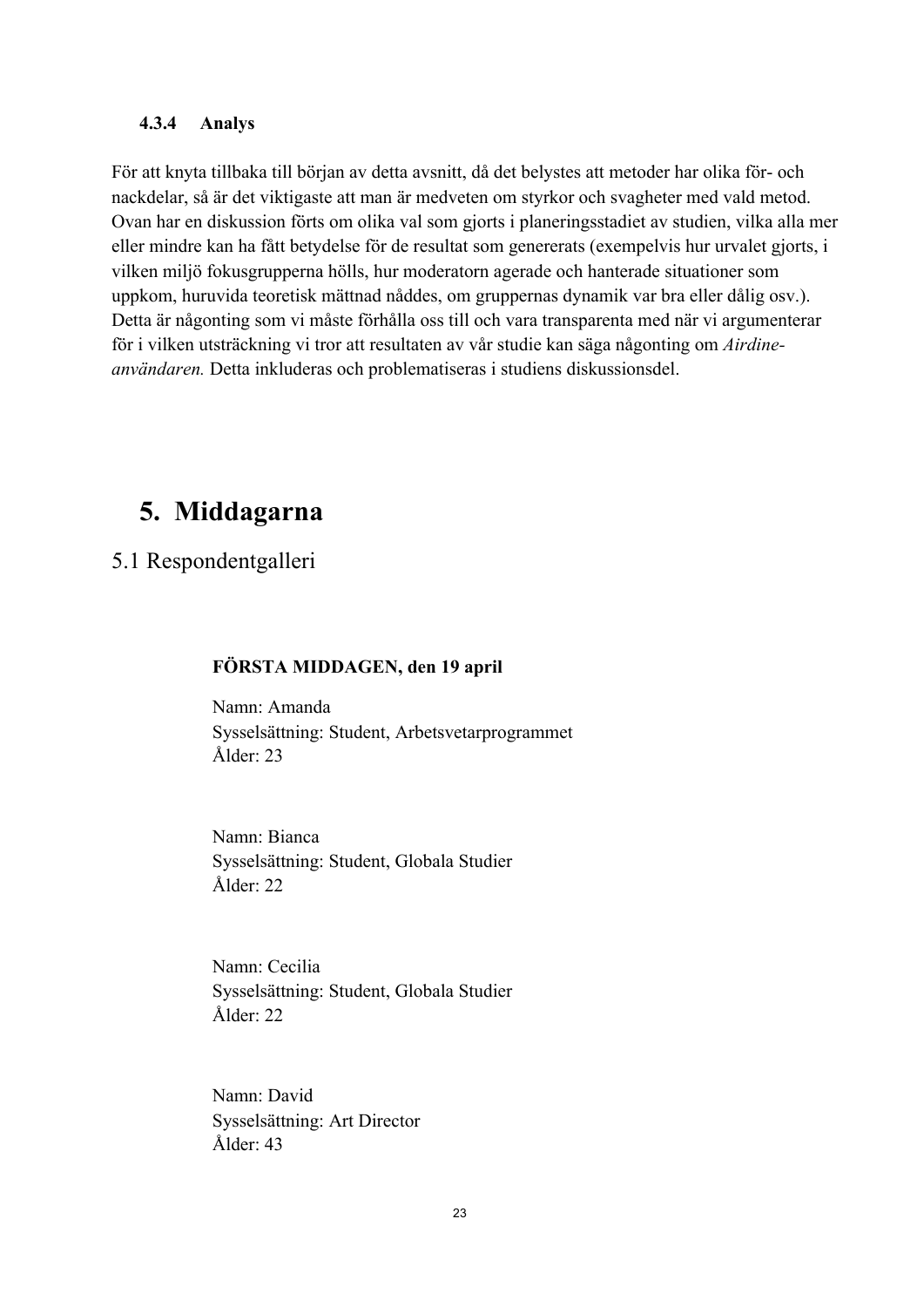#### 4.3.4 Analys

För att knyta tillbaka till början av detta avsnitt, då det belystes att metoder har olika för- och nackdelar, så är det viktigaste att man är medveten om styrkor och svagheter med vald metod. Ovan har en diskussion förts om olika val som gjorts i planeringsstadiet av studien, vilka alla mer eller mindre kan ha fått betydelse för de resultat som genererats (exempelvis hur urvalet gjorts, i vilken miljö fokusgrupperna hölls, hur moderatorn agerade och hanterade situationer som uppkom, huruvida teoretisk mättnad nåddes, om gruppernas dynamik var bra eller dålig osv.). Detta är någonting som vi måste förhålla oss till och vara transparenta med när vi argumenterar för i vilken utsträckning vi tror att resultaten av vår studie kan säga någonting om *Airdine-användaren.* Detta inkluderas och problematiseras i studiens diskussionsdel.

# 5. Middagarna

## 5.1 Respondentgalleri

**FÖRSTA MIDDAGEN, den 19 april**

Namn: Amanda
Sysselsättning: Student, Arbetsvetarprogrammet
Ålder: 23

Namn: Bianca
Sysselsättning: Student, Globala Studier
Ålder: 22

Namn: Cecilia
Sysselsättning: Student, Globala Studier
Ålder: 22

Namn: David
Sysselsättning: Art Director
Ålder: 43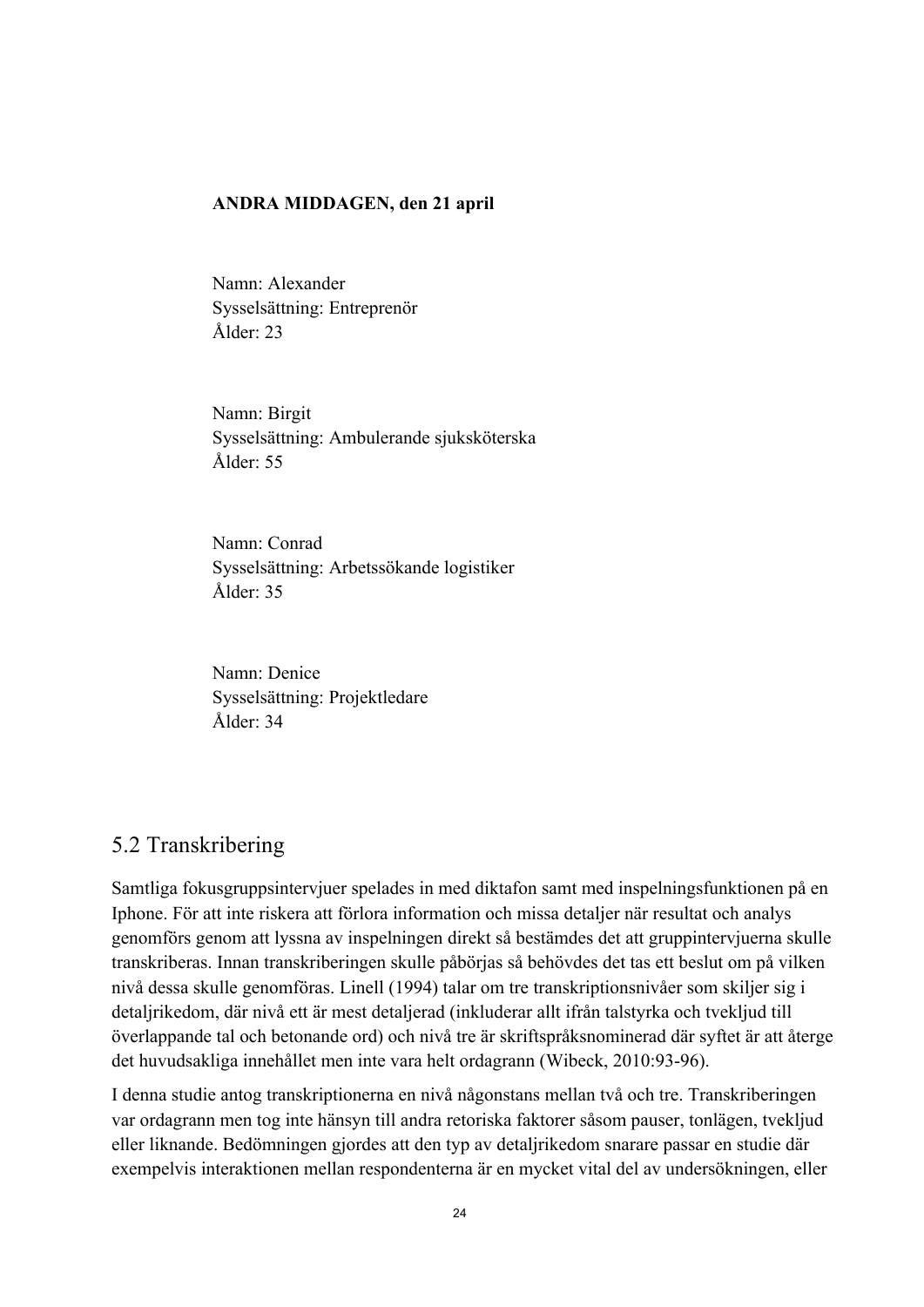**ANDRA MIDDAGEN, den 21 april**

Namn: Alexander
Sysselsättning: Entreprenör
Ålder: 23

Namn: Birgit
Sysselsättning: Ambulerande sjuksköterska
Ålder: 55

Namn: Conrad
Sysselsättning: Arbetssökande logistiker
Ålder: 35

Namn: Denice
Sysselsättning: Projektledare
Ålder: 34

## 5.2 Transkribering

Samtliga fokusgruppsintervjuer spelades in med diktafon samt med inspelningsfunktionen på en Iphone. För att inte riskera att förlora information och missa detaljer när resultat och analys genomförs genom att lyssna av inspelningen direkt så bestämdes det att gruppintervjuerna skulle transkriberas. Innan transkriberingen skulle påbörjas så behövdes det tas ett beslut om på vilken nivå dessa skulle genomföras. Linell (1994) talar om tre transkriptionsnivåer som skiljer sig i detaljrikedom, där nivå ett är mest detaljerad (inkluderar allt ifrån talstyrka och tvekljud till överlappande tal och betonande ord) och nivå tre är skriftspråksnominerad där syftet är att återge det huvudsakliga innehållet men inte vara helt ordagrann (Wibeck, 2010:93-96).

I denna studie antog transkriptionerna en nivå någonstans mellan två och tre. Transkriberingen var ordagrann men tog inte hänsyn till andra retoriska faktorer såsom pauser, tonlägen, tvekljud eller liknande. Bedömningen gjordes att den typ av detaljrikedom snarare passar en studie där exempelvis interaktionen mellan respondenterna är en mycket vital del av undersökningen, eller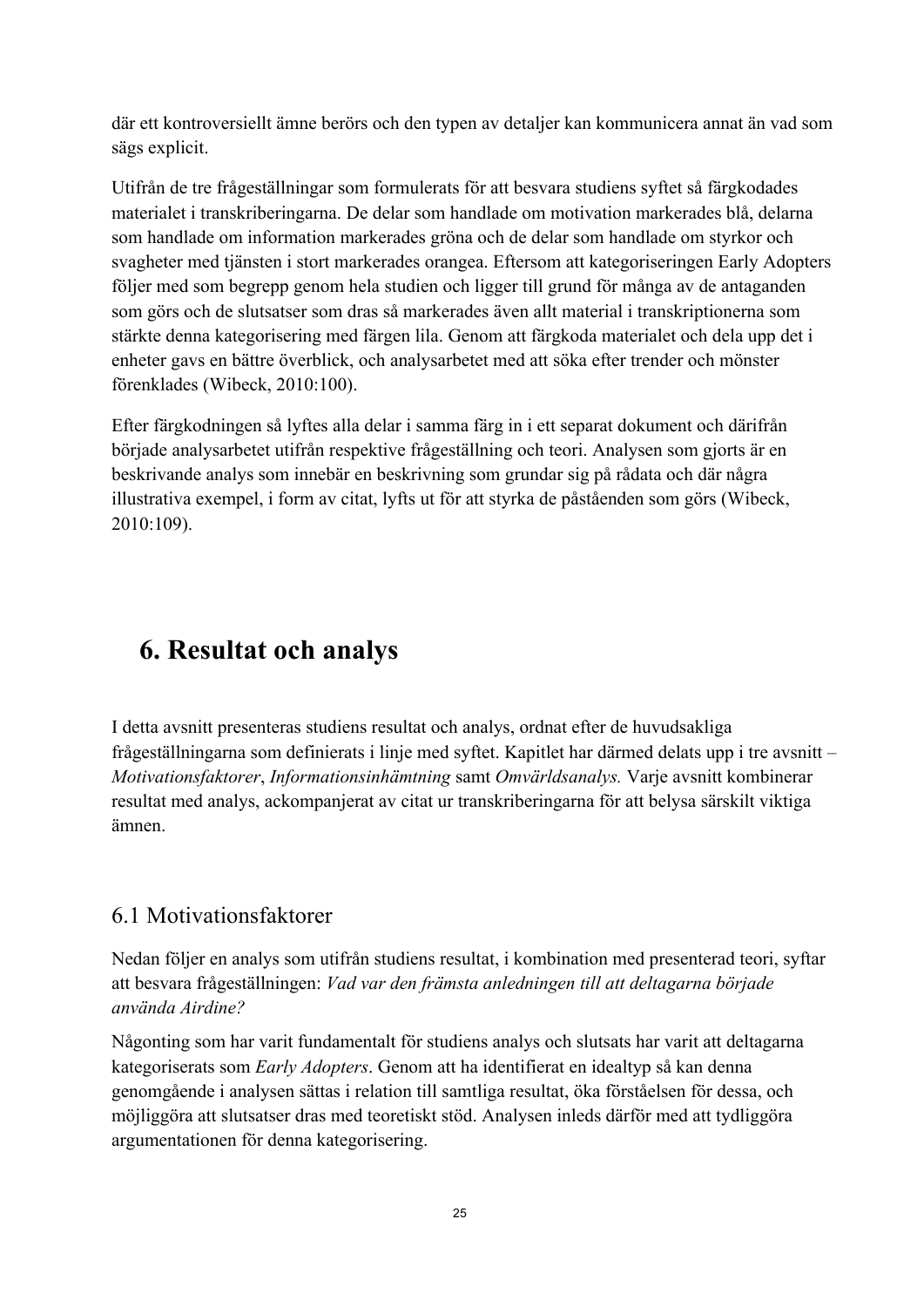där ett kontroversiellt ämne berörs och den typen av detaljer kan kommunicera annat än vad som sägs explicit.

Utifrån de tre frågeställningar som formulerats för att besvara studiens syftet så färgkodades materialet i transkriberingarna. De delar som handlade om motivation markerades blå, delarna som handlade om information markerades gröna och de delar som handlade om styrkor och svagheter med tjänsten i stort markerades orangea. Eftersom att kategoriseringen Early Adopters följer med som begrepp genom hela studien och ligger till grund för många av de antaganden som görs och de slutsatser som dras så markerades även allt material i transkriptionerna som stärkte denna kategorisering med färgen lila. Genom att färgkoda materialet och dela upp det i enheter gavs en bättre överblick, och analysarbetet med att söka efter trender och mönster förenklades (Wibeck, 2010:100).

Efter färgkodningen så lyftes alla delar i samma färg in i ett separat dokument och därifrån började analysarbetet utifrån respektive frågeställning och teori. Analysen som gjorts är en beskrivande analys som innebär en beskrivning som grundar sig på rådata och där några illustrativa exempel, i form av citat, lyfts ut för att styrka de påståenden som görs (Wibeck, 2010:109).

# 6. Resultat och analys

I detta avsnitt presenteras studiens resultat och analys, ordnat efter de huvudsakliga frågeställningarna som definierats i linje med syftet. Kapitlet har därmed delats upp i tre avsnitt – *Motivationsfaktorer*, *Informationsinhämtning* samt *Omvärldsanalys.* Varje avsnitt kombinerar resultat med analys, ackompanjerat av citat ur transkriberingarna för att belysa särskilt viktiga ämnen.

## 6.1 Motivationsfaktorer

Nedan följer en analys som utifrån studiens resultat, i kombination med presenterad teori, syftar att besvara frågeställningen: *Vad var den främsta anledningen till att deltagarna började använda Airdine?*

Någonting som har varit fundamentalt för studiens analys och slutsats har varit att deltagarna kategoriserats som *Early Adopters*. Genom att ha identifierat en idealtyp så kan denna genomgående i analysen sättas i relation till samtliga resultat, öka förståelsen för dessa, och möjliggöra att slutsatser dras med teoretiskt stöd. Analysen inleds därför med att tydliggöra argumentationen för denna kategorisering.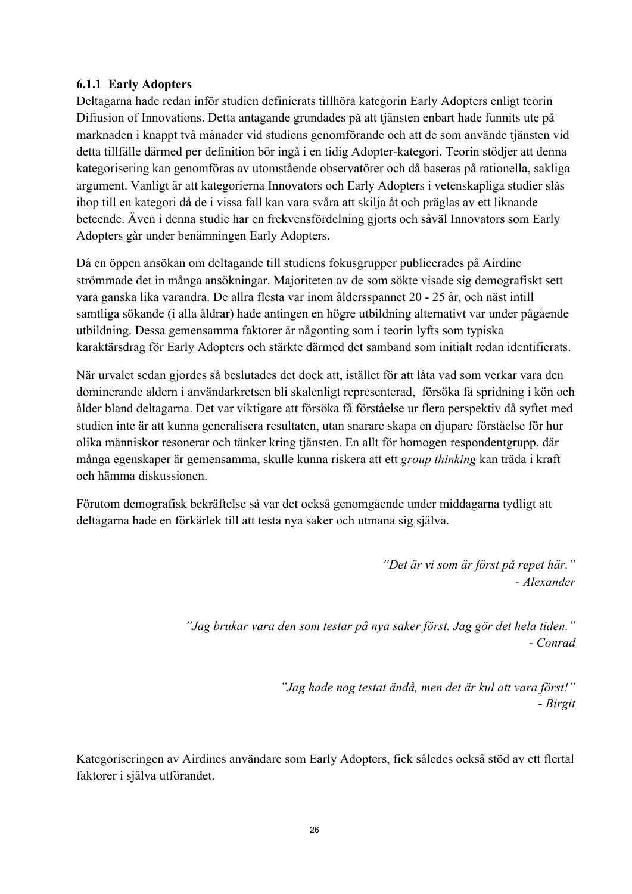### 6.1.1 Early Adopters

Deltagarna hade redan inför studien definierats tillhöra kategorin Early Adopters enligt teorin Difiusion of Innovations. Detta antagande grundades på att tjänsten enbart hade funnits ute på marknaden i knappt två månader vid studiens genomförande och att de som använde tjänsten vid detta tillfälle därmed per definition bör ingå i en tidig Adopter-kategori. Teorin stödjer att denna kategorisering kan genomföras av utomstående observatörer och då baseras på rationella, sakliga argument. Vanligt är att kategorierna Innovators och Early Adopters i vetenskapliga studier slås ihop till en kategori då de i vissa fall kan vara svåra att skilja åt och präglas av ett liknande beteende. Även i denna studie har en frekvensfördelning gjorts och såväl Innovators som Early Adopters går under benämningen Early Adopters.

Då en öppen ansökan om deltagande till studiens fokusgrupper publicerades på Airdine strömmade det in många ansökningar. Majoriteten av de som sökte visade sig demografiskt sett vara ganska lika varandra. De allra flesta var inom åldersspannet 20 - 25 år, och näst intill samtliga sökande (i alla åldrar) hade antingen en högre utbildning alternativt var under pågående utbildning. Dessa gemensamma faktorer är någonting som i teorin lyfts som typiska karaktärsdrag för Early Adopters och stärkte därmed det samband som initialt redan identifierats.

När urvalet sedan gjordes så beslutades det dock att, istället för att låta vad som verkar vara den dominerande åldern i användarkretsen bli skalenligt representerad, försöka få spridning i kön och ålder bland deltagarna. Det var viktigare att försöka få förståelse ur flera perspektiv då syftet med studien inte är att kunna generalisera resultaten, utan snarare skapa en djupare förståelse för hur olika människor resonerar och tänker kring tjänsten. En allt för homogen respondentgrupp, där många egenskaper är gemensamma, skulle kunna riskera att ett *group thinking* kan träda i kraft och hämma diskussionen.

Förutom demografisk bekräftelse så var det också genomgående under middagarna tydligt att deltagarna hade en förkärlek till att testa nya saker och utmana sig själva.

> *"Det är vi som är först på repet här."*
> *- Alexander*

> *"Jag brukar vara den som testar på nya saker först. Jag gör det hela tiden."*
> *- Conrad*

> *"Jag hade nog testat ändå, men det är kul att vara först!"*
> *- Birgit*

Kategoriseringen av Airdines användare som Early Adopters, fick således också stöd av ett flertal faktorer i själva utförandet.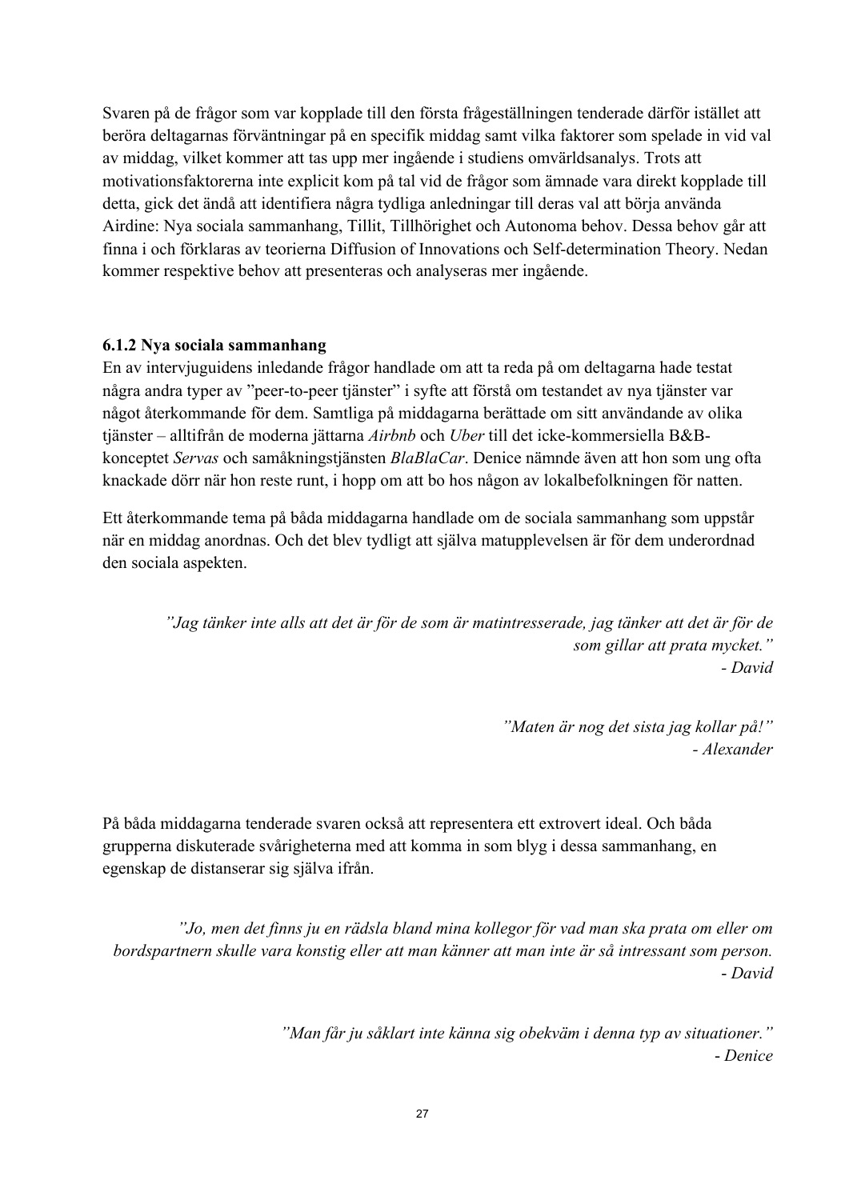Svaren på de frågor som var kopplade till den första frågeställningen tenderade därför istället att beröra deltagarnas förväntningar på en specifik middag samt vilka faktorer som spelade in vid val av middag, vilket kommer att tas upp mer ingående i studiens omvärldsanalys. Trots att motivationsfaktorerna inte explicit kom på tal vid de frågor som ämnade vara direkt kopplade till detta, gick det ändå att identifiera några tydliga anledningar till deras val att börja använda Airdine: Nya sociala sammanhang, Tillit, Tillhörighet och Autonoma behov. Dessa behov går att finna i och förklaras av teorierna Diffusion of Innovations och Self-determination Theory. Nedan kommer respektive behov att presenteras och analyseras mer ingående.

### 6.1.2 Nya sociala sammanhang

En av intervjuguidens inledande frågor handlade om att ta reda på om deltagarna hade testat några andra typer av ”peer-to-peer tjänster” i syfte att förstå om testandet av nya tjänster var något återkommande för dem. Samtliga på middagarna berättade om sitt användande av olika tjänster – alltifrån de moderna jättarna *Airbnb* och *Uber* till det icke-kommersiella B&B-konceptet *Servas* och samåkningstjänsten *BlaBlaCar*. Denice nämnde även att hon som ung ofta knackade dörr när hon reste runt, i hopp om att bo hos någon av lokalbefolkningen för natten.

Ett återkommande tema på båda middagarna handlade om de sociala sammanhang som uppstår när en middag anordnas. Och det blev tydligt att själva matupplevelsen är för dem underordnad den sociala aspekten.

> *”Jag tänker inte alls att det är för de som är matintresserade, jag tänker att det är för de som gillar att prata mycket.”*
> *- David*

> *”Maten är nog det sista jag kollar på!”*
> *- Alexander*

På båda middagarna tenderade svaren också att representera ett extrovert ideal. Och båda grupperna diskuterade svårigheterna med att komma in som blyg i dessa sammanhang, en egenskap de distanserar sig själva ifrån.

> *”Jo, men det finns ju en rädsla bland mina kollegor för vad man ska prata om eller om bordspartnern skulle vara konstig eller att man känner att man inte är så intressant som person.*
> *- David*

> *”Man får ju såklart inte känna sig obekväm i denna typ av situationer.”*
> *- Denice*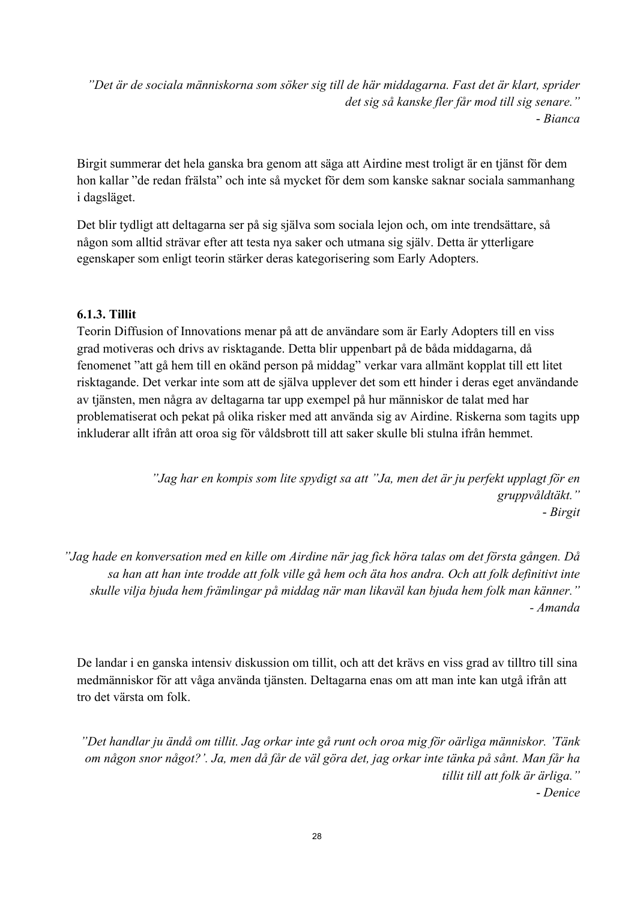*”Det är de sociala människorna som söker sig till de här middagarna. Fast det är klart, sprider det sig så kanske fler får mod till sig senare.”*
*- Bianca*

Birgit summerar det hela ganska bra genom att säga att Airdine mest troligt är en tjänst för dem hon kallar ”de redan frälsta” och inte så mycket för dem som kanske saknar sociala sammanhang i dagsläget.

Det blir tydligt att deltagarna ser på sig själva som sociala lejon och, om inte trendsättare, så någon som alltid strävar efter att testa nya saker och utmana sig själv. Detta är ytterligare egenskaper som enligt teorin stärker deras kategorisering som Early Adopters.

### 6.1.3. Tillit

Teorin Diffusion of Innovations menar på att de användare som är Early Adopters till en viss grad motiveras och drivs av risktagande. Detta blir uppenbart på de båda middagarna, då fenomenet ”att gå hem till en okänd person på middag” verkar vara allmänt kopplat till ett litet risktagande. Det verkar inte som att de själva upplever det som ett hinder i deras eget användande av tjänsten, men några av deltagarna tar upp exempel på hur människor de talat med har problematiserat och pekat på olika risker med att använda sig av Airdine. Riskerna som tagits upp inkluderar allt ifrån att oroa sig för våldsbrott till att saker skulle bli stulna ifrån hemmet.

*”Jag har en kompis som lite spydigt sa att ”Ja, men det är ju perfekt upplagt för en gruppvåldtäkt.”*
*- Birgit*

*”Jag hade en konversation med en kille om Airdine när jag fick höra talas om det första gången. Då sa han att han inte trodde att folk ville gå hem och äta hos andra. Och att folk definitivt inte skulle vilja bjuda hem främlingar på middag när man likaväl kan bjuda hem folk man känner.”*
*- Amanda*

De landar i en ganska intensiv diskussion om tillit, och att det krävs en viss grad av tilltro till sina medmänniskor för att våga använda tjänsten. Deltagarna enas om att man inte kan utgå ifrån att tro det värsta om folk.

*”Det handlar ju ändå om tillit. Jag orkar inte gå runt och oroa mig för oärliga människor. 'Tänk om någon snor något?'. Ja, men då får de väl göra det, jag orkar inte tänka på sånt. Man får ha tillit till att folk är ärliga.”*
*- Denice*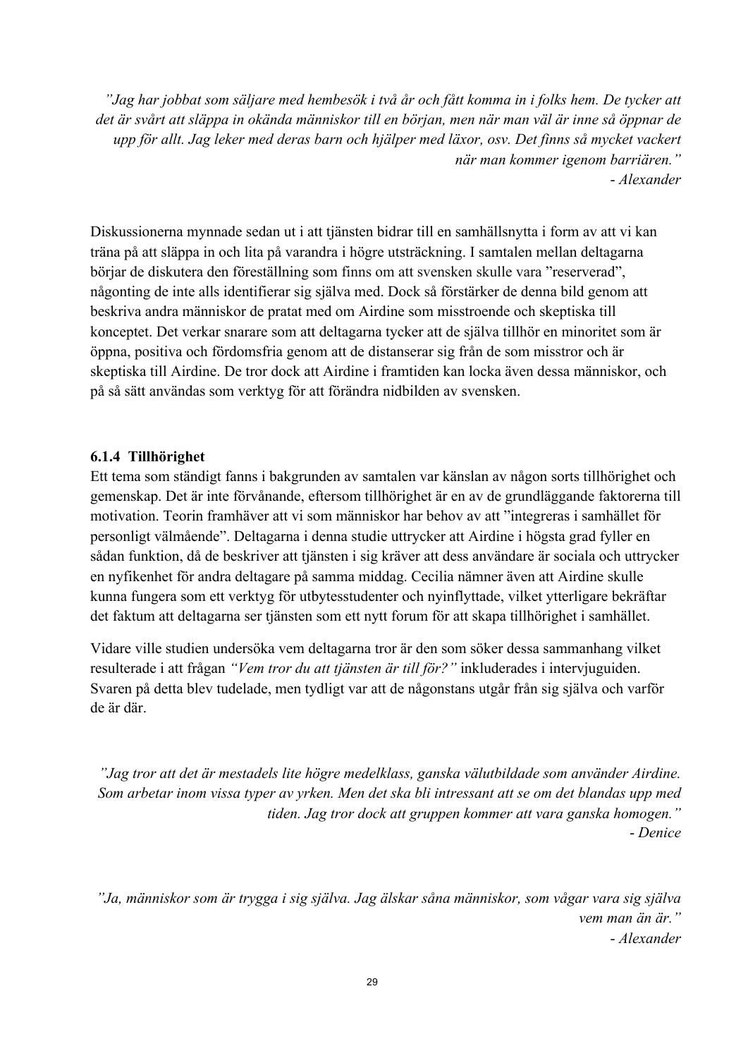*”Jag har jobbat som säljare med hembesök i två år och fått komma in i folks hem. De tycker att det är svårt att släppa in okända människor till en början, men när man väl är inne så öppnar de upp för allt. Jag leker med deras barn och hjälper med läxor, osv. Det finns så mycket vackert när man kommer igenom barriären.”*
*- Alexander*

Diskussionerna mynnade sedan ut i att tjänsten bidrar till en samhällsnytta i form av att vi kan träna på att släppa in och lita på varandra i högre utsträckning. I samtalen mellan deltagarna börjar de diskutera den föreställning som finns om att svensken skulle vara ”reserverad”, någonting de inte alls identifierar sig själva med. Dock så förstärker de denna bild genom att beskriva andra människor de pratat med om Airdine som misstroende och skeptiska till konceptet. Det verkar snarare som att deltagarna tycker att de själva tillhör en minoritet som är öppna, positiva och fördomsfria genom att de distanserar sig från de som misstror och är skeptiska till Airdine. De tror dock att Airdine i framtiden kan locka även dessa människor, och på så sätt användas som verktyg för att förändra nidbilden av svensken.

### 6.1.4 Tillhörighet

Ett tema som ständigt fanns i bakgrunden av samtalen var känslan av någon sorts tillhörighet och gemenskap. Det är inte förvånande, eftersom tillhörighet är en av de grundläggande faktorerna till motivation. Teorin framhäver att vi som människor har behov av att ”integreras i samhället för personligt välmående”. Deltagarna i denna studie uttrycker att Airdine i högsta grad fyller en sådan funktion, då de beskriver att tjänsten i sig kräver att dess användare är sociala och uttrycker en nyfikenhet för andra deltagare på samma middag. Cecilia nämner även att Airdine skulle kunna fungera som ett verktyg för utbytesstudenter och nyinflyttade, vilket ytterligare bekräftar det faktum att deltagarna ser tjänsten som ett nytt forum för att skapa tillhörighet i samhället.

Vidare ville studien undersöka vem deltagarna tror är den som söker dessa sammanhang vilket resulterade i att frågan *”Vem tror du att tjänsten är till för?”* inkluderades i intervjuguiden. Svaren på detta blev tudelade, men tydligt var att de någonstans utgår från sig själva och varför de är där.

*”Jag tror att det är mestadels lite högre medelklass, ganska välutbildade som använder Airdine. Som arbetar inom vissa typer av yrken. Men det ska bli intressant att se om det blandas upp med tiden. Jag tror dock att gruppen kommer att vara ganska homogen.”*
*- Denice*

*”Ja, människor som är trygga i sig själva. Jag älskar såna människor, som vågar vara sig själva vem man än är.”*
*- Alexander*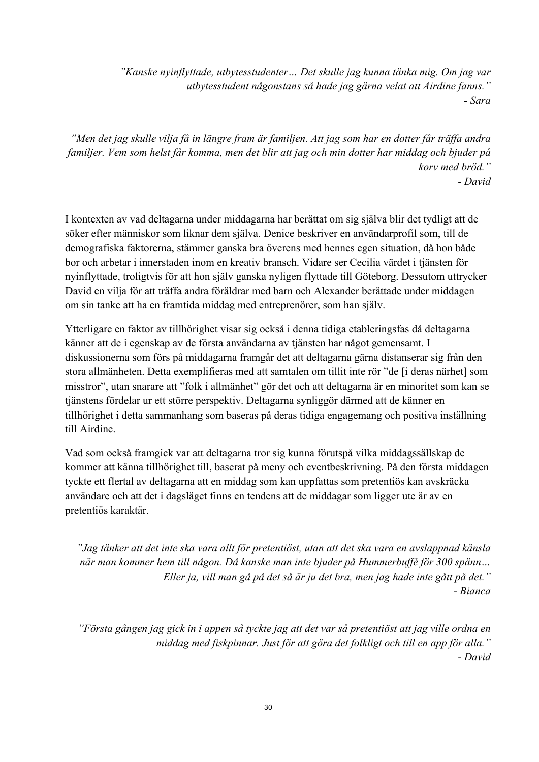*"Kanske nyinflyttade, utbytesstudenter… Det skulle jag kunna tänka mig. Om jag var utbytesstudent någonstans så hade jag gärna velat att Airdine fanns."*
*- Sara*

*"Men det jag skulle vilja få in längre fram är familjen. Att jag som har en dotter får träffa andra familjer. Vem som helst får komma, men det blir att jag och min dotter har middag och bjuder på korv med bröd."*
*- David*

I kontexten av vad deltagarna under middagarna har berättat om sig själva blir det tydligt att de söker efter människor som liknar dem själva. Denice beskriver en användarprofil som, till de demografiska faktorerna, stämmer ganska bra överens med hennes egen situation, då hon både bor och arbetar i innerstaden inom en kreativ bransch. Vidare ser Cecilia värdet i tjänsten för nyinflyttade, troligtvis för att hon själv ganska nyligen flyttade till Göteborg. Dessutom uttrycker David en vilja för att träffa andra föräldrar med barn och Alexander berättade under middagen om sin tanke att ha en framtida middag med entreprenörer, som han själv.

Ytterligare en faktor av tillhörighet visar sig också i denna tidiga etableringsfas då deltagarna känner att de i egenskap av de första användarna av tjänsten har något gemensamt. I diskussionerna som förs på middagarna framgår det att deltagarna gärna distanserar sig från den stora allmänheten. Detta exemplifieras med att samtalen om tillit inte rör "de [i deras närhet] som misstror", utan snarare att "folk i allmänhet" gör det och att deltagarna är en minoritet som kan se tjänstens fördelar ur ett större perspektiv. Deltagarna synliggör därmed att de känner en tillhörighet i detta sammanhang som baseras på deras tidiga engagemang och positiva inställning till Airdine.

Vad som också framgick var att deltagarna tror sig kunna förutspå vilka middagssällskap de kommer att känna tillhörighet till, baserat på meny och eventbeskrivning. På den första middagen tyckte ett flertal av deltagarna att en middag som kan uppfattas som pretentiös kan avskräcka användare och att det i dagsläget finns en tendens att de middagar som ligger ute är av en pretentiös karaktär.

*"Jag tänker att det inte ska vara allt för pretentiöst, utan att det ska vara en avslappnad känsla när man kommer hem till någon. Då kanske man inte bjuder på Hummerbuffé för 300 spänn… Eller ja, vill man gå på det så är ju det bra, men jag hade inte gått på det."*
*- Bianca*

*"Första gången jag gick in i appen så tyckte jag att det var så pretentiöst att jag ville ordna en middag med fiskpinnar. Just för att göra det folkligt och till en app för alla."*
*- David*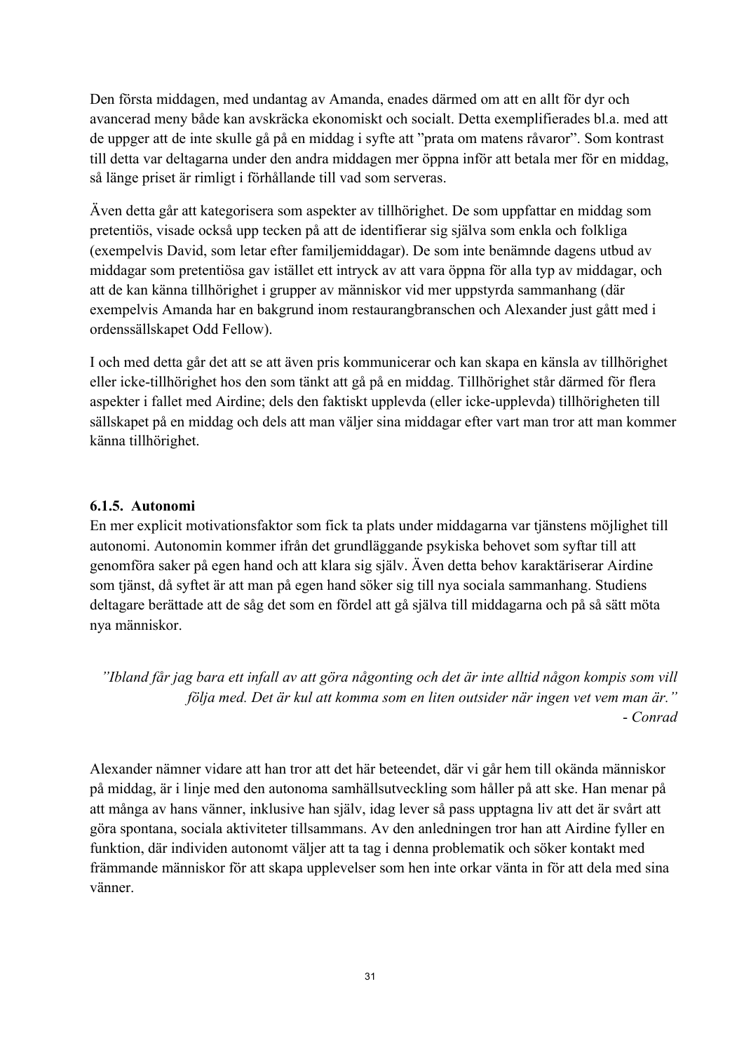Den första middagen, med undantag av Amanda, enades därmed om att en allt för dyr och avancerad meny både kan avskräcka ekonomiskt och socialt. Detta exemplifierades bl.a. med att de uppger att de inte skulle gå på en middag i syfte att ”prata om matens råvaror”. Som kontrast till detta var deltagarna under den andra middagen mer öppna inför att betala mer för en middag, så länge priset är rimligt i förhållande till vad som serveras.

Även detta går att kategorisera som aspekter av tillhörighet. De som uppfattar en middag som pretentiös, visade också upp tecken på att de identifierar sig själva som enkla och folkliga (exempelvis David, som letar efter familjemiddagar). De som inte benämnde dagens utbud av middagar som pretentiösa gav istället ett intryck av att vara öppna för alla typ av middagar, och att de kan känna tillhörighet i grupper av människor vid mer uppstyrda sammanhang (där exempelvis Amanda har en bakgrund inom restaurangbranschen och Alexander just gått med i ordenssällskapet Odd Fellow).

I och med detta går det att se att även pris kommunicerar och kan skapa en känsla av tillhörighet eller icke-tillhörighet hos den som tänkt att gå på en middag. Tillhörighet står därmed för flera aspekter i fallet med Airdine; dels den faktiskt upplevda (eller icke-upplevda) tillhörigheten till sällskapet på en middag och dels att man väljer sina middagar efter vart man tror att man kommer känna tillhörighet.

#### 6.1.5. Autonomi

En mer explicit motivationsfaktor som fick ta plats under middagarna var tjänstens möjlighet till autonomi. Autonomin kommer ifrån det grundläggande psykiska behovet som syftar till att genomföra saker på egen hand och att klara sig själv. Även detta behov karaktäriserar Airdine som tjänst, då syftet är att man på egen hand söker sig till nya sociala sammanhang. Studiens deltagare berättade att de såg det som en fördel att gå själva till middagarna och på så sätt möta nya människor.

> *”Ibland får jag bara ett infall av att göra någonting och det är inte alltid någon kompis som vill följa med. Det är kul att komma som en liten outsider när ingen vet vem man är.”*
> *- Conrad*

Alexander nämner vidare att han tror att det här beteendet, där vi går hem till okända människor på middag, är i linje med den autonoma samhällsutveckling som håller på att ske. Han menar på att många av hans vänner, inklusive han själv, idag lever så pass upptagna liv att det är svårt att göra spontana, sociala aktiviteter tillsammans. Av den anledningen tror han att Airdine fyller en funktion, där individen autonomt väljer att ta tag i denna problematik och söker kontakt med främmande människor för att skapa upplevelser som hen inte orkar vänta in för att dela med sina vänner.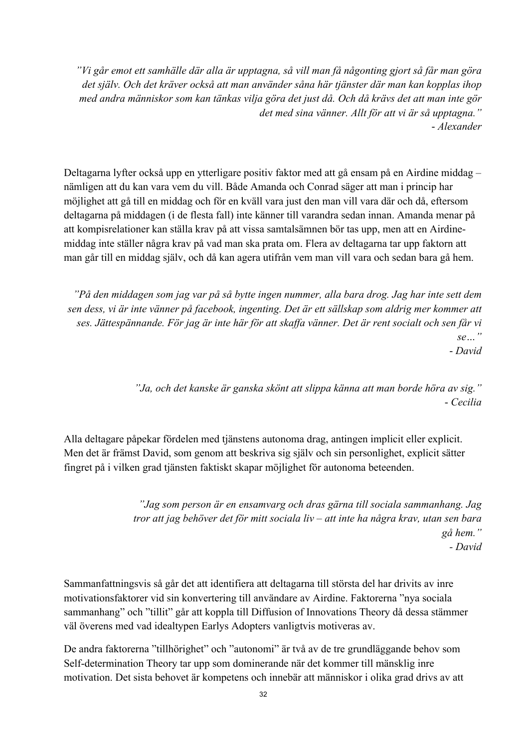*”Vi går emot ett samhälle där alla är upptagna, så vill man få någonting gjort så får man göra det själv. Och det kräver också att man använder såna här tjänster där man kan kopplas ihop med andra människor som kan tänkas vilja göra det just då. Och då krävs det att man inte gör det med sina vänner. Allt för att vi är så upptagna.”*
*- Alexander*

Deltagarna lyfter också upp en ytterligare positiv faktor med att gå ensam på en Airdine middag – nämligen att du kan vara vem du vill. Både Amanda och Conrad säger att man i princip har möjlighet att gå till en middag och för en kväll vara just den man vill vara där och då, eftersom deltagarna på middagen (i de flesta fall) inte känner till varandra sedan innan. Amanda menar på att kompisrelationer kan ställa krav på att vissa samtalsämnen bör tas upp, men att en Airdine-middag inte ställer några krav på vad man ska prata om. Flera av deltagarna tar upp faktorn att man går till en middag själv, och då kan agera utifrån vem man vill vara och sedan bara gå hem.

*”På den middagen som jag var på så bytte ingen nummer, alla bara drog. Jag har inte sett dem sen dess, vi är inte vänner på facebook, ingenting. Det är ett sällskap som aldrig mer kommer att ses. Jättespännande. För jag är inte här för att skaffa vänner. Det är rent socialt och sen får vi se…”*
*- David*

*”Ja, och det kanske är ganska skönt att slippa känna att man borde höra av sig.”*
*- Cecilia*

Alla deltagare påpekar fördelen med tjänstens autonoma drag, antingen implicit eller explicit. Men det är främst David, som genom att beskriva sig själv och sin personlighet, explicit sätter fingret på i vilken grad tjänsten faktiskt skapar möjlighet för autonoma beteenden.

*”Jag som person är en ensamvarg och dras gärna till sociala sammanhang. Jag tror att jag behöver det för mitt sociala liv – att inte ha några krav, utan sen bara gå hem.”*
*- David*

Sammanfattningsvis så går det att identifiera att deltagarna till största del har drivits av inre motivationsfaktorer vid sin konvertering till användare av Airdine. Faktorerna ”nya sociala sammanhang” och ”tillit” går att koppla till Diffusion of Innovations Theory då dessa stämmer väl överens med vad idealtypen Earlys Adopters vanligtvis motiveras av.

De andra faktorerna ”tillhörighet” och ”autonomi” är två av de tre grundläggande behov som Self-determination Theory tar upp som dominerande när det kommer till mänsklig inre motivation. Det sista behovet är kompetens och innebär att människor i olika grad drivs av att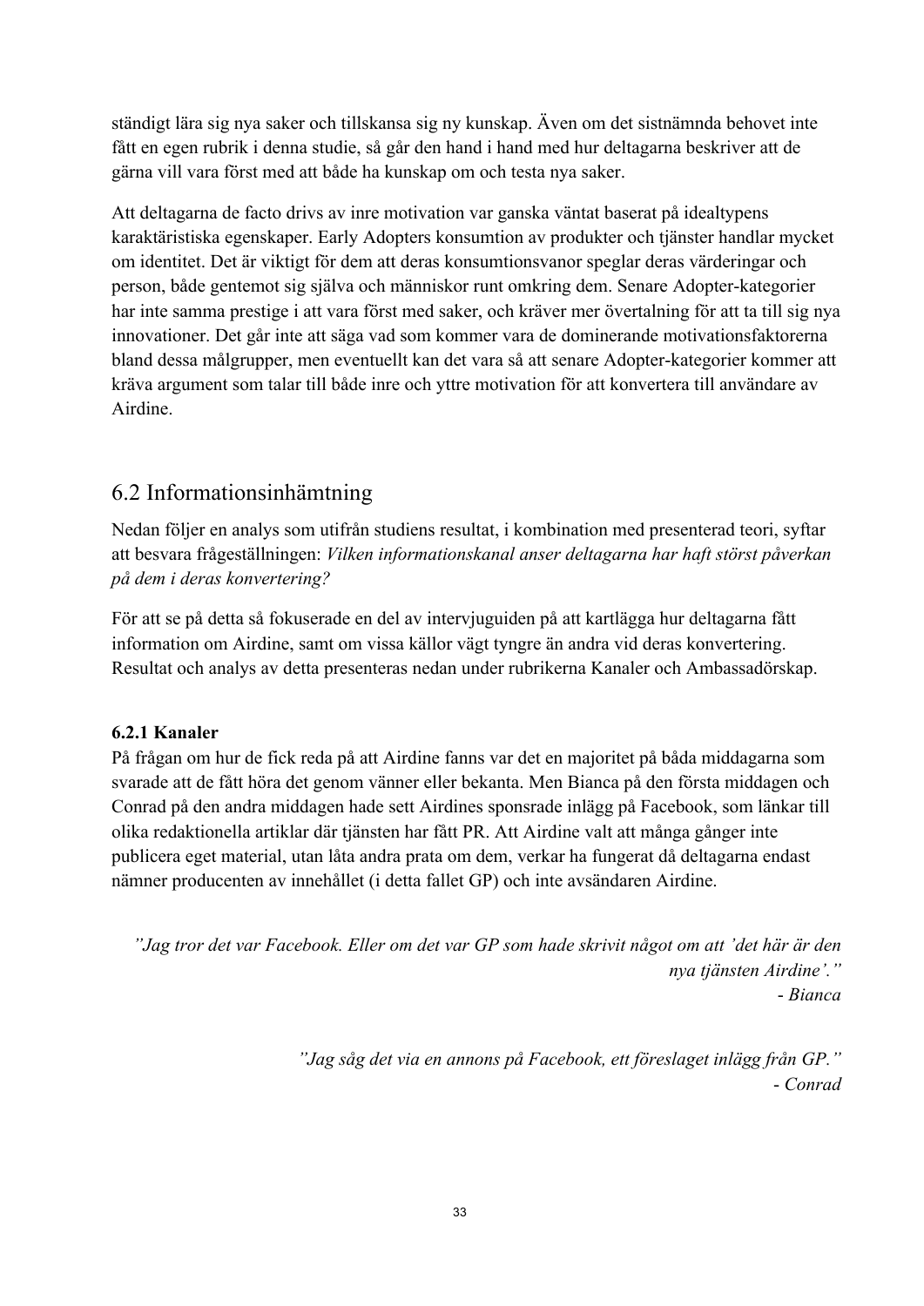ständigt lära sig nya saker och tillskansa sig ny kunskap. Även om det sistnämnda behovet inte fått en egen rubrik i denna studie, så går den hand i hand med hur deltagarna beskriver att de gärna vill vara först med att både ha kunskap om och testa nya saker.

Att deltagarna de facto drivs av inre motivation var ganska väntat baserat på idealtypens karaktäristiska egenskaper. Early Adopters konsumtion av produkter och tjänster handlar mycket om identitet. Det är viktigt för dem att deras konsumtionsvanor speglar deras värderingar och person, både gentemot sig själva och människor runt omkring dem. Senare Adopter-kategorier har inte samma prestige i att vara först med saker, och kräver mer övertalning för att ta till sig nya innovationer. Det går inte att säga vad som kommer vara de dominerande motivationsfaktorerna bland dessa målgrupper, men eventuellt kan det vara så att senare Adopter-kategorier kommer att kräva argument som talar till både inre och yttre motivation för att konvertera till användare av Airdine.

## 6.2 Informationsinhämtning

Nedan följer en analys som utifrån studiens resultat, i kombination med presenterad teori, syftar att besvara frågeställningen: *Vilken informationskanal anser deltagarna har haft störst påverkan på dem i deras konvertering?*

För att se på detta så fokuserade en del av intervjuguiden på att kartlägga hur deltagarna fått information om Airdine, samt om vissa källor vägt tyngre än andra vid deras konvertering. Resultat och analys av detta presenteras nedan under rubrikerna Kanaler och Ambassadörskap.

### 6.2.1 Kanaler

På frågan om hur de fick reda på att Airdine fanns var det en majoritet på båda middagarna som svarade att de fått höra det genom vänner eller bekanta. Men Bianca på den första middagen och Conrad på den andra middagen hade sett Airdines sponsrade inlägg på Facebook, som länkar till olika redaktionella artiklar där tjänsten har fått PR. Att Airdine valt att många gånger inte publicera eget material, utan låta andra prata om dem, verkar ha fungerat då deltagarna endast nämner producenten av innehållet (i detta fallet GP) och inte avsändaren Airdine.

> *”Jag tror det var Facebook. Eller om det var GP som hade skrivit något om att ’det här är den nya tjänsten Airdine’.”*
> *- Bianca*

> *”Jag såg det via en annons på Facebook, ett föreslaget inlägg från GP.”*
> *- Conrad*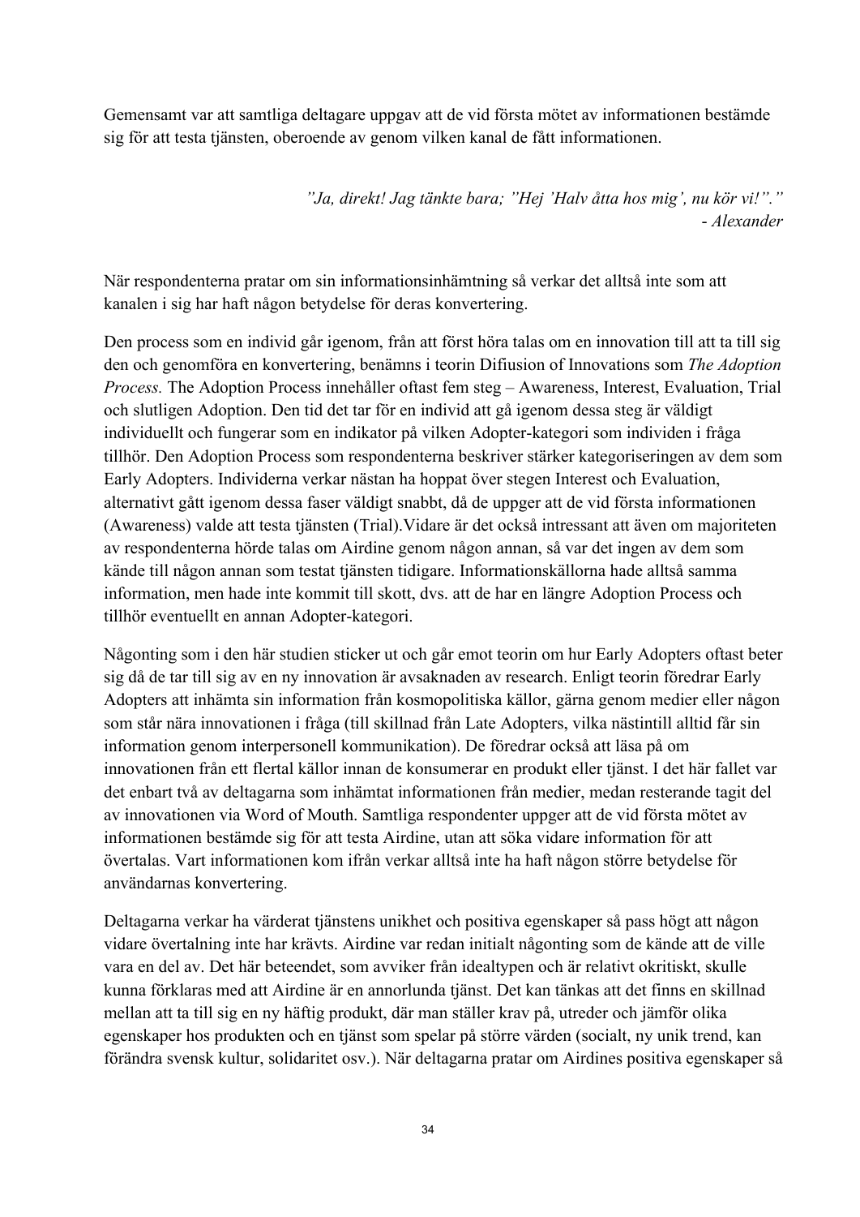Gemensamt var att samtliga deltagare uppgav att de vid första mötet av informationen bestämde sig för att testa tjänsten, oberoende av genom vilken kanal de fått informationen.

> *”Ja, direkt! Jag tänkte bara; ”Hej ’Halv åtta hos mig’, nu kör vi!”.”*
> *- Alexander*

När respondenterna pratar om sin informationsinhämtning så verkar det alltså inte som att kanalen i sig har haft någon betydelse för deras konvertering.

Den process som en individ går igenom, från att först höra talas om en innovation till att ta till sig den och genomföra en konvertering, benämns i teorin Difiusion of Innovations som *The Adoption Process.* The Adoption Process innehåller oftast fem steg – Awareness, Interest, Evaluation, Trial och slutligen Adoption. Den tid det tar för en individ att gå igenom dessa steg är väldigt individuellt och fungerar som en indikator på vilken Adopter-kategori som individen i fråga tillhör. Den Adoption Process som respondenterna beskriver stärker kategoriseringen av dem som Early Adopters. Individerna verkar nästan ha hoppat över stegen Interest och Evaluation, alternativt gått igenom dessa faser väldigt snabbt, då de uppger att de vid första informationen (Awareness) valde att testa tjänsten (Trial).Vidare är det också intressant att även om majoriteten av respondenterna hörde talas om Airdine genom någon annan, så var det ingen av dem som kände till någon annan som testat tjänsten tidigare. Informationskällorna hade alltså samma information, men hade inte kommit till skott, dvs. att de har en längre Adoption Process och tillhör eventuellt en annan Adopter-kategori.

Någonting som i den här studien sticker ut och går emot teorin om hur Early Adopters oftast beter sig då de tar till sig av en ny innovation är avsaknaden av research. Enligt teorin föredrar Early Adopters att inhämta sin information från kosmopolitiska källor, gärna genom medier eller någon som står nära innovationen i fråga (till skillnad från Late Adopters, vilka nästintill alltid får sin information genom interpersonell kommunikation). De föredrar också att läsa på om innovationen från ett flertal källor innan de konsumerar en produkt eller tjänst. I det här fallet var det enbart två av deltagarna som inhämtat informationen från medier, medan resterande tagit del av innovationen via Word of Mouth. Samtliga respondenter uppger att de vid första mötet av informationen bestämde sig för att testa Airdine, utan att söka vidare information för att övertalas. Vart informationen kom ifrån verkar alltså inte ha haft någon större betydelse för användarnas konvertering.

Deltagarna verkar ha värderat tjänstens unikhet och positiva egenskaper så pass högt att någon vidare övertalning inte har krävts. Airdine var redan initialt någonting som de kände att de ville vara en del av. Det här beteendet, som avviker från idealtypen och är relativt okritiskt, skulle kunna förklaras med att Airdine är en annorlunda tjänst. Det kan tänkas att det finns en skillnad mellan att ta till sig en ny häftig produkt, där man ställer krav på, utreder och jämför olika egenskaper hos produkten och en tjänst som spelar på större värden (socialt, ny unik trend, kan förändra svensk kultur, solidaritet osv.). När deltagarna pratar om Airdines positiva egenskaper så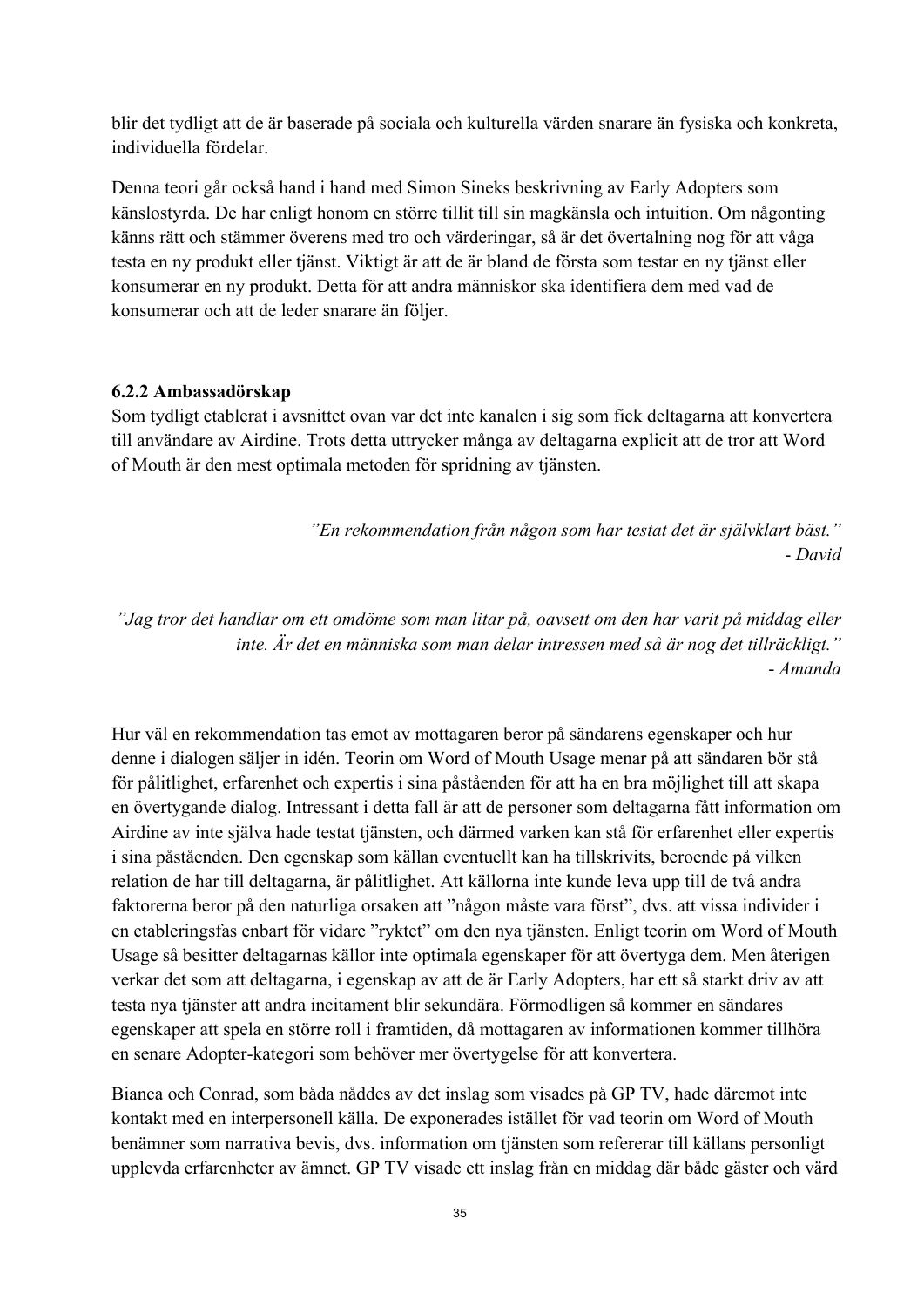blir det tydligt att de är baserade på sociala och kulturella värden snarare än fysiska och konkreta, individuella fördelar.

Denna teori går också hand i hand med Simon Sineks beskrivning av Early Adopters som känslostyrda. De har enligt honom en större tillit till sin magkänsla och intuition. Om någonting känns rätt och stämmer överens med tro och värderingar, så är det övertalning nog för att våga testa en ny produkt eller tjänst. Viktigt är att de är bland de första som testar en ny tjänst eller konsumerar en ny produkt. Detta för att andra människor ska identifiera dem med vad de konsumerar och att de leder snarare än följer.

### 6.2.2 Ambassadörskap

Som tydligt etablerat i avsnittet ovan var det inte kanalen i sig som fick deltagarna att konvertera till användare av Airdine. Trots detta uttrycker många av deltagarna explicit att de tror att Word of Mouth är den mest optimala metoden för spridning av tjänsten.

*”En rekommendation från någon som har testat det är självklart bäst.”*
*- David*

*”Jag tror det handlar om ett omdöme som man litar på, oavsett om den har varit på middag eller inte. Är det en människa som man delar intressen med så är nog det tillräckligt.”*
*- Amanda*

Hur väl en rekommendation tas emot av mottagaren beror på sändarens egenskaper och hur denne i dialogen säljer in idén. Teorin om Word of Mouth Usage menar på att sändaren bör stå för pålitlighet, erfarenhet och expertis i sina påståenden för att ha en bra möjlighet till att skapa en övertygande dialog. Intressant i detta fall är att de personer som deltagarna fått information om Airdine av inte själva hade testat tjänsten, och därmed varken kan stå för erfarenhet eller expertis i sina påståenden. Den egenskap som källan eventuellt kan ha tillskrivits, beroende på vilken relation de har till deltagarna, är pålitlighet. Att källorna inte kunde leva upp till de två andra faktorerna beror på den naturliga orsaken att ”någon måste vara först”, dvs. att vissa individer i en etableringsfas enbart för vidare ”ryktet” om den nya tjänsten. Enligt teorin om Word of Mouth Usage så besitter deltagarnas källor inte optimala egenskaper för att övertyga dem. Men återigen verkar det som att deltagarna, i egenskap av att de är Early Adopters, har ett så starkt driv av att testa nya tjänster att andra incitament blir sekundära. Förmodligen så kommer en sändares egenskaper att spela en större roll i framtiden, då mottagaren av informationen kommer tillhöra en senare Adopter-kategori som behöver mer övertygelse för att konvertera.

Bianca och Conrad, som båda nåddes av det inslag som visades på GP TV, hade däremot inte kontakt med en interpersonell källa. De exponerades istället för vad teorin om Word of Mouth benämner som narrativa bevis, dvs. information om tjänsten som refererar till källans personligt upplevda erfarenheter av ämnet. GP TV visade ett inslag från en middag där både gäster och värd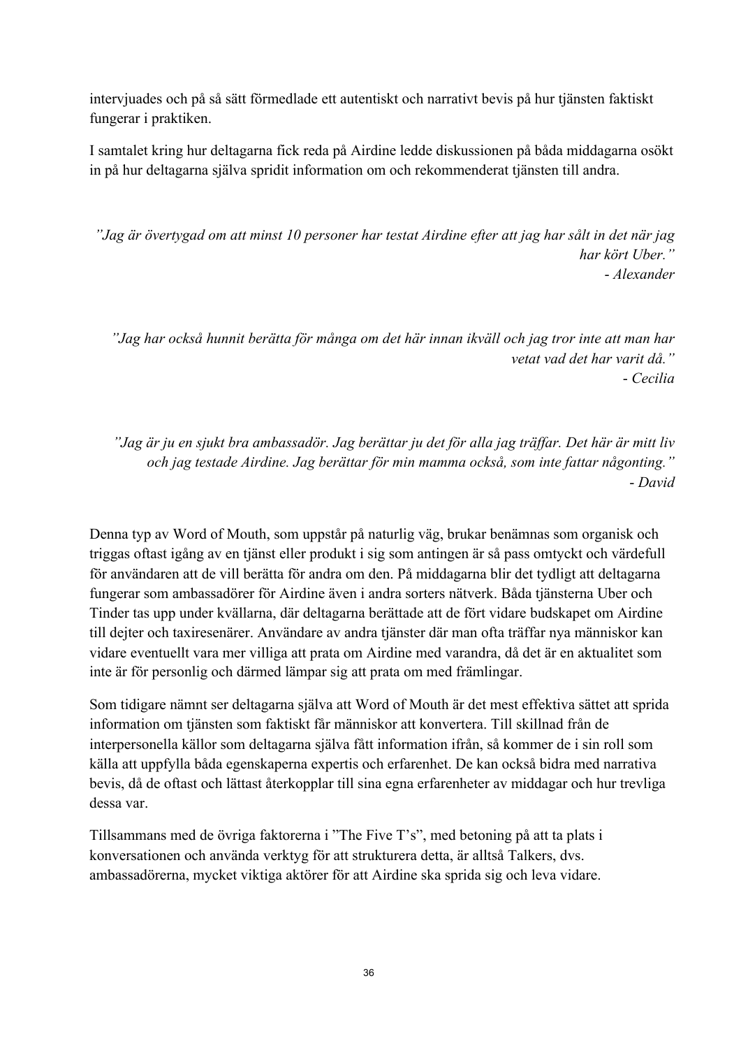intervjuades och på så sätt förmedlade ett autentiskt och narrativt bevis på hur tjänsten faktiskt fungerar i praktiken.

I samtalet kring hur deltagarna fick reda på Airdine ledde diskussionen på båda middagarna osökt in på hur deltagarna själva spridit information om och rekommenderat tjänsten till andra.

> *”Jag är övertygad om att minst 10 personer har testat Airdine efter att jag har sålt in det när jag har kört Uber.”*
> *- Alexander*

> *”Jag har också hunnit berätta för många om det här innan ikväll och jag tror inte att man har vetat vad det har varit då.”*
> *- Cecilia*

> *”Jag är ju en sjukt bra ambassadör. Jag berättar ju det för alla jag träffar. Det här är mitt liv och jag testade Airdine. Jag berättar för min mamma också, som inte fattar någonting.”*
> *- David*

Denna typ av Word of Mouth, som uppstår på naturlig väg, brukar benämnas som organisk och triggas oftast igång av en tjänst eller produkt i sig som antingen är så pass omtyckt och värdefull för användaren att de vill berätta för andra om den. På middagarna blir det tydligt att deltagarna fungerar som ambassadörer för Airdine även i andra sorters nätverk. Båda tjänsterna Uber och Tinder tas upp under kvällarna, där deltagarna berättade att de fört vidare budskapet om Airdine till dejter och taxiresenärer. Användare av andra tjänster där man ofta träffar nya människor kan vidare eventuellt vara mer villiga att prata om Airdine med varandra, då det är en aktualitet som inte är för personlig och därmed lämpar sig att prata om med främlingar.

Som tidigare nämnt ser deltagarna själva att Word of Mouth är det mest effektiva sättet att sprida information om tjänsten som faktiskt får människor att konvertera. Till skillnad från de interpersonella källor som deltagarna själva fått information ifrån, så kommer de i sin roll som källa att uppfylla båda egenskaperna expertis och erfarenhet. De kan också bidra med narrativa bevis, då de oftast och lättast återkopplar till sina egna erfarenheter av middagar och hur trevliga dessa var.

Tillsammans med de övriga faktorerna i ”The Five T’s”, med betoning på att ta plats i konversationen och använda verktyg för att strukturera detta, är alltså Talkers, dvs. ambassadörerna, mycket viktiga aktörer för att Airdine ska sprida sig och leva vidare.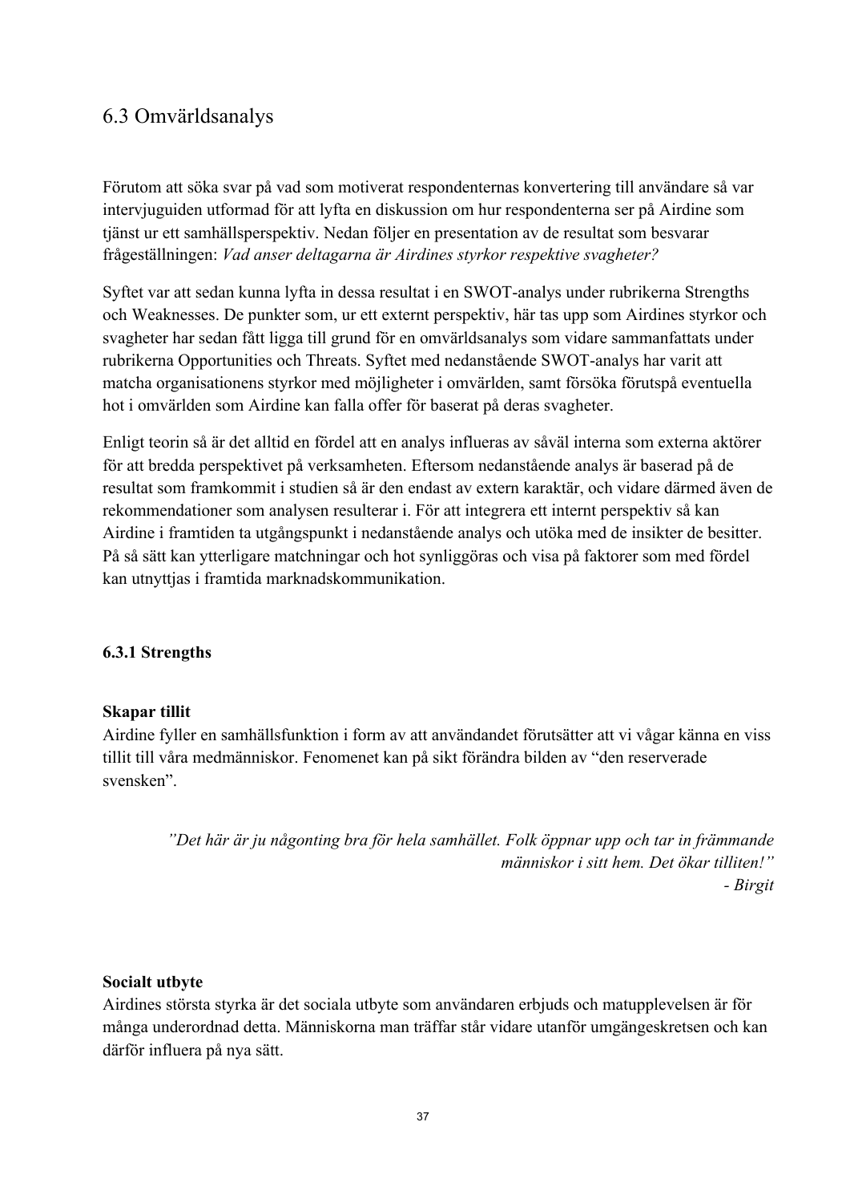## 6.3 Omvärldsanalys

Förutom att söka svar på vad som motiverat respondenternas konvertering till användare så var intervjuguiden utformad för att lyfta en diskussion om hur respondenterna ser på Airdine som tjänst ur ett samhällsperspektiv. Nedan följer en presentation av de resultat som besvarar frågeställningen: *Vad anser deltagarna är Airdines styrkor respektive svagheter?*

Syftet var att sedan kunna lyfta in dessa resultat i en SWOT-analys under rubrikerna Strengths och Weaknesses. De punkter som, ur ett externt perspektiv, här tas upp som Airdines styrkor och svagheter har sedan fått ligga till grund för en omvärldsanalys som vidare sammanfattats under rubrikerna Opportunities och Threats. Syftet med nedanstående SWOT-analys har varit att matcha organisationens styrkor med möjligheter i omvärlden, samt försöka förutspå eventuella hot i omvärlden som Airdine kan falla offer för baserat på deras svagheter.

Enligt teorin så är det alltid en fördel att en analys influeras av såväl interna som externa aktörer för att bredda perspektivet på verksamheten. Eftersom nedanstående analys är baserad på de resultat som framkommit i studien så är den endast av extern karaktär, och vidare därmed även de rekommendationer som analysen resulterar i. För att integrera ett internt perspektiv så kan Airdine i framtiden ta utgångspunkt i nedanstående analys och utöka med de insikter de besitter. På så sätt kan ytterligare matchningar och hot synliggöras och visa på faktorer som med fördel kan utnyttjas i framtida marknadskommunikation.

### 6.3.1 Strengths

**Skapar tillit**
Airdine fyller en samhällsfunktion i form av att användandet förutsätter att vi vågar känna en viss tillit till våra medmänniskor. Fenomenet kan på sikt förändra bilden av "den reserverade svensken".

> *"Det här är ju någonting bra för hela samhället. Folk öppnar upp och tar in främmande människor i sitt hem. Det ökar tilliten!"*
> *- Birgit*

**Socialt utbyte**
Airdines största styrka är det sociala utbyte som användaren erbjuds och matupplevelsen är för många underordnad detta. Människorna man träffar står vidare utanför umgängeskretsen och kan därför influera på nya sätt.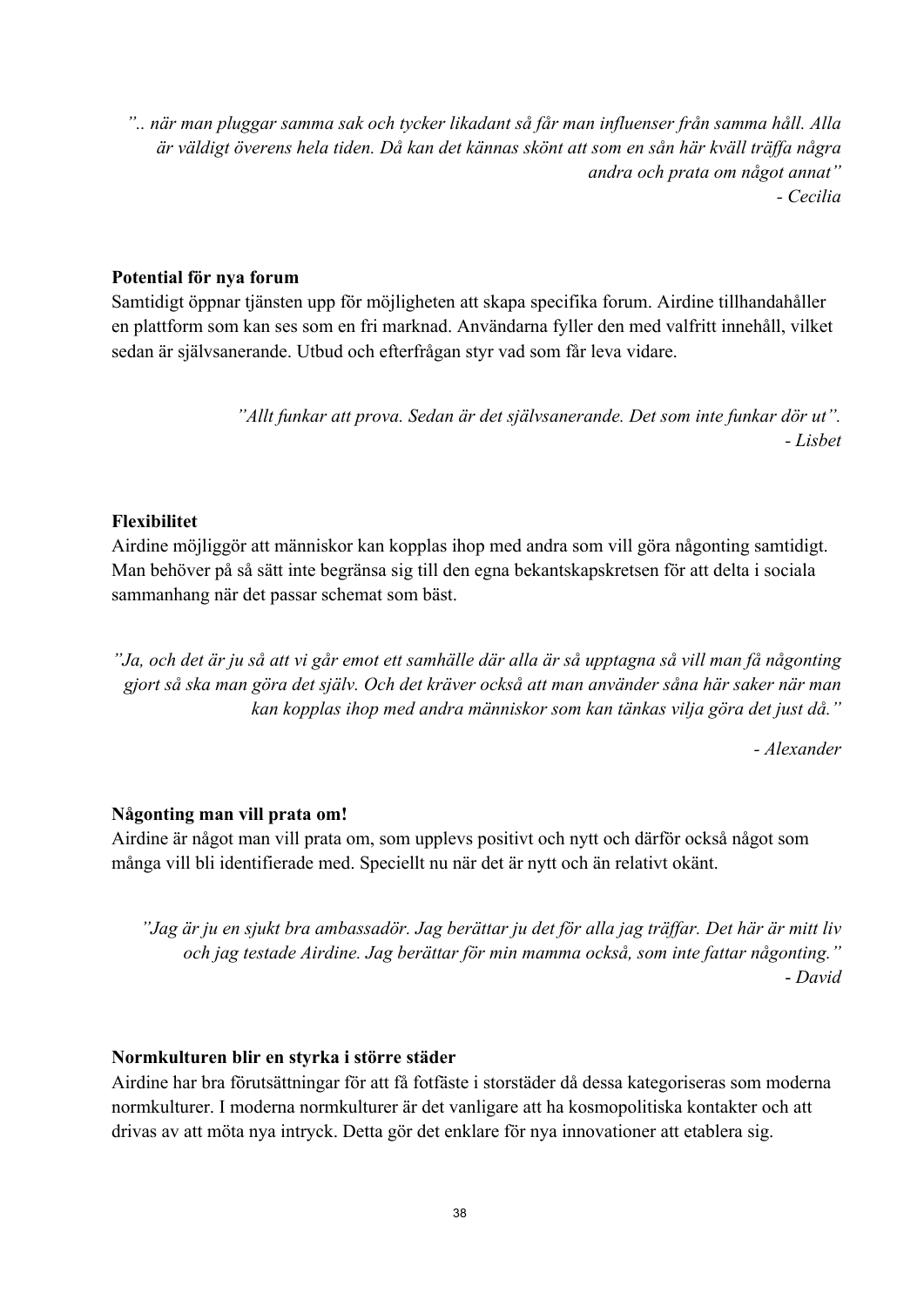*".. när man pluggar samma sak och tycker likadant så får man influenser från samma håll. Alla är väldigt överens hela tiden. Då kan det kännas skönt att som en sån här kväll träffa några andra och prata om något annat"*
*- Cecilia*

**Potential för nya forum**
Samtidigt öppnar tjänsten upp för möjligheten att skapa specifika forum. Airdine tillhandahåller en plattform som kan ses som en fri marknad. Användarna fyller den med valfritt innehåll, vilket sedan är självsanerande. Utbud och efterfrågan styr vad som får leva vidare.

*"Allt funkar att prova. Sedan är det självsanerande. Det som inte funkar dör ut".*
*- Lisbet*

**Flexibilitet**
Airdine möjliggör att människor kan kopplas ihop med andra som vill göra någonting samtidigt. Man behöver på så sätt inte begränsa sig till den egna bekantskapskretsen för att delta i sociala sammanhang när det passar schemat som bäst.

*"Ja, och det är ju så att vi går emot ett samhälle där alla är så upptagna så vill man få någonting gjort så ska man göra det själv. Och det kräver också att man använder såna här saker när man kan kopplas ihop med andra människor som kan tänkas vilja göra det just då."*

*- Alexander*

**Någonting man vill prata om!**
Airdine är något man vill prata om, som upplevs positivt och nytt och därför också något som många vill bli identifierade med. Speciellt nu när det är nytt och än relativt okänt.

*"Jag är ju en sjukt bra ambassadör. Jag berättar ju det för alla jag träffar. Det här är mitt liv och jag testade Airdine. Jag berättar för min mamma också, som inte fattar någonting."*
*- David*

**Normkulturen blir en styrka i större städer**
Airdine har bra förutsättningar för att få fotfäste i storstäder då dessa kategoriseras som moderna normkulturer. I moderna normkulturer är det vanligare att ha kosmopolitiska kontakter och att drivas av att möta nya intryck. Detta gör det enklare för nya innovationer att etablera sig.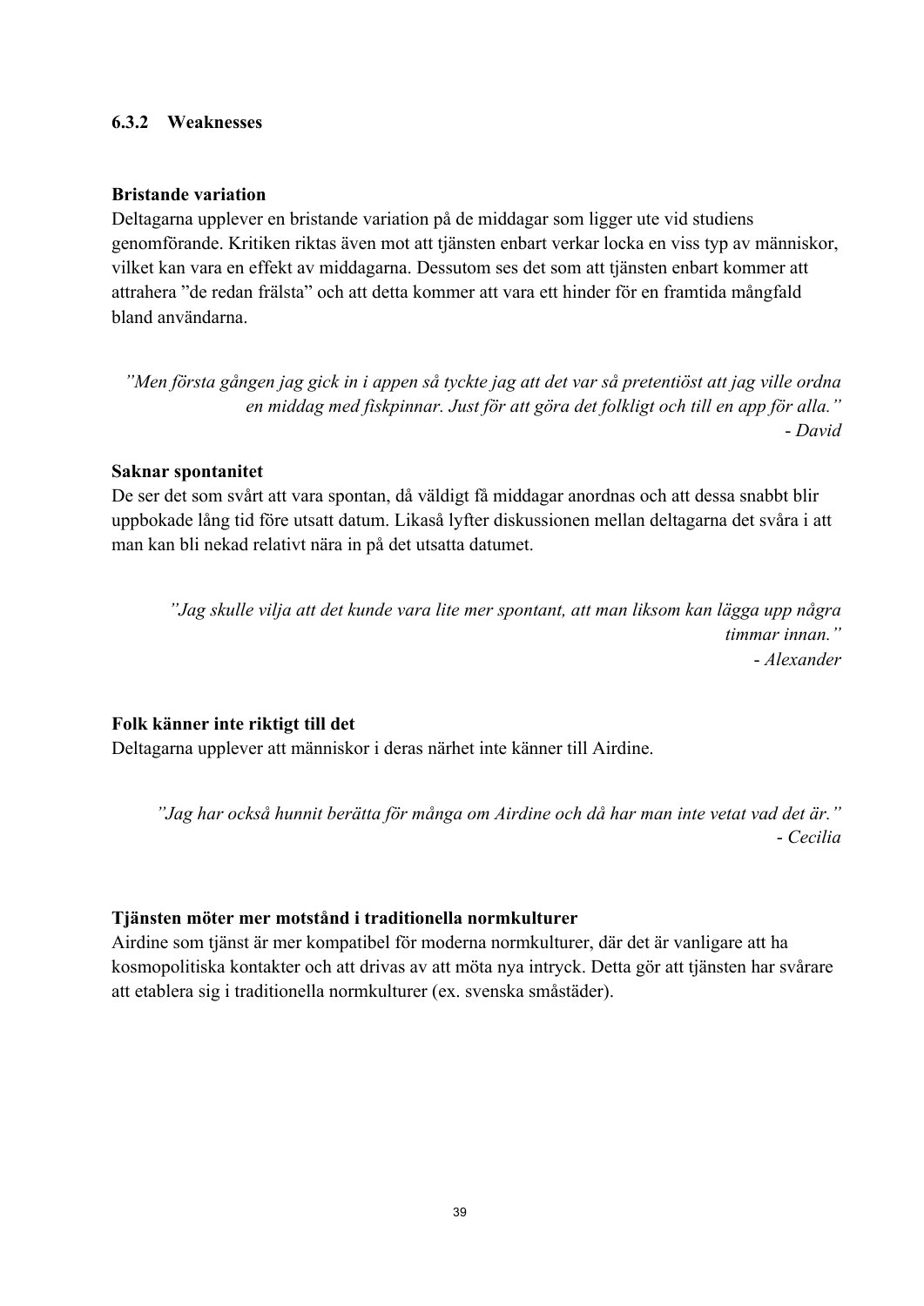### 6.3.2 Weaknesses

**Bristande variation**

Deltagarna upplever en bristande variation på de middagar som ligger ute vid studiens genomförande. Kritiken riktas även mot att tjänsten enbart verkar locka en viss typ av människor, vilket kan vara en effekt av middagarna. Dessutom ses det som att tjänsten enbart kommer att attrahera ”de redan frälsta” och att detta kommer att vara ett hinder för en framtida mångfald bland användarna.

> *”Men första gången jag gick in i appen så tyckte jag att det var så pretentiöst att jag ville ordna en middag med fiskpinnar. Just för att göra det folkligt och till en app för alla.”*
> *- David*

**Saknar spontanitet**

De ser det som svårt att vara spontan, då väldigt få middagar anordnas och att dessa snabbt blir uppbokade lång tid före utsatt datum. Likaså lyfter diskussionen mellan deltagarna det svåra i att man kan bli nekad relativt nära in på det utsatta datumet.

> *”Jag skulle vilja att det kunde vara lite mer spontant, att man liksom kan lägga upp några timmar innan.”*
> *- Alexander*

**Folk känner inte riktigt till det**

Deltagarna upplever att människor i deras närhet inte känner till Airdine.

> *”Jag har också hunnit berätta för många om Airdine och då har man inte vetat vad det är.”*
> *- Cecilia*

**Tjänsten möter mer motstånd i traditionella normkulturer**

Airdine som tjänst är mer kompatibel för moderna normkulturer, där det är vanligare att ha kosmopolitiska kontakter och att drivas av att möta nya intryck. Detta gör att tjänsten har svårare att etablera sig i traditionella normkulturer (ex. svenska småstäder).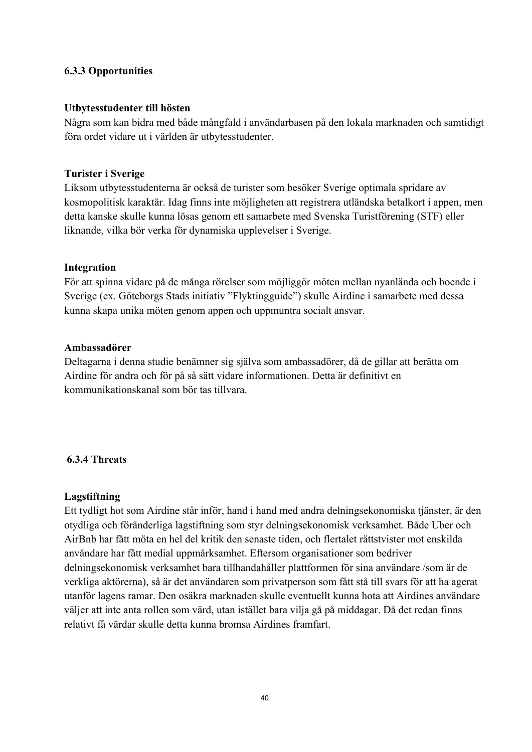### 6.3.3 Opportunities

**Utbytesstudenter till hösten**
Några som kan bidra med både mångfald i användarbasen på den lokala marknaden och samtidigt föra ordet vidare ut i världen är utbytesstudenter.

**Turister i Sverige**
Liksom utbytesstudenterna är också de turister som besöker Sverige optimala spridare av kosmopolitisk karaktär. Idag finns inte möjligheten att registrera utländska betalkort i appen, men detta kanske skulle kunna lösas genom ett samarbete med Svenska Turistförening (STF) eller liknande, vilka bör verka för dynamiska upplevelser i Sverige.

**Integration**
För att spinna vidare på de många rörelser som möjliggör möten mellan nyanlända och boende i Sverige (ex. Göteborgs Stads initiativ ”Flyktingguide”) skulle Airdine i samarbete med dessa kunna skapa unika möten genom appen och uppmuntra socialt ansvar.

**Ambassadörer**
Deltagarna i denna studie benämner sig själva som ambassadörer, då de gillar att berätta om Airdine för andra och för på så sätt vidare informationen. Detta är definitivt en kommunikationskanal som bör tas tillvara.

### 6.3.4 Threats

**Lagstiftning**
Ett tydligt hot som Airdine står inför, hand i hand med andra delningsekonomiska tjänster, är den otydliga och föränderliga lagstiftning som styr delningsekonomisk verksamhet. Både Uber och AirBnb har fått möta en hel del kritik den senaste tiden, och flertalet rättstvister mot enskilda användare har fått medial uppmärksamhet. Eftersom organisationer som bedriver delningsekonomisk verksamhet bara tillhandahåller plattformen för sina användare /som är de verkliga aktörerna), så är det användaren som privatperson som fått stå till svars för att ha agerat utanför lagens ramar. Den osäkra marknaden skulle eventuellt kunna hota att Airdines användare väljer att inte anta rollen som värd, utan istället bara vilja gå på middagar. Då det redan finns relativt få värdar skulle detta kunna bromsa Airdines framfart.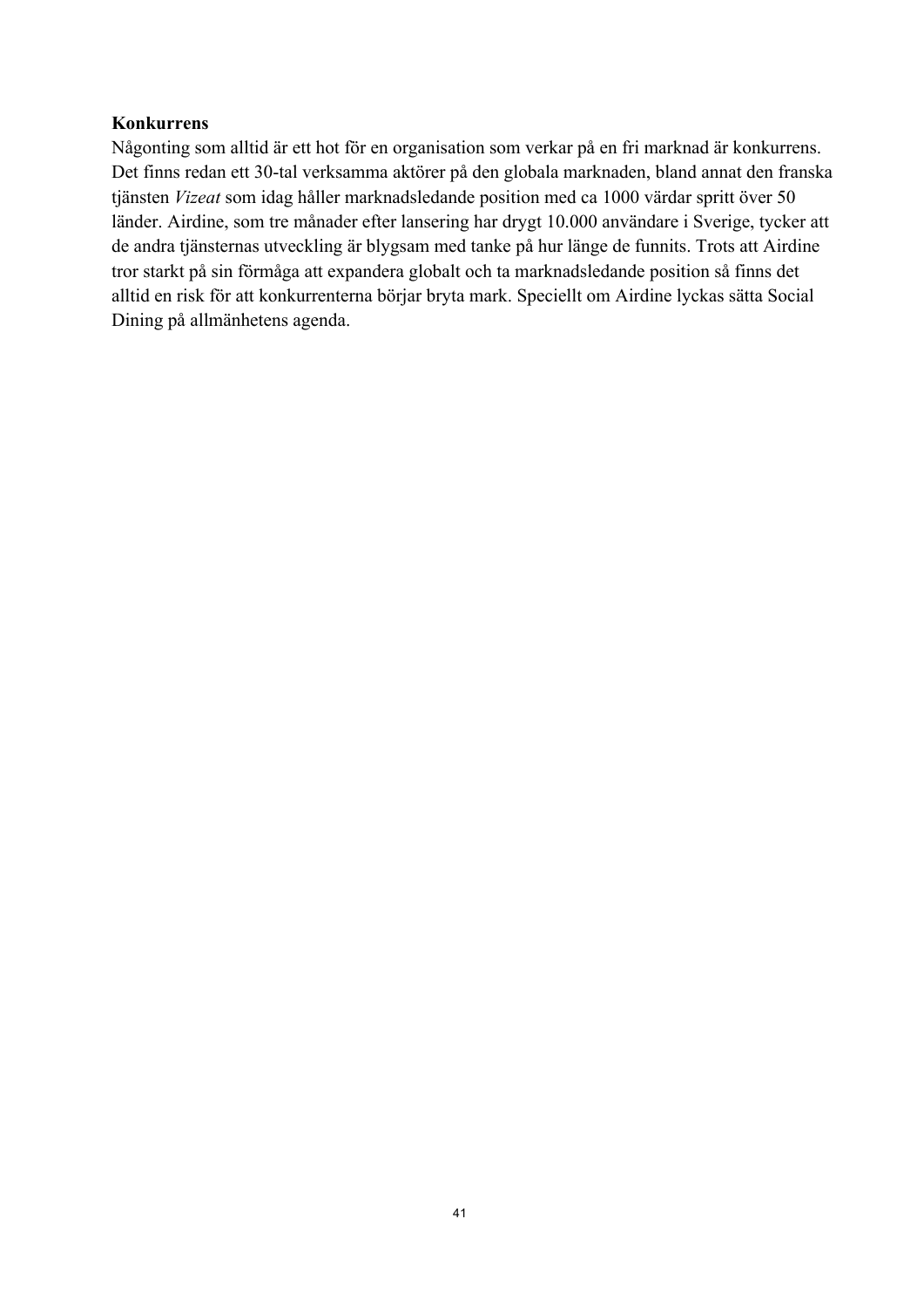**Konkurrens**

Någonting som alltid är ett hot för en organisation som verkar på en fri marknad är konkurrens. Det finns redan ett 30-tal verksamma aktörer på den globala marknaden, bland annat den franska tjänsten *Vizeat* som idag håller marknadsledande position med ca 1000 värdar spritt över 50 länder. Airdine, som tre månader efter lansering har drygt 10.000 användare i Sverige, tycker att de andra tjänsternas utveckling är blygsam med tanke på hur länge de funnits. Trots att Airdine tror starkt på sin förmåga att expandera globalt och ta marknadsledande position så finns det alltid en risk för att konkurrenterna börjar bryta mark. Speciellt om Airdine lyckas sätta Social Dining på allmänhetens agenda.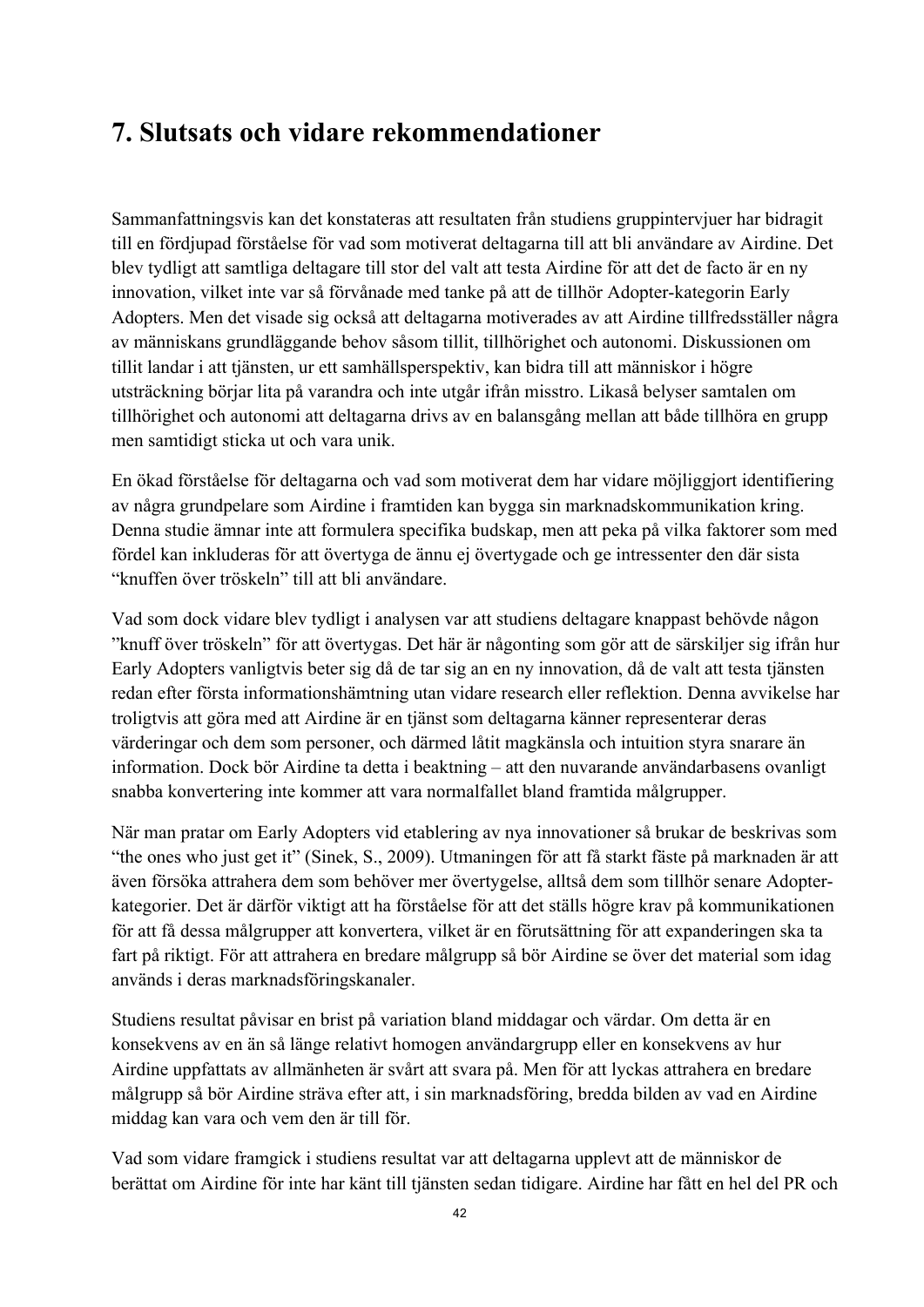# 7. Slutsats och vidare rekommendationer

Sammanfattningsvis kan det konstateras att resultaten från studiens gruppintervjuer har bidragit till en fördjupad förståelse för vad som motiverat deltagarna till att bli användare av Airdine. Det blev tydligt att samtliga deltagare till stor del valt att testa Airdine för att det de facto är en ny innovation, vilket inte var så förvånade med tanke på att de tillhör Adopter-kategorin Early Adopters. Men det visade sig också att deltagarna motiverades av att Airdine tillfredsställer några av människans grundläggande behov såsom tillit, tillhörighet och autonomi. Diskussionen om tillit landar i att tjänsten, ur ett samhällsperspektiv, kan bidra till att människor i högre utsträckning börjar lita på varandra och inte utgår ifrån misstro. Likaså belyser samtalen om tillhörighet och autonomi att deltagarna drivs av en balansgång mellan att både tillhöra en grupp men samtidigt sticka ut och vara unik.

En ökad förståelse för deltagarna och vad som motiverat dem har vidare möjliggjort identifiering av några grundpelare som Airdine i framtiden kan bygga sin marknadskommunikation kring. Denna studie ämnar inte att formulera specifika budskap, men att peka på vilka faktorer som med fördel kan inkluderas för att övertyga de ännu ej övertygade och ge intressenter den där sista "knuffen över tröskeln" till att bli användare.

Vad som dock vidare blev tydligt i analysen var att studiens deltagare knappast behövde någon "knuff över tröskeln" för att övertygas. Det här är någonting som gör att de särskiljer sig ifrån hur Early Adopters vanligtvis beter sig då de tar sig an en ny innovation, då de valt att testa tjänsten redan efter första informationshämtning utan vidare research eller reflektion. Denna avvikelse har troligtvis att göra med att Airdine är en tjänst som deltagarna känner representerar deras värderingar och dem som personer, och därmed låtit magkänsla och intuition styra snarare än information. Dock bör Airdine ta detta i beaktning – att den nuvarande användarbasens ovanligt snabba konvertering inte kommer att vara normalfallet bland framtida målgrupper.

När man pratar om Early Adopters vid etablering av nya innovationer så brukar de beskrivas som "the ones who just get it" (Sinek, S., 2009). Utmaningen för att få starkt fäste på marknaden är att även försöka attrahera dem som behöver mer övertygelse, alltså dem som tillhör senare Adopter-kategorier. Det är därför viktigt att ha förståelse för att det ställs högre krav på kommunikationen för att få dessa målgrupper att konvertera, vilket är en förutsättning för att expanderingen ska ta fart på riktigt. För att attrahera en bredare målgrupp så bör Airdine se över det material som idag används i deras marknadsföringskanaler.

Studiens resultat påvisar en brist på variation bland middagar och värdar. Om detta är en konsekvens av en än så länge relativt homogen användargrupp eller en konsekvens av hur Airdine uppfattats av allmänheten är svårt att svara på. Men för att lyckas attrahera en bredare målgrupp så bör Airdine sträva efter att, i sin marknadsföring, bredda bilden av vad en Airdine middag kan vara och vem den är till för.

Vad som vidare framgick i studiens resultat var att deltagarna upplevt att de människor de berättat om Airdine för inte har känt till tjänsten sedan tidigare. Airdine har fått en hel del PR och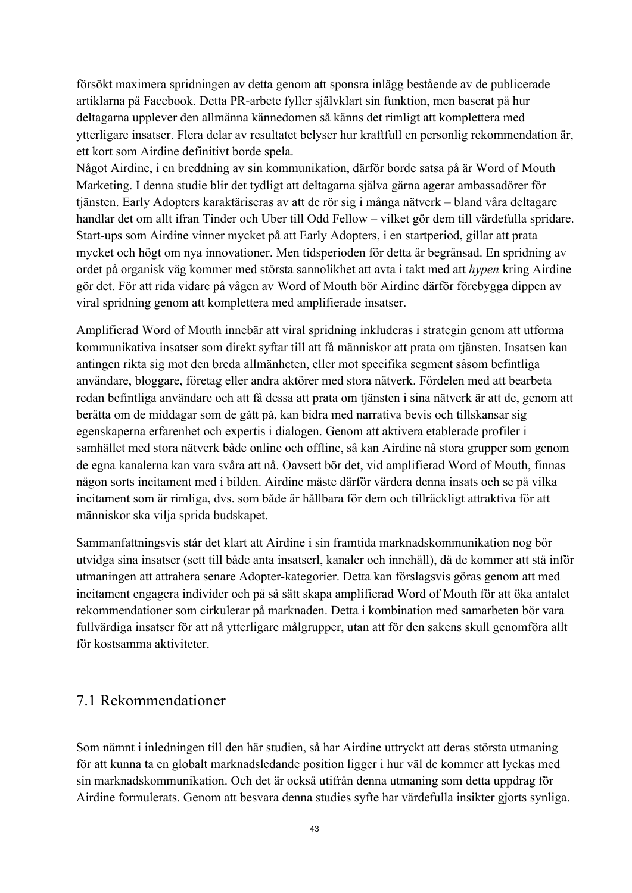försökt maximera spridningen av detta genom att sponsra inlägg bestående av de publicerade artiklarna på Facebook. Detta PR-arbete fyller självklart sin funktion, men baserat på hur deltagarna upplever den allmänna kännedomen så känns det rimligt att komplettera med ytterligare insatser. Flera delar av resultatet belyser hur kraftfull en personlig rekommendation är, ett kort som Airdine definitivt borde spela.
Något Airdine, i en breddning av sin kommunikation, därför borde satsa på är Word of Mouth Marketing. I denna studie blir det tydligt att deltagarna själva gärna agerar ambassadörer för tjänsten. Early Adopters karaktäriseras av att de rör sig i många nätverk – bland våra deltagare handlar det om allt ifrån Tinder och Uber till Odd Fellow – vilket gör dem till värdefulla spridare. Start-ups som Airdine vinner mycket på att Early Adopters, i en startperiod, gillar att prata mycket och högt om nya innovationer. Men tidsperioden för detta är begränsad. En spridning av ordet på organisk väg kommer med största sannolikhet att avta i takt med att *hypen* kring Airdine gör det. För att rida vidare på vågen av Word of Mouth bör Airdine därför förebygga dippen av viral spridning genom att komplettera med amplifierade insatser.

Amplifierad Word of Mouth innebär att viral spridning inkluderas i strategin genom att utforma kommunikativa insatser som direkt syftar till att få människor att prata om tjänsten. Insatsen kan antingen rikta sig mot den breda allmänheten, eller mot specifika segment såsom befintliga användare, bloggare, företag eller andra aktörer med stora nätverk. Fördelen med att bearbeta redan befintliga användare och att få dessa att prata om tjänsten i sina nätverk är att de, genom att berätta om de middagar som de gått på, kan bidra med narrativa bevis och tillskansar sig egenskaperna erfarenhet och expertis i dialogen. Genom att aktivera etablerade profiler i samhället med stora nätverk både online och offline, så kan Airdine nå stora grupper som genom de egna kanalerna kan vara svåra att nå. Oavsett bör det, vid amplifierad Word of Mouth, finnas någon sorts incitament med i bilden. Airdine måste därför värdera denna insats och se på vilka incitament som är rimliga, dvs. som både är hållbara för dem och tillräckligt attraktiva för att människor ska vilja sprida budskapet.

Sammanfattningsvis står det klart att Airdine i sin framtida marknadskommunikation nog bör utvidga sina insatser (sett till både anta insatserl, kanaler och innehåll), då de kommer att stå inför utmaningen att attrahera senare Adopter-kategorier. Detta kan förslagsvis göras genom att med incitament engagera individer och på så sätt skapa amplifierad Word of Mouth för att öka antalet rekommendationer som cirkulerar på marknaden. Detta i kombination med samarbeten bör vara fullvärdiga insatser för att nå ytterligare målgrupper, utan att för den sakens skull genomföra allt för kostsamma aktiviteter.

## 7.1 Rekommendationer

Som nämnt i inledningen till den här studien, så har Airdine uttryckt att deras största utmaning för att kunna ta en globalt marknadsledande position ligger i hur väl de kommer att lyckas med sin marknadskommunikation. Och det är också utifrån denna utmaning som detta uppdrag för Airdine formulerats. Genom att besvara denna studies syfte har värdefulla insikter gjorts synliga.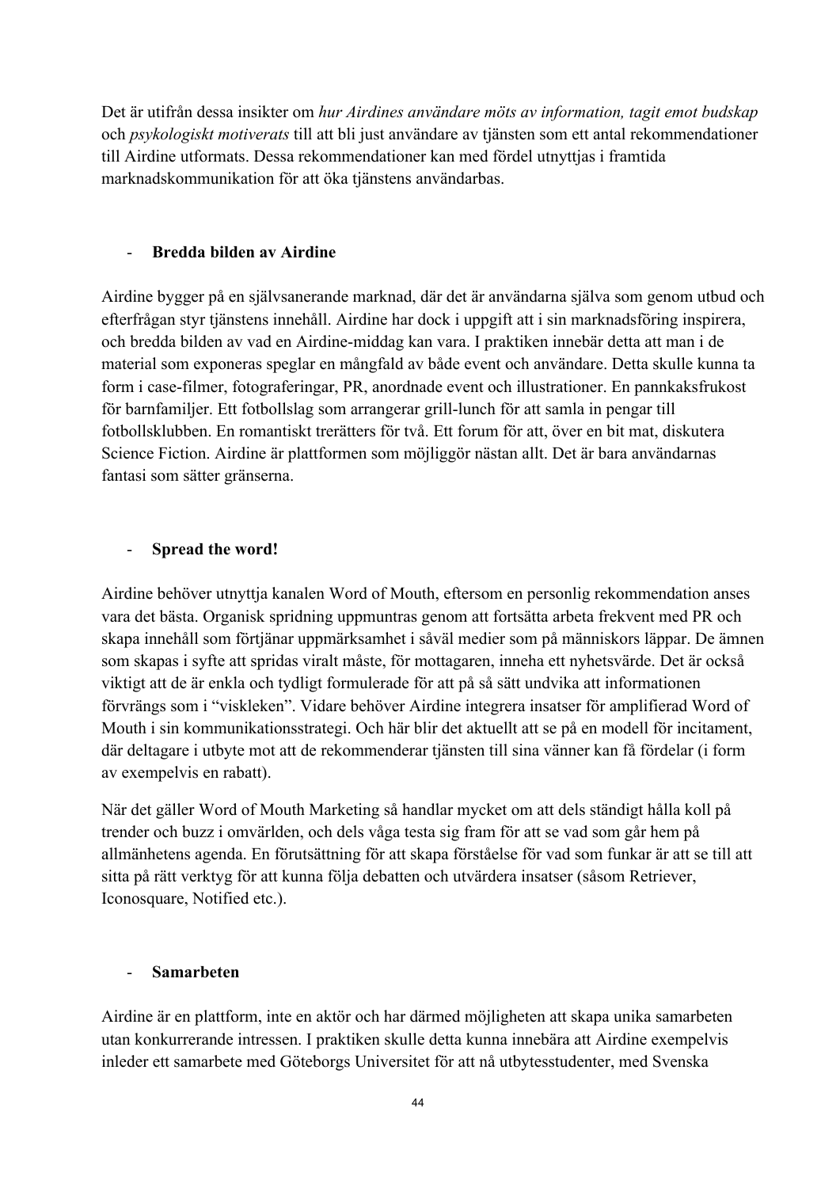Det är utifrån dessa insikter om *hur Airdines användare möts av information, tagit emot budskap* och *psykologiskt motiverats* till att bli just användare av tjänsten som ett antal rekommendationer till Airdine utformats. Dessa rekommendationer kan med fördel utnyttjas i framtida marknadskommunikation för att öka tjänstens användarbas.

- **Bredda bilden av Airdine**

Airdine bygger på en självsanerande marknad, där det är användarna själva som genom utbud och efterfrågan styr tjänstens innehåll. Airdine har dock i uppgift att i sin marknadsföring inspirera, och bredda bilden av vad en Airdine-middag kan vara. I praktiken innebär detta att man i de material som exponeras speglar en mångfald av både event och användare. Detta skulle kunna ta form i case-filmer, fotograferingar, PR, anordnade event och illustrationer. En pannkaksfrukost för barnfamiljer. Ett fotbollslag som arrangerar grill-lunch för att samla in pengar till fotbollsklubben. En romantiskt trerätters för två. Ett forum för att, över en bit mat, diskutera Science Fiction. Airdine är plattformen som möjliggör nästan allt. Det är bara användarnas fantasi som sätter gränserna.

- **Spread the word!**

Airdine behöver utnyttja kanalen Word of Mouth, eftersom en personlig rekommendation anses vara det bästa. Organisk spridning uppmuntras genom att fortsätta arbeta frekvent med PR och skapa innehåll som förtjänar uppmärksamhet i såväl medier som på människors läppar. De ämnen som skapas i syfte att spridas viralt måste, för mottagaren, inneha ett nyhetsvärde. Det är också viktigt att de är enkla och tydligt formulerade för att på så sätt undvika att informationen förvrängs som i "viskleken". Vidare behöver Airdine integrera insatser för amplifierad Word of Mouth i sin kommunikationsstrategi. Och här blir det aktuellt att se på en modell för incitament, där deltagare i utbyte mot att de rekommenderar tjänsten till sina vänner kan få fördelar (i form av exempelvis en rabatt).

När det gäller Word of Mouth Marketing så handlar mycket om att dels ständigt hålla koll på trender och buzz i omvärlden, och dels våga testa sig fram för att se vad som går hem på allmänhetens agenda. En förutsättning för att skapa förståelse för vad som funkar är att se till att sitta på rätt verktyg för att kunna följa debatten och utvärdera insatser (såsom Retriever, Iconosquare, Notified etc.).

- **Samarbeten**

Airdine är en plattform, inte en aktör och har därmed möjligheten att skapa unika samarbeten utan konkurrerande intressen. I praktiken skulle detta kunna innebära att Airdine exempelvis inleder ett samarbete med Göteborgs Universitet för att nå utbytesstudenter, med Svenska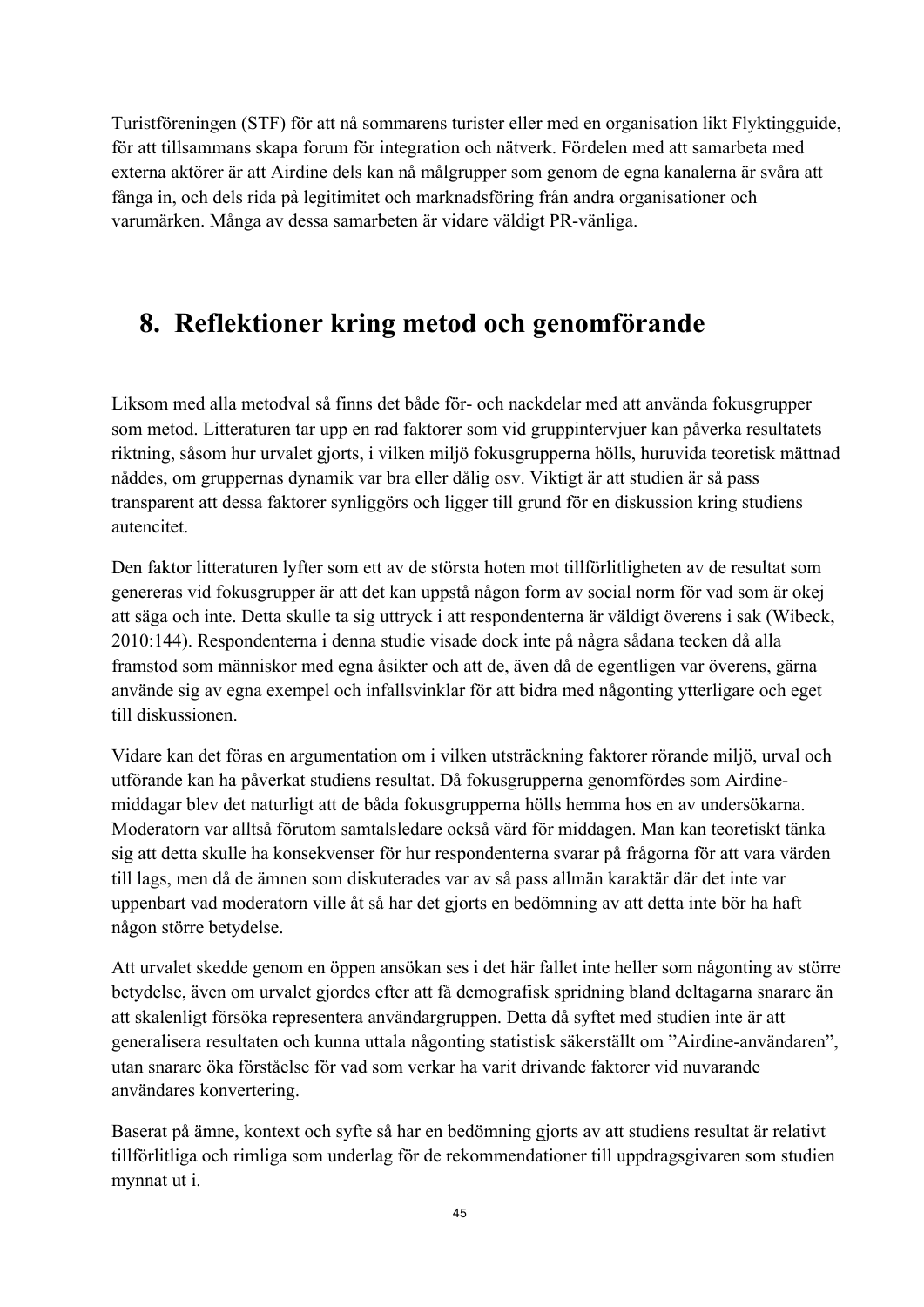Turistföreningen (STF) för att nå sommarens turister eller med en organisation likt Flyktingguide, för att tillsammans skapa forum för integration och nätverk. Fördelen med att samarbeta med externa aktörer är att Airdine dels kan nå målgrupper som genom de egna kanalerna är svåra att fånga in, och dels rida på legitimitet och marknadsföring från andra organisationer och varumärken. Många av dessa samarbeten är vidare väldigt PR-vänliga.

# 8. Reflektioner kring metod och genomförande

Liksom med alla metodval så finns det både för- och nackdelar med att använda fokusgrupper som metod. Litteraturen tar upp en rad faktorer som vid gruppintervjuer kan påverka resultatets riktning, såsom hur urvalet gjorts, i vilken miljö fokusgrupperna hölls, huruvida teoretisk mättnad nåddes, om gruppernas dynamik var bra eller dålig osv. Viktigt är att studien är så pass transparent att dessa faktorer synliggörs och ligger till grund för en diskussion kring studiens autencitet.

Den faktor litteraturen lyfter som ett av de största hoten mot tillförlitligheten av de resultat som genereras vid fokusgrupper är att det kan uppstå någon form av social norm för vad som är okej att säga och inte. Detta skulle ta sig uttryck i att respondenterna är väldigt överens i sak (Wibeck, 2010:144). Respondenterna i denna studie visade dock inte på några sådana tecken då alla framstod som människor med egna åsikter och att de, även då de egentligen var överens, gärna använde sig av egna exempel och infallsvinklar för att bidra med någonting ytterligare och eget till diskussionen.

Vidare kan det föras en argumentation om i vilken utsträckning faktorer rörande miljö, urval och utförande kan ha påverkat studiens resultat. Då fokusgrupperna genomfördes som Airdine-middagar blev det naturligt att de båda fokusgrupperna hölls hemma hos en av undersökarna. Moderatorn var alltså förutom samtalsledare också värd för middagen. Man kan teoretiskt tänka sig att detta skulle ha konsekvenser för hur respondenterna svarar på frågorna för att vara värden till lags, men då de ämnen som diskuterades var av så pass allmän karaktär där det inte var uppenbart vad moderatorn ville åt så har det gjorts en bedömning av att detta inte bör ha haft någon större betydelse.

Att urvalet skedde genom en öppen ansökan ses i det här fallet inte heller som någonting av större betydelse, även om urvalet gjordes efter att få demografisk spridning bland deltagarna snarare än att skalenligt försöka representera användargruppen. Detta då syftet med studien inte är att generalisera resultaten och kunna uttala någonting statistisk säkerställt om ”Airdine-användaren”, utan snarare öka förståelse för vad som verkar ha varit drivande faktorer vid nuvarande användares konvertering.

Baserat på ämne, kontext och syfte så har en bedömning gjorts av att studiens resultat är relativt tillförlitliga och rimliga som underlag för de rekommendationer till uppdragsgivaren som studien mynnat ut i.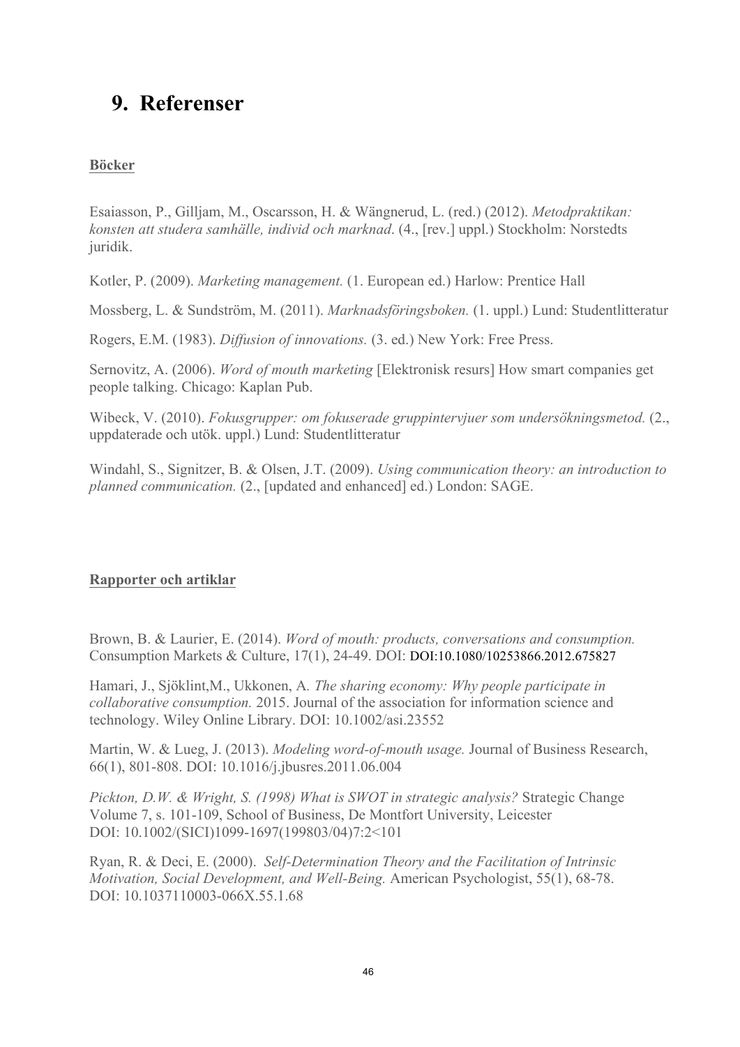# 9. Referenser

**Böcker**

Esaiasson, P., Gilljam, M., Oscarsson, H. & Wängnerud, L. (red.) (2012). *Metodpraktikan: konsten att studera samhälle, individ och marknad*. (4., [rev.] uppl.) Stockholm: Norstedts juridik.

Kotler, P. (2009). *Marketing management.* (1. European ed.) Harlow: Prentice Hall

Mossberg, L. & Sundström, M. (2011). *Marknadsföringsboken.* (1. uppl.) Lund: Studentlitteratur

Rogers, E.M. (1983). *Diffusion of innovations.* (3. ed.) New York: Free Press.

Sernovitz, A. (2006). *Word of mouth marketing* [Elektronisk resurs] How smart companies get people talking. Chicago: Kaplan Pub.

Wibeck, V. (2010). *Fokusgrupper: om fokuserade gruppintervjuer som undersökningsmetod.* (2., uppdaterade och utök. uppl.) Lund: Studentlitteratur

Windahl, S., Signitzer, B. & Olsen, J.T. (2009). *Using communication theory: an introduction to planned communication.* (2., [updated and enhanced] ed.) London: SAGE.

**Rapporter och artiklar**

Brown, B. & Laurier, E. (2014). *Word of mouth: products, conversations and consumption.* Consumption Markets & Culture, 17(1), 24-49. DOI: DOI:10.1080/10253866.2012.675827

Hamari, J., Sjöklint,M., Ukkonen, A*. The sharing economy: Why people participate in collaborative consumption.* 2015. Journal of the association for information science and technology. Wiley Online Library. DOI: 10.1002/asi.23552

Martin, W. & Lueg, J. (2013). *Modeling word-of-mouth usage.* Journal of Business Research, 66(1), 801-808. DOI: 10.1016/j.jbusres.2011.06.004

*Pickton, D.W. & Wright, S. (1998) What is SWOT in strategic analysis?* Strategic Change Volume 7, s. 101-109, School of Business, De Montfort University, Leicester DOI: 10.1002/(SICI)1099-1697(199803/04)7:2<101

Ryan, R. & Deci, E. (2000). *Self-Determination Theory and the Facilitation of Intrinsic Motivation, Social Development, and Well-Being.* American Psychologist, 55(1), 68-78. DOI: 10.1037110003-066X.55.1.68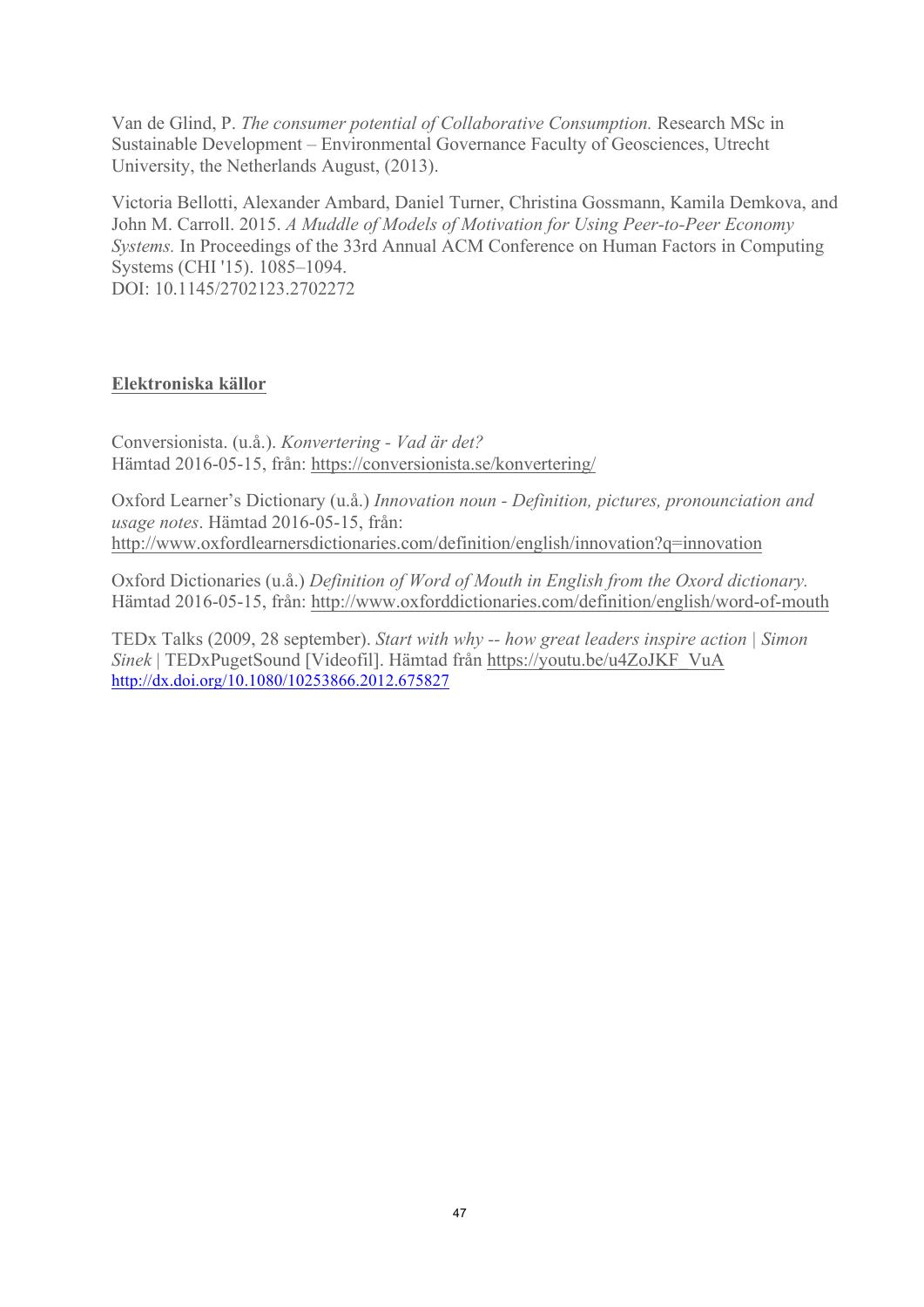Van de Glind, P. *The consumer potential of Collaborative Consumption.* Research MSc in Sustainable Development – Environmental Governance Faculty of Geosciences, Utrecht University, the Netherlands August, (2013).

Victoria Bellotti, Alexander Ambard, Daniel Turner, Christina Gossmann, Kamila Demkova, and John M. Carroll. 2015. *A Muddle of Models of Motivation for Using Peer-to-Peer Economy Systems.* In Proceedings of the 33rd Annual ACM Conference on Human Factors in Computing Systems (CHI '15). 1085–1094.
DOI: 10.1145/2702123.2702272

**Elektroniska källor**

Conversionista. (u.å.). *Konvertering - Vad är det?*
Hämtad 2016-05-15, från: https://conversionista.se/konvertering/

Oxford Learner's Dictionary (u.å.) *Innovation noun - Definition, pictures, pronounciation and usage notes*. Hämtad 2016-05-15, från:
http://www.oxfordlearnersdictionaries.com/definition/english/innovation?q=innovation

Oxford Dictionaries (u.å.) *Definition of Word of Mouth in English from the Oxord dictionary.* Hämtad 2016-05-15, från: http://www.oxforddictionaries.com/definition/english/word-of-mouth

TEDx Talks (2009, 28 september). *Start with why -- how great leaders inspire action | Simon Sinek* | TEDxPugetSound [Videofil]. Hämtad från https://youtu.be/u4ZoJKF_VuA
http://dx.doi.org/10.1080/10253866.2012.675827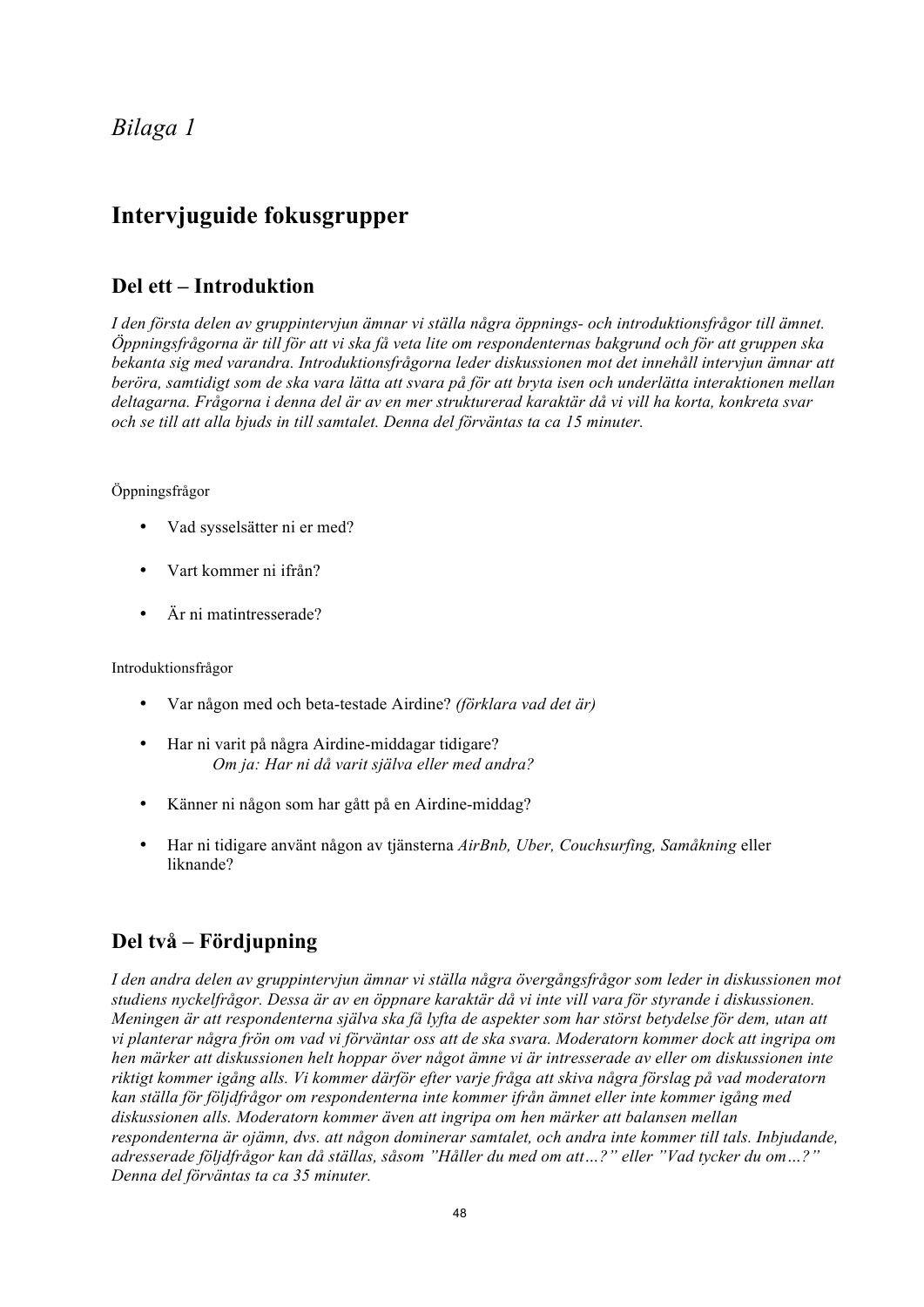# *Bilaga 1*

## Intervjuguide fokusgrupper

### Del ett – Introduktion

*I den första delen av gruppintervjun ämnar vi ställa några öppnings- och introduktionsfrågor till ämnet. Öppningsfrågorna är till för att vi ska få veta lite om respondenternas bakgrund och för att gruppen ska bekanta sig med varandra. Introduktionsfrågorna leder diskussionen mot det innehåll intervjun ämnar att beröra, samtidigt som de ska vara lätta att svara på för att bryta isen och underlätta interaktionen mellan deltagarna. Frågorna i denna del är av en mer strukturerad karaktär då vi vill ha korta, konkreta svar och se till att alla bjuds in till samtalet. Denna del förväntas ta ca 15 minuter.*

Öppningsfrågor

- Vad sysselsätter ni er med?
- Vart kommer ni ifrån?
- Är ni matintresserade?

Introduktionsfrågor

- Var någon med och beta-testade Airdine? *(förklara vad det är)*
- Har ni varit på några Airdine-middagar tidigare?
  *Om ja: Har ni då varit själva eller med andra?*
- Känner ni någon som har gått på en Airdine-middag?
- Har ni tidigare använt någon av tjänsterna *AirBnb, Uber, Couchsurfing, Samåkning* eller liknande?

### Del två – Fördjupning

*I den andra delen av gruppintervjun ämnar vi ställa några övergångsfrågor som leder in diskussionen mot studiens nyckelfrågor. Dessa är av en öppnare karaktär då vi inte vill vara för styrande i diskussionen. Meningen är att respondenterna själva ska få lyfta de aspekter som har störst betydelse för dem, utan att vi planterar några frön om vad vi förväntar oss att de ska svara. Moderatorn kommer dock att ingripa om hen märker att diskussionen helt hoppar över något ämne vi är intresserade av eller om diskussionen inte riktigt kommer igång alls. Vi kommer därför efter varje fråga att skiva några förslag på vad moderatorn kan ställa för följdfrågor om respondenterna inte kommer ifrån ämnet eller inte kommer igång med diskussionen alls. Moderatorn kommer även att ingripa om hen märker att balansen mellan respondenterna är ojämn, dvs. att någon dominerar samtalet, och andra inte kommer till tals. Inbjudande, adresserade följdfrågor kan då ställas, såsom "Håller du med om att…?" eller "Vad tycker du om…?" Denna del förväntas ta ca 35 minuter.*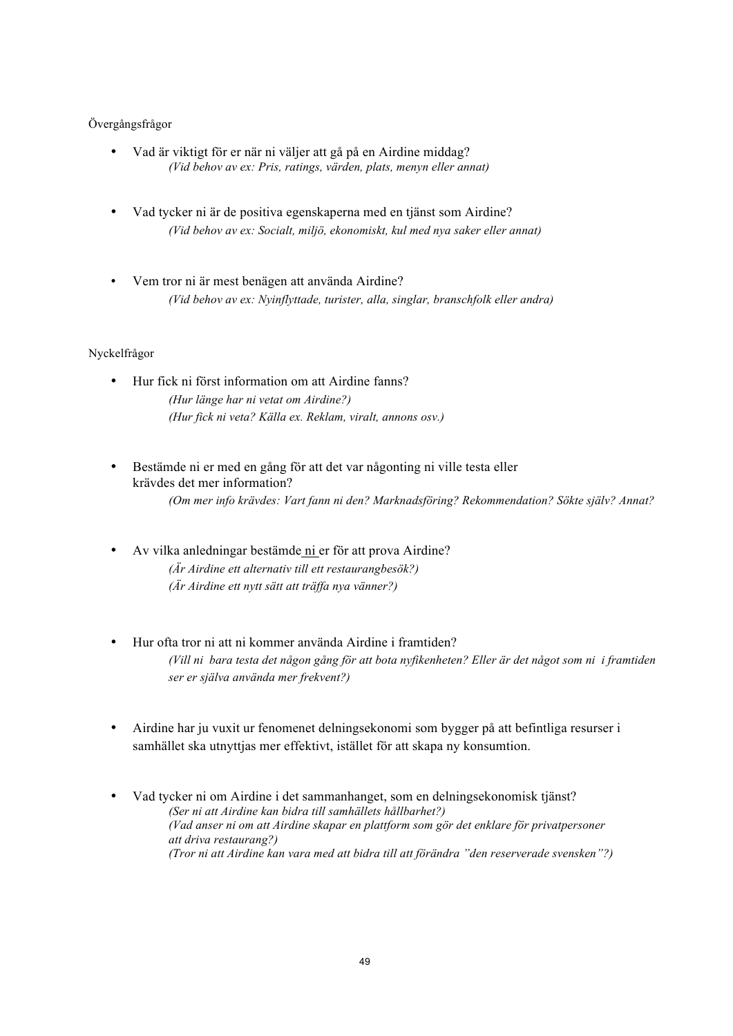Övergångsfrågor

- Vad är viktigt för er när ni väljer att gå på en Airdine middag?
  *(Vid behov av ex: Pris, ratings, värden, plats, menyn eller annat)*

- Vad tycker ni är de positiva egenskaperna med en tjänst som Airdine?
  *(Vid behov av ex: Socialt, miljö, ekonomiskt, kul med nya saker eller annat)*

- Vem tror ni är mest benägen att använda Airdine?
  *(Vid behov av ex: Nyinflyttade, turister, alla, singlar, branschfolk eller andra)*

Nyckelfrågor

- Hur fick ni först information om att Airdine fanns?
  *(Hur länge har ni vetat om Airdine?)*
  *(Hur fick ni veta? Källa ex. Reklam, viralt, annons osv.)*

- Bestämde ni er med en gång för att det var någonting ni ville testa eller krävdes det mer information?
  *(Om mer info krävdes: Vart fann ni den? Marknadsföring? Rekommendation? Sökte själv? Annat?*

- Av vilka anledningar bestämde ni er för att prova Airdine?
  *(Är Airdine ett alternativ till ett restaurangbesök?)*
  *(Är Airdine ett nytt sätt att träffa nya vänner?)*

- Hur ofta tror ni att ni kommer använda Airdine i framtiden?
  *(Vill ni bara testa det någon gång för att bota nyfikenheten? Eller är det något som ni i framtiden ser er själva använda mer frekvent?)*

- Airdine har ju vuxit ur fenomenet delningsekonomi som bygger på att befintliga resurser i samhället ska utnyttjas mer effektivt, istället för att skapa ny konsumtion.

- Vad tycker ni om Airdine i det sammanhanget, som en delningsekonomisk tjänst?
  *(Ser ni att Airdine kan bidra till samhällets hållbarhet?)*
  *(Vad anser ni om att Airdine skapar en plattform som gör det enklare för privatpersoner att driva restaurang?)*
  *(Tror ni att Airdine kan vara med att bidra till att förändra "den reserverade svensken"?)*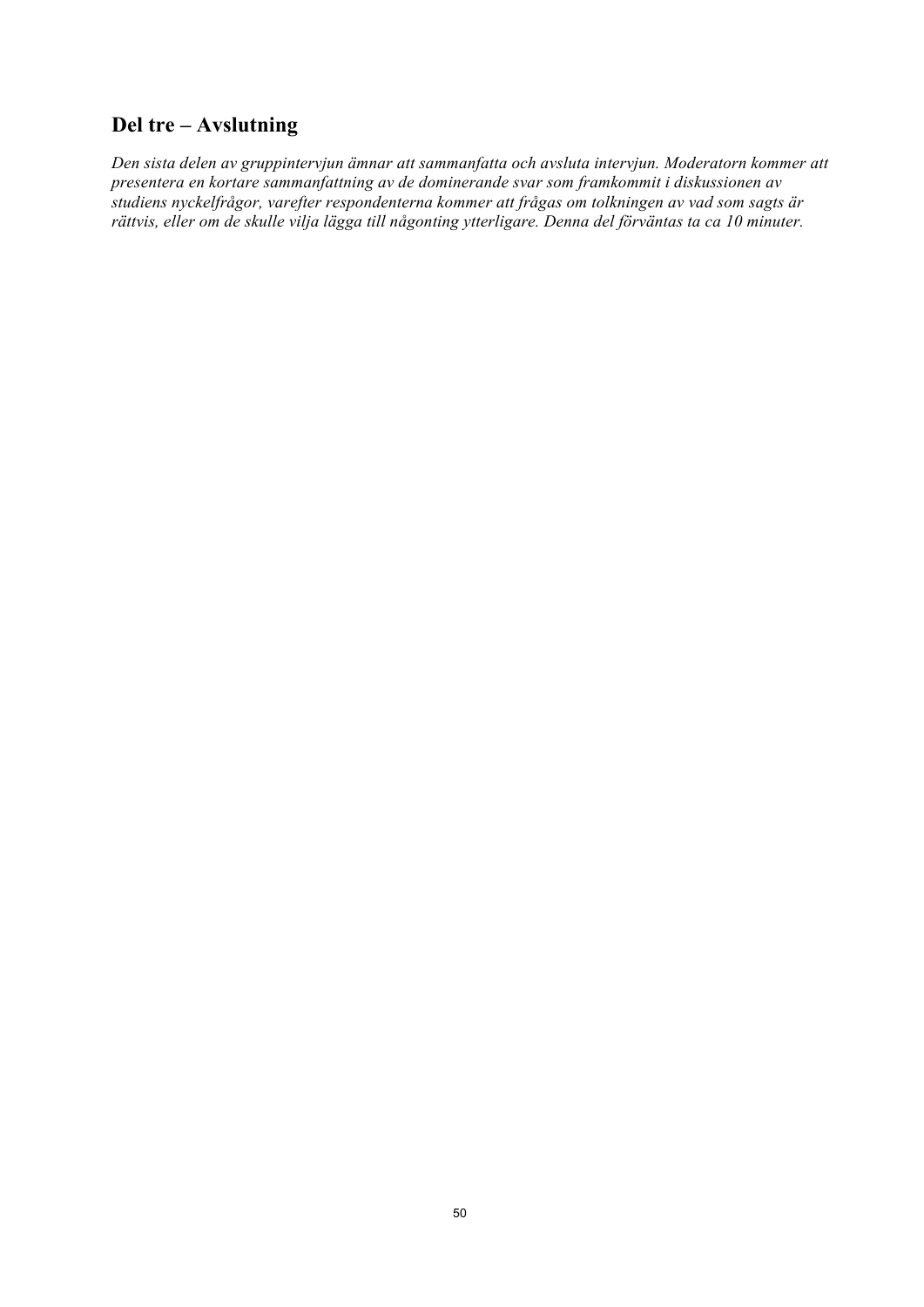## Del tre – Avslutning

*Den sista delen av gruppintervjun ämnar att sammanfatta och avsluta intervjun. Moderatorn kommer att presentera en kortare sammanfattning av de dominerande svar som framkommit i diskussionen av studiens nyckelfrågor, varefter respondenterna kommer att frågas om tolkningen av vad som sagts är rättvis, eller om de skulle vilja lägga till någonting ytterligare. Denna del förväntas ta ca 10 minuter.*